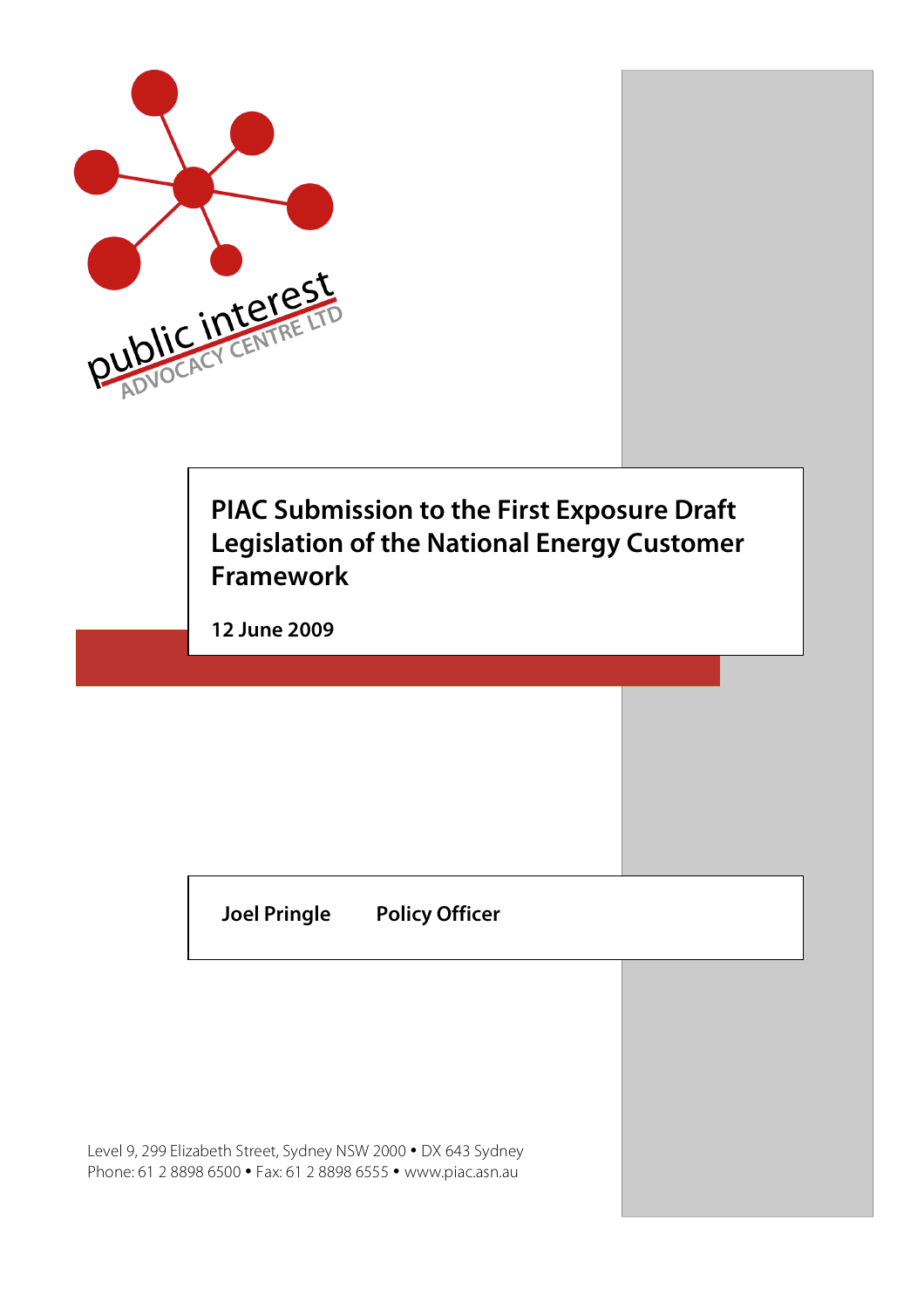public interest ADVOCACY CENTRE LTD

# PIAC Submission to the First Exposure Draft Legislation of the National Energy Customer Framework

**12 June 2009**

**Joel Pringle** **Policy Officer**

Level 9, 299 Elizabeth Street, Sydney NSW 2000 • DX 643 Sydney
Phone: 61 2 8898 6500 • Fax: 61 2 8898 6555 • www.piac.asn.au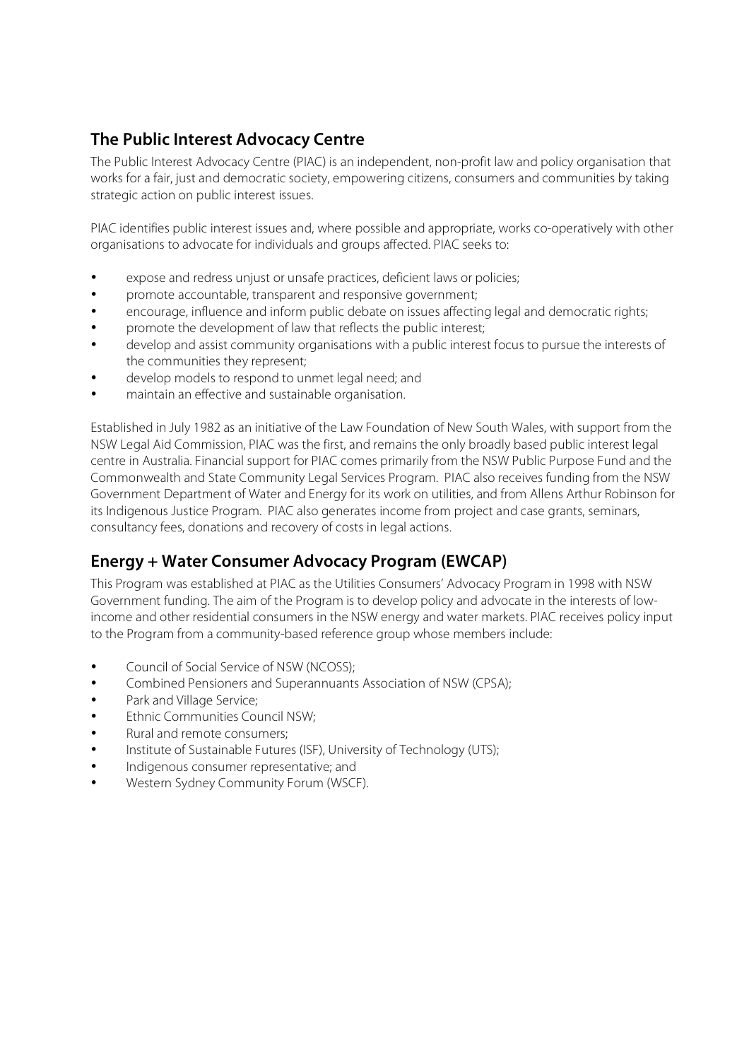## The Public Interest Advocacy Centre

The Public Interest Advocacy Centre (PIAC) is an independent, non-profit law and policy organisation that works for a fair, just and democratic society, empowering citizens, consumers and communities by taking strategic action on public interest issues.

PIAC identifies public interest issues and, where possible and appropriate, works co-operatively with other organisations to advocate for individuals and groups affected. PIAC seeks to:

- expose and redress unjust or unsafe practices, deficient laws or policies;
- promote accountable, transparent and responsive government;
- encourage, influence and inform public debate on issues affecting legal and democratic rights;
- promote the development of law that reflects the public interest;
- develop and assist community organisations with a public interest focus to pursue the interests of the communities they represent;
- develop models to respond to unmet legal need; and
- maintain an effective and sustainable organisation.

Established in July 1982 as an initiative of the Law Foundation of New South Wales, with support from the NSW Legal Aid Commission, PIAC was the first, and remains the only broadly based public interest legal centre in Australia. Financial support for PIAC comes primarily from the NSW Public Purpose Fund and the Commonwealth and State Community Legal Services Program. PIAC also receives funding from the NSW Government Department of Water and Energy for its work on utilities, and from Allens Arthur Robinson for its Indigenous Justice Program. PIAC also generates income from project and case grants, seminars, consultancy fees, donations and recovery of costs in legal actions.

## Energy + Water Consumer Advocacy Program (EWCAP)

This Program was established at PIAC as the Utilities Consumers' Advocacy Program in 1998 with NSW Government funding. The aim of the Program is to develop policy and advocate in the interests of low-income and other residential consumers in the NSW energy and water markets. PIAC receives policy input to the Program from a community-based reference group whose members include:

- Council of Social Service of NSW (NCOSS);
- Combined Pensioners and Superannuants Association of NSW (CPSA);
- Park and Village Service;
- Ethnic Communities Council NSW;
- Rural and remote consumers;
- Institute of Sustainable Futures (ISF), University of Technology (UTS);
- Indigenous consumer representative; and
- Western Sydney Community Forum (WSCF).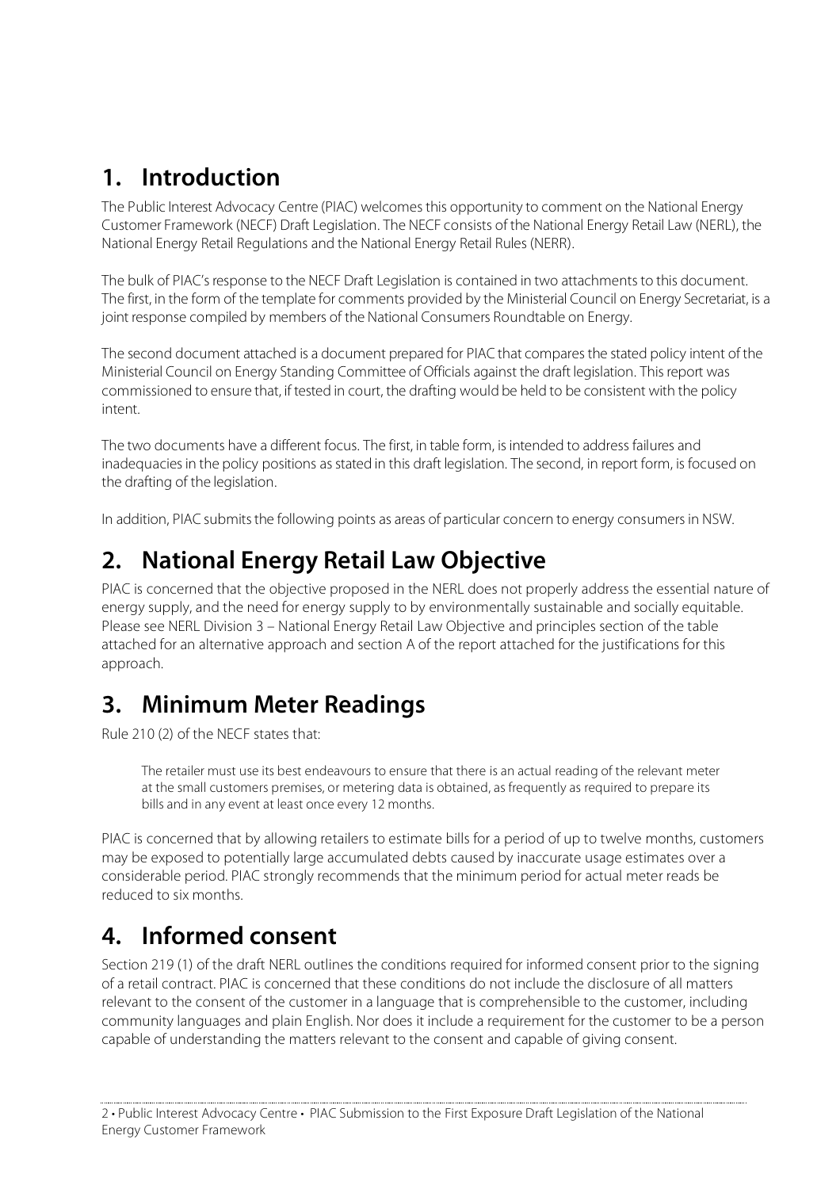# 1. Introduction

The Public Interest Advocacy Centre (PIAC) welcomes this opportunity to comment on the National Energy Customer Framework (NECF) Draft Legislation. The NECF consists of the National Energy Retail Law (NERL), the National Energy Retail Regulations and the National Energy Retail Rules (NERR).

The bulk of PIAC's response to the NECF Draft Legislation is contained in two attachments to this document. The first, in the form of the template for comments provided by the Ministerial Council on Energy Secretariat, is a joint response compiled by members of the National Consumers Roundtable on Energy.

The second document attached is a document prepared for PIAC that compares the stated policy intent of the Ministerial Council on Energy Standing Committee of Officials against the draft legislation. This report was commissioned to ensure that, if tested in court, the drafting would be held to be consistent with the policy intent.

The two documents have a different focus. The first, in table form, is intended to address failures and inadequacies in the policy positions as stated in this draft legislation. The second, in report form, is focused on the drafting of the legislation.

In addition, PIAC submits the following points as areas of particular concern to energy consumers in NSW.

# 2. National Energy Retail Law Objective

PIAC is concerned that the objective proposed in the NERL does not properly address the essential nature of energy supply, and the need for energy supply to by environmentally sustainable and socially equitable. Please see NERL Division 3 – National Energy Retail Law Objective and principles section of the table attached for an alternative approach and section A of the report attached for the justifications for this approach.

# 3. Minimum Meter Readings

Rule 210 (2) of the NECF states that:

> The retailer must use its best endeavours to ensure that there is an actual reading of the relevant meter at the small customers premises, or metering data is obtained, as frequently as required to prepare its bills and in any event at least once every 12 months.

PIAC is concerned that by allowing retailers to estimate bills for a period of up to twelve months, customers may be exposed to potentially large accumulated debts caused by inaccurate usage estimates over a considerable period. PIAC strongly recommends that the minimum period for actual meter reads be reduced to six months.

# 4. Informed consent

Section 219 (1) of the draft NERL outlines the conditions required for informed consent prior to the signing of a retail contract. PIAC is concerned that these conditions do not include the disclosure of all matters relevant to the consent of the customer in a language that is comprehensible to the customer, including community languages and plain English. Nor does it include a requirement for the customer to be a person capable of understanding the matters relevant to the consent and capable of giving consent.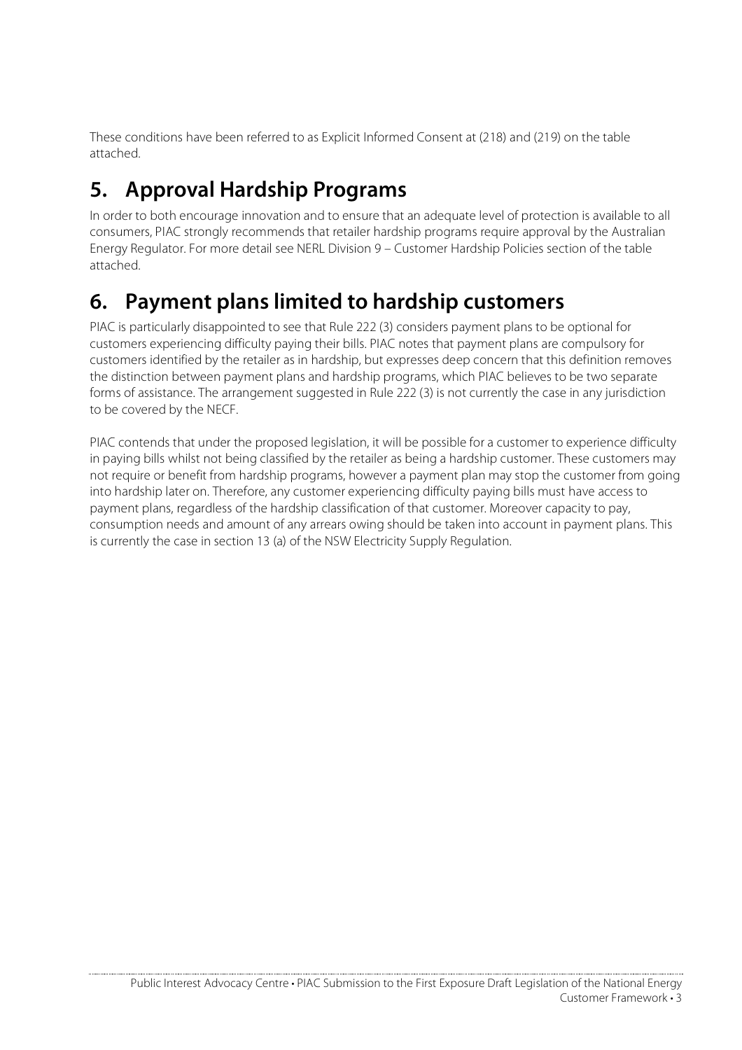These conditions have been referred to as Explicit Informed Consent at (218) and (219) on the table attached.

## 5. Approval Hardship Programs

In order to both encourage innovation and to ensure that an adequate level of protection is available to all consumers, PIAC strongly recommends that retailer hardship programs require approval by the Australian Energy Regulator. For more detail see NERL Division 9 – Customer Hardship Policies section of the table attached.

## 6. Payment plans limited to hardship customers

PIAC is particularly disappointed to see that Rule 222 (3) considers payment plans to be optional for customers experiencing difficulty paying their bills. PIAC notes that payment plans are compulsory for customers identified by the retailer as in hardship, but expresses deep concern that this definition removes the distinction between payment plans and hardship programs, which PIAC believes to be two separate forms of assistance. The arrangement suggested in Rule 222 (3) is not currently the case in any jurisdiction to be covered by the NECF.

PIAC contends that under the proposed legislation, it will be possible for a customer to experience difficulty in paying bills whilst not being classified by the retailer as being a hardship customer. These customers may not require or benefit from hardship programs, however a payment plan may stop the customer from going into hardship later on. Therefore, any customer experiencing difficulty paying bills must have access to payment plans, regardless of the hardship classification of that customer. Moreover capacity to pay, consumption needs and amount of any arrears owing should be taken into account in payment plans. This is currently the case in section 13 (a) of the NSW Electricity Supply Regulation.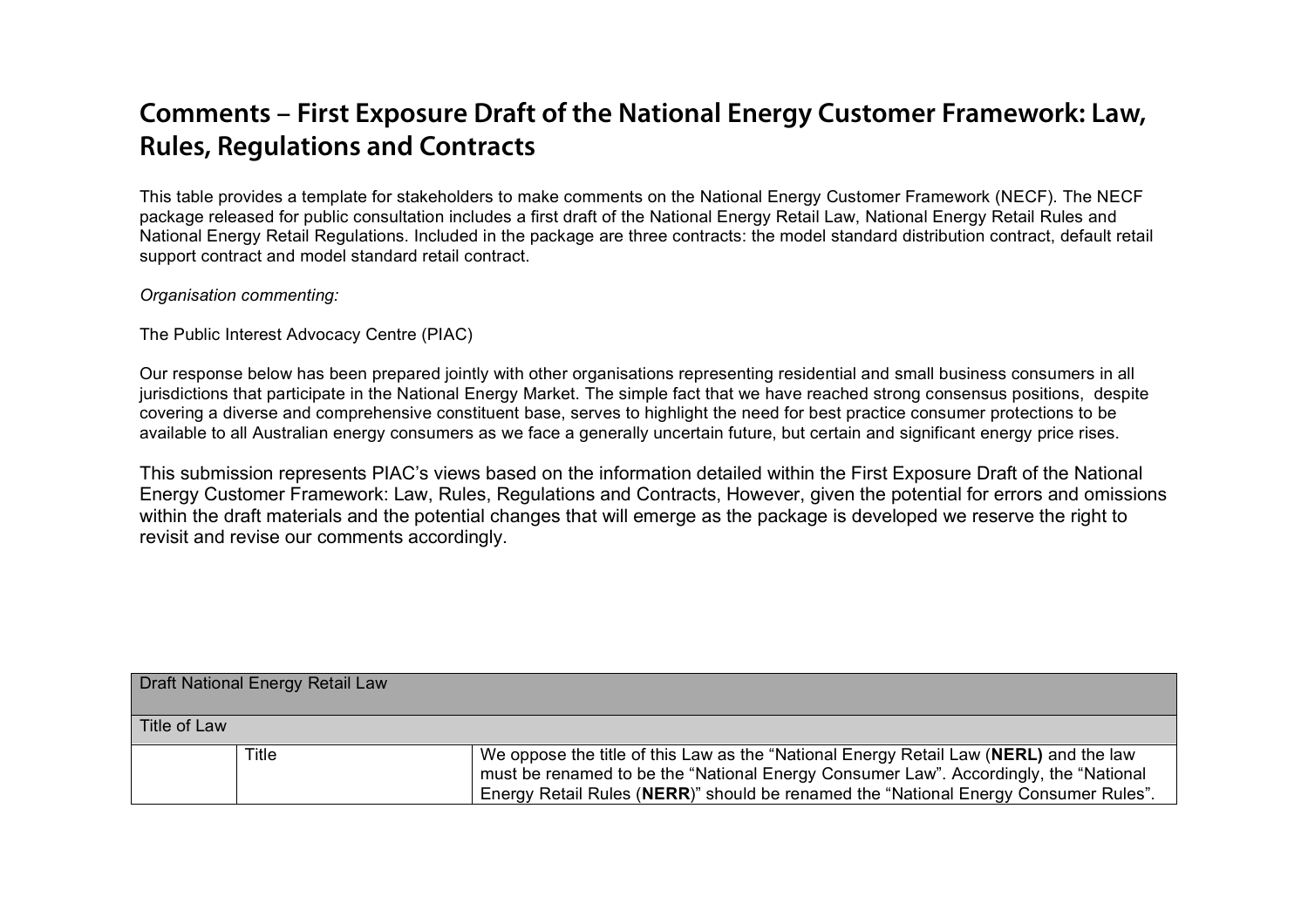## Comments – First Exposure Draft of the National Energy Customer Framework: Law, Rules, Regulations and Contracts

This table provides a template for stakeholders to make comments on the National Energy Customer Framework (NECF). The NECF package released for public consultation includes a first draft of the National Energy Retail Law, National Energy Retail Rules and National Energy Retail Regulations. Included in the package are three contracts: the model standard distribution contract, default retail support contract and model standard retail contract.

*Organisation commenting:*

The Public Interest Advocacy Centre (PIAC)

Our response below has been prepared jointly with other organisations representing residential and small business consumers in all jurisdictions that participate in the National Energy Market. The simple fact that we have reached strong consensus positions, despite covering a diverse and comprehensive constituent base, serves to highlight the need for best practice consumer protections to be available to all Australian energy consumers as we face a generally uncertain future, but certain and significant energy price rises.

This submission represents PIAC's views based on the information detailed within the First Exposure Draft of the National Energy Customer Framework: Law, Rules, Regulations and Contracts, However, given the potential for errors and omissions within the draft materials and the potential changes that will emerge as the package is developed we reserve the right to revisit and revise our comments accordingly.

| Draft National Energy Retail Law | | |
|---|---|---|
| Title of Law | | |
| | Title | We oppose the title of this Law as the "National Energy Retail Law (**NERL)** and the law must be renamed to be the "National Energy Consumer Law". Accordingly, the "National Energy Retail Rules (**NERR**)" should be renamed the "National Energy Consumer Rules". |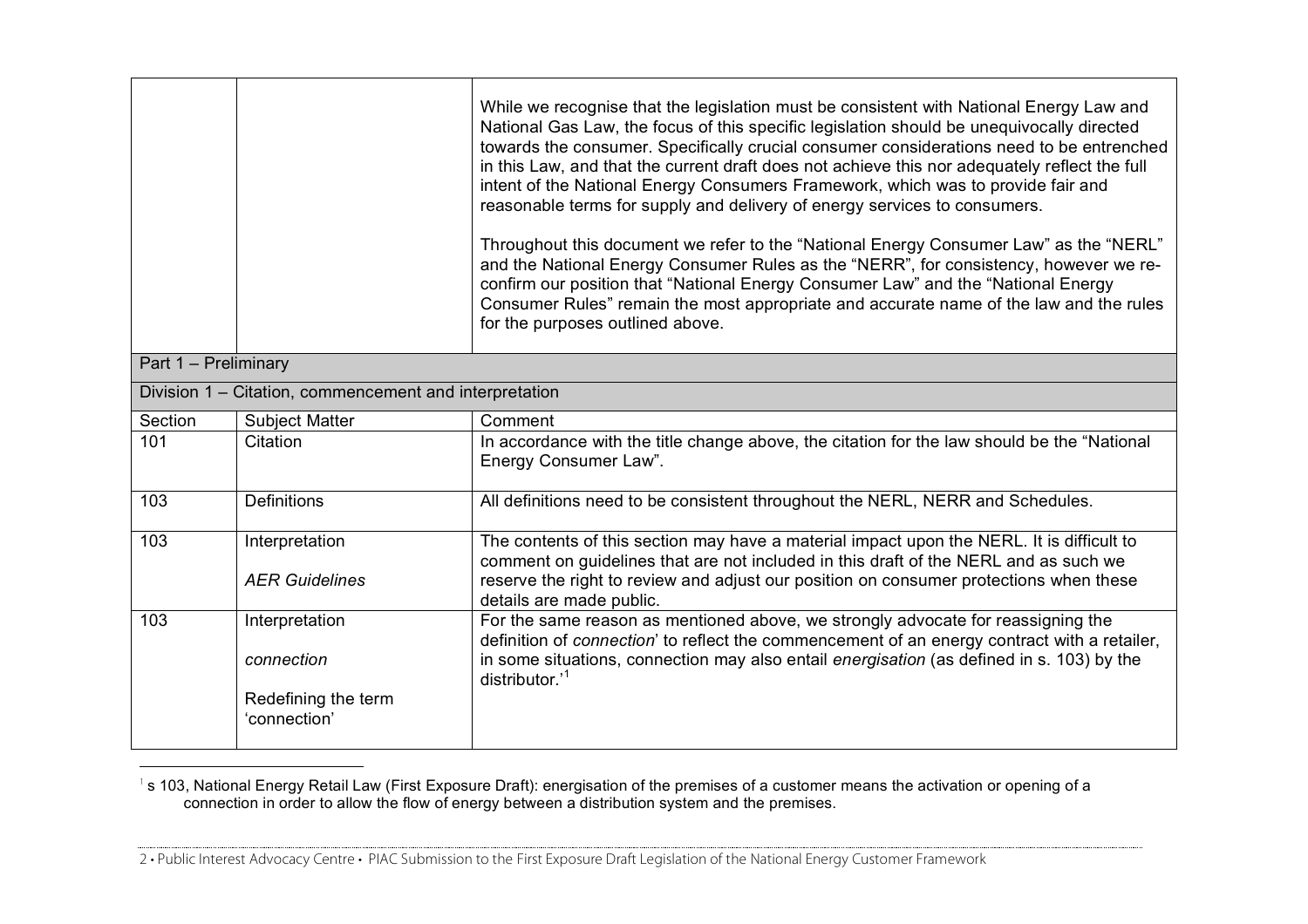| Section | Subject Matter | Comment |
|---|---|---|
| | | While we recognise that the legislation must be consistent with National Energy Law and National Gas Law, the focus of this specific legislation should be unequivocally directed towards the consumer. Specifically crucial consumer considerations need to be entrenched in this Law, and that the current draft does not achieve this nor adequately reflect the full intent of the National Energy Consumers Framework, which was to provide fair and reasonable terms for supply and delivery of energy services to consumers.<br><br>Throughout this document we refer to the "National Energy Consumer Law" as the "NERL" and the National Energy Consumer Rules as the "NERR", for consistency, however we re-confirm our position that "National Energy Consumer Law" and the "National Energy Consumer Rules" remain the most appropriate and accurate name of the law and the rules for the purposes outlined above. |
| **Part 1 – Preliminary** | | |
| **Division 1 – Citation, commencement and interpretation** | | |
| Section | Subject Matter | Comment |
| 101 | Citation | In accordance with the title change above, the citation for the law should be the "National Energy Consumer Law". |
| 103 | Definitions | All definitions need to be consistent throughout the NERL, NERR and Schedules. |
| 103 | Interpretation<br><br>*AER Guidelines* | The contents of this section may have a material impact upon the NERL. It is difficult to comment on guidelines that are not included in this draft of the NERL and as such we reserve the right to review and adjust our position on consumer protections when these details are made public. |
| 103 | Interpretation<br><br>*connection*<br><br>Redefining the term 'connection' | For the same reason as mentioned above, we strongly advocate for reassigning the definition of *connection*' to reflect the commencement of an energy contract with a retailer, in some situations, connection may also entail *energisation* (as defined in s. 103) by the distributor.'[1] |

[1] s 103, National Energy Retail Law (First Exposure Draft): energisation of the premises of a customer means the activation or opening of a connection in order to allow the flow of energy between a distribution system and the premises.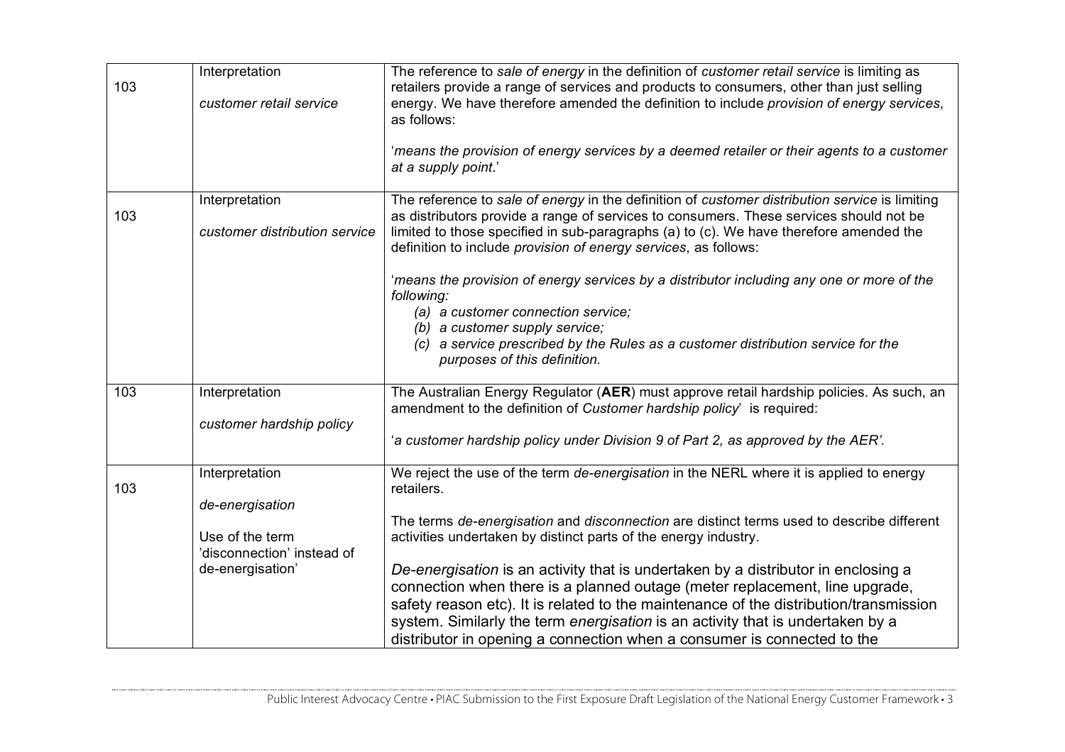| | | |
|---|---|---|
| 103 | Interpretation<br><br>*customer retail service* | The reference to *sale of energy* in the definition of *customer retail service* is limiting as retailers provide a range of services and products to consumers, other than just selling energy. We have therefore amended the definition to include *provision of energy services*, as follows:<br><br>'*means the provision of energy services by a deemed retailer or their agents to a customer at a supply point*.' |
| 103 | Interpretation<br><br>*customer distribution service* | The reference to *sale of energy* in the definition of *customer distribution service* is limiting as distributors provide a range of services to consumers. These services should not be limited to those specified in sub-paragraphs (a) to (c). We have therefore amended the definition to include *provision of energy services*, as follows:<br><br>'*means the provision of energy services by a distributor including any one or more of the following:*<br>*(a) a customer connection service;*<br>*(b) a customer supply service;*<br>*(c) a service prescribed by the Rules as a customer distribution service for the purposes of this definition.* |
| 103 | Interpretation<br><br>*customer hardship policy* | The Australian Energy Regulator (**AER**) must approve retail hardship policies. As such, an amendment to the definition of *Customer hardship policy*' is required:<br><br>'*a customer hardship policy under Division 9 of Part 2, as approved by the AER'.* |
| 103 | Interpretation<br><br>*de-energisation*<br><br>Use of the term 'disconnection' instead of de-energisation' | We reject the use of the term *de-energisation* in the NERL where it is applied to energy retailers.<br><br>The terms *de-energisation* and *disconnection* are distinct terms used to describe different activities undertaken by distinct parts of the energy industry.<br><br>*De-energisation* is an activity that is undertaken by a distributor in enclosing a connection when there is a planned outage (meter replacement, line upgrade, safety reason etc). It is related to the maintenance of the distribution/transmission system. Similarly the term *energisation* is an activity that is undertaken by a distributor in opening a connection when a consumer is connected to the |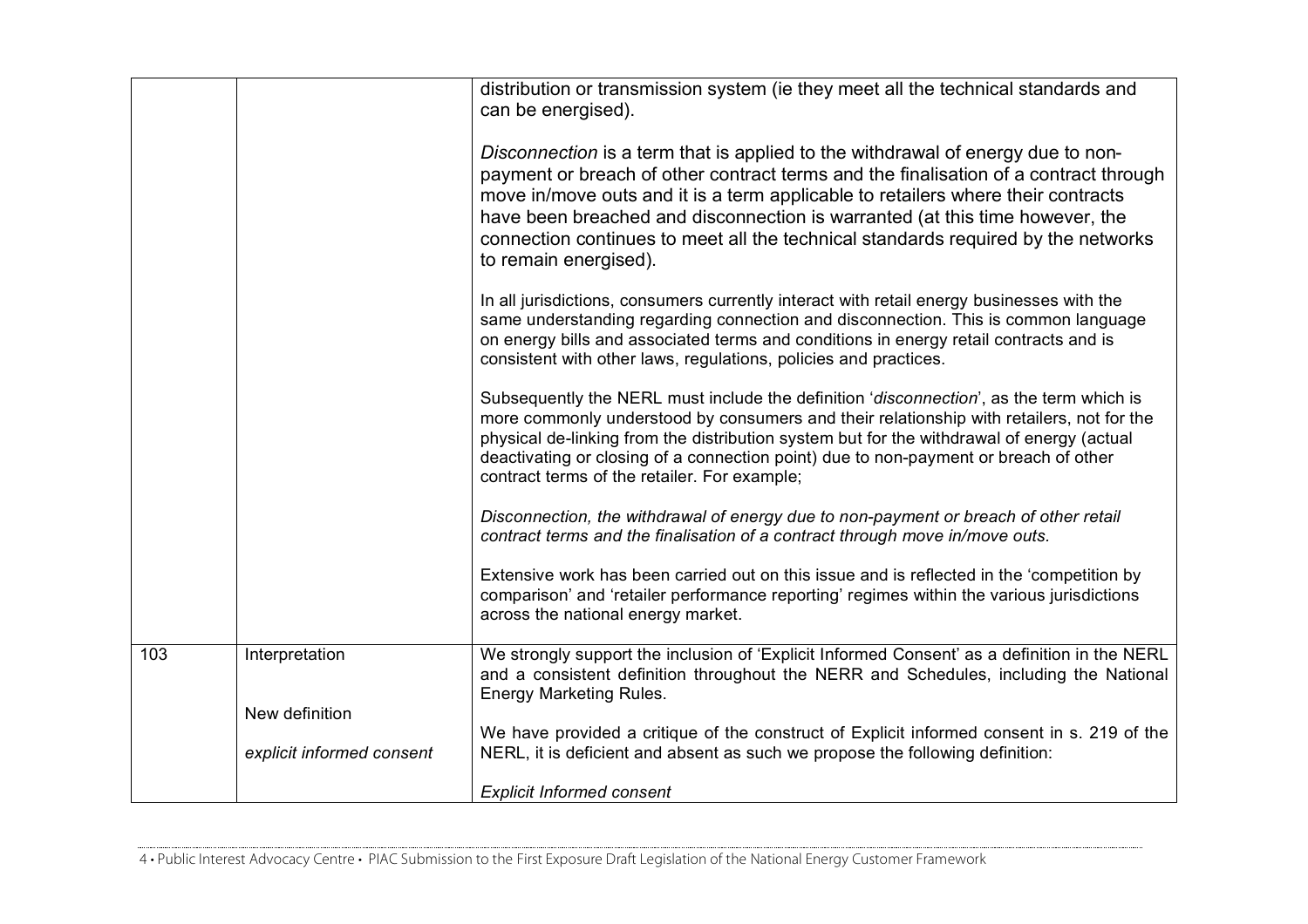| | | |
|---|---|---|
| | | distribution or transmission system (ie they meet all the technical standards and can be energised).<br><br>*Disconnection* is a term that is applied to the withdrawal of energy due to non-payment or breach of other contract terms and the finalisation of a contract through move in/move outs and it is a term applicable to retailers where their contracts have been breached and disconnection is warranted (at this time however, the connection continues to meet all the technical standards required by the networks to remain energised).<br><br>In all jurisdictions, consumers currently interact with retail energy businesses with the same understanding regarding connection and disconnection. This is common language on energy bills and associated terms and conditions in energy retail contracts and is consistent with other laws, regulations, policies and practices.<br><br>Subsequently the NERL must include the definition '*disconnection*', as the term which is more commonly understood by consumers and their relationship with retailers, not for the physical de-linking from the distribution system but for the withdrawal of energy (actual deactivating or closing of a connection point) due to non-payment or breach of other contract terms of the retailer. For example;<br><br>*Disconnection, the withdrawal of energy due to non-payment or breach of other retail contract terms and the finalisation of a contract through move in/move outs.*<br><br>Extensive work has been carried out on this issue and is reflected in the 'competition by comparison' and 'retailer performance reporting' regimes within the various jurisdictions across the national energy market. |
| 103 | Interpretation<br><br>New definition<br><br>*explicit informed consent* | We strongly support the inclusion of 'Explicit Informed Consent' as a definition in the NERL and a consistent definition throughout the NERR and Schedules, including the National Energy Marketing Rules.<br><br>We have provided a critique of the construct of Explicit informed consent in s. 219 of the NERL, it is deficient and absent as such we propose the following definition:<br><br>*Explicit Informed consent* |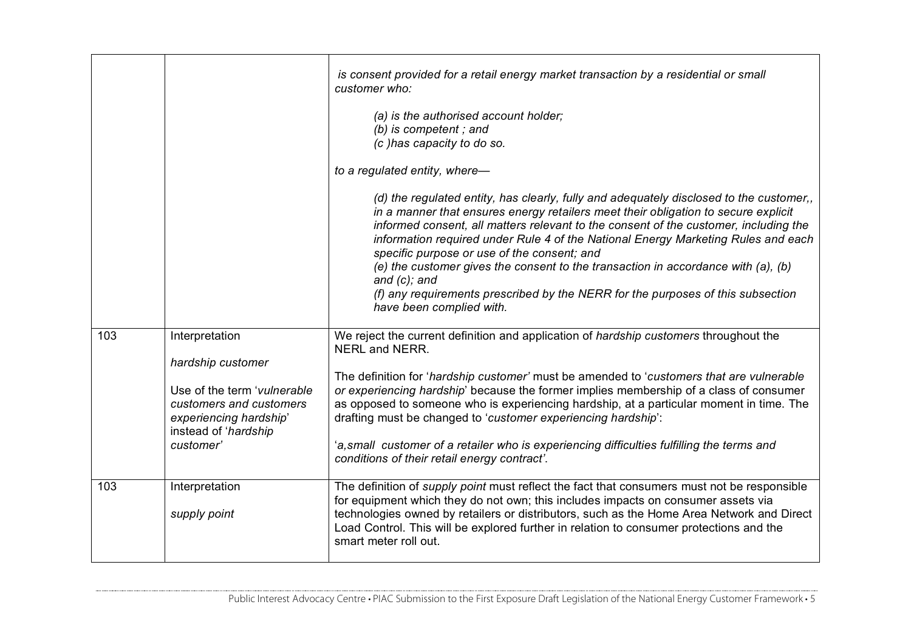|  |  |  |
| --- | --- | --- |
|  |  | *is consent provided for a retail energy market transaction by a residential or small customer who:*<br><br>*(a) is the authorised account holder;*<br>*(b) is competent ; and*<br>*(c )has capacity to do so.*<br><br>*to a regulated entity, where—*<br><br>*(d) the regulated entity, has clearly, fully and adequately disclosed to the customer,, in a manner that ensures energy retailers meet their obligation to secure explicit informed consent, all matters relevant to the consent of the customer, including the information required under Rule 4 of the National Energy Marketing Rules and each specific purpose or use of the consent; and*<br>*(e) the customer gives the consent to the transaction in accordance with (a), (b) and (c); and*<br>*(f) any requirements prescribed by the NERR for the purposes of this subsection have been complied with.* |
| 103 | Interpretation<br><br>*hardship customer*<br><br>Use of the term '*vulnerable customers and customers experiencing hardship*' instead of '*hardship customer*' | We reject the current definition and application of *hardship customers* throughout the NERL and NERR.<br><br>The definition for '*hardship customer'* must be amended to '*customers that are vulnerable or experiencing hardship*' because the former implies membership of a class of consumer as opposed to someone who is experiencing hardship, at a particular moment in time. The drafting must be changed to '*customer experiencing hardship*':<br><br>'*a,small customer of a retailer who is experiencing difficulties fulfilling the terms and conditions of their retail energy contract'*. |
| 103 | Interpretation<br><br>*supply point* | The definition of *supply point* must reflect the fact that consumers must not be responsible for equipment which they do not own; this includes impacts on consumer assets via technologies owned by retailers or distributors, such as the Home Area Network and Direct Load Control. This will be explored further in relation to consumer protections and the smart meter roll out. |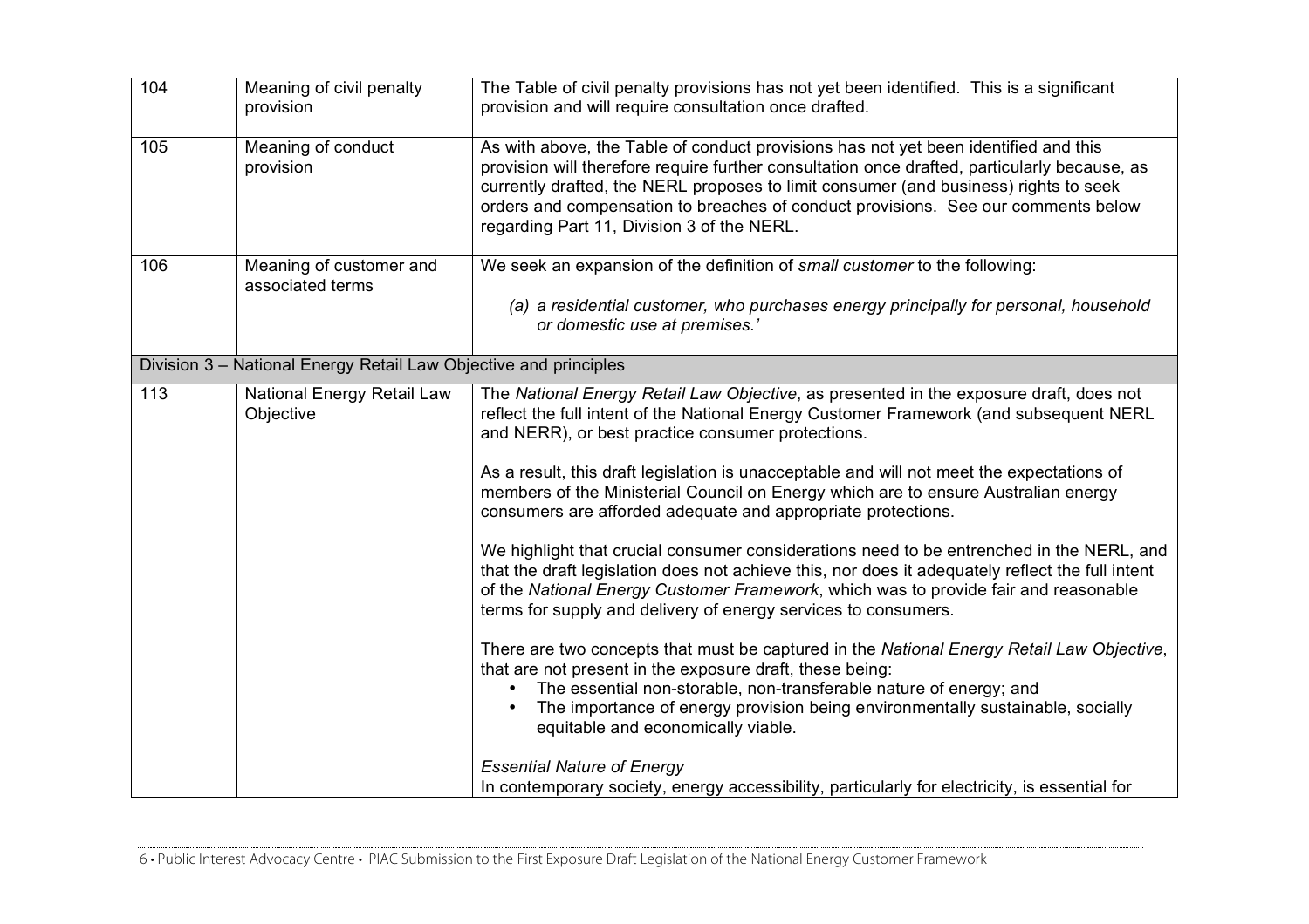| | | |
|---|---|---|
| 104 | Meaning of civil penalty provision | The Table of civil penalty provisions has not yet been identified. This is a significant provision and will require consultation once drafted. |
| 105 | Meaning of conduct provision | As with above, the Table of conduct provisions has not yet been identified and this provision will therefore require further consultation once drafted, particularly because, as currently drafted, the NERL proposes to limit consumer (and business) rights to seek orders and compensation to breaches of conduct provisions. See our comments below regarding Part 11, Division 3 of the NERL. |
| 106 | Meaning of customer and associated terms | We seek an expansion of the definition of *small customer* to the following:<br><br>*(a) a residential customer, who purchases energy principally for personal, household or domestic use at premises.'* |
| **Division 3 – National Energy Retail Law Objective and principles** | | |
| 113 | National Energy Retail Law Objective | The *National Energy Retail Law Objective*, as presented in the exposure draft, does not reflect the full intent of the National Energy Customer Framework (and subsequent NERL and NERR), or best practice consumer protections.<br><br>As a result, this draft legislation is unacceptable and will not meet the expectations of members of the Ministerial Council on Energy which are to ensure Australian energy consumers are afforded adequate and appropriate protections.<br><br>We highlight that crucial consumer considerations need to be entrenched in the NERL, and that the draft legislation does not achieve this, nor does it adequately reflect the full intent of the *National Energy Customer Framework*, which was to provide fair and reasonable terms for supply and delivery of energy services to consumers.<br><br>There are two concepts that must be captured in the *National Energy Retail Law Objective*, that are not present in the exposure draft, these being:<br>• The essential non-storable, non-transferable nature of energy; and<br>• The importance of energy provision being environmentally sustainable, socially equitable and economically viable.<br><br>*Essential Nature of Energy*<br>In contemporary society, energy accessibility, particularly for electricity, is essential for |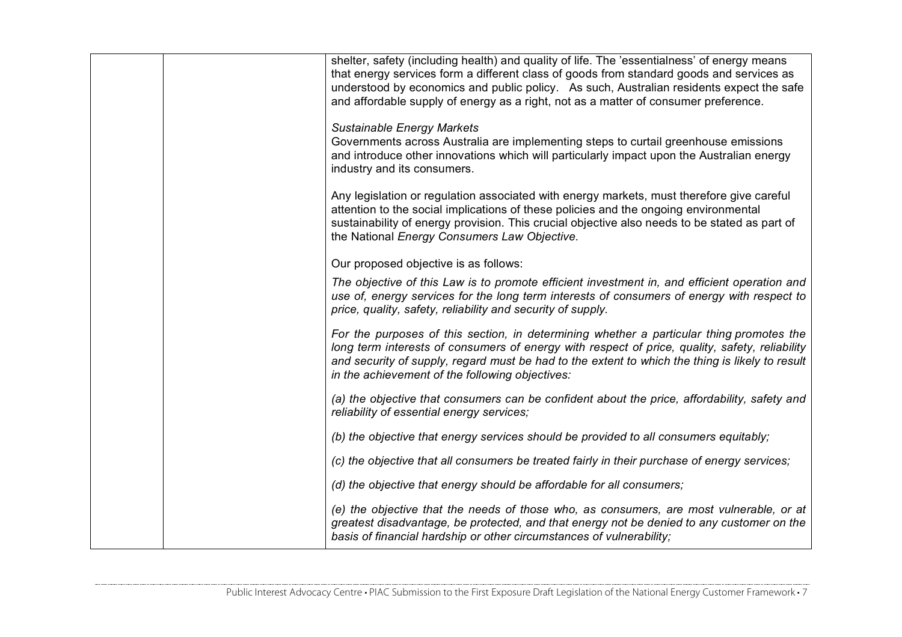| | | shelter, safety (including health) and quality of life. The 'essentialness' of energy means that energy services form a different class of goods from standard goods and services as understood by economics and public policy. As such, Australian residents expect the safe and affordable supply of energy as a right, not as a matter of consumer preference.<br><br>*Sustainable Energy Markets*<br>Governments across Australia are implementing steps to curtail greenhouse emissions and introduce other innovations which will particularly impact upon the Australian energy industry and its consumers.<br><br>Any legislation or regulation associated with energy markets, must therefore give careful attention to the social implications of these policies and the ongoing environmental sustainability of energy provision. This crucial objective also needs to be stated as part of the National *Energy Consumers Law Objective*.<br><br>Our proposed objective is as follows:<br><br>*The objective of this Law is to promote efficient investment in, and efficient operation and use of, energy services for the long term interests of consumers of energy with respect to price, quality, safety, reliability and security of supply.*<br><br>*For the purposes of this section, in determining whether a particular thing promotes the long term interests of consumers of energy with respect of price, quality, safety, reliability and security of supply, regard must be had to the extent to which the thing is likely to result in the achievement of the following objectives:*<br><br>*(a) the objective that consumers can be confident about the price, affordability, safety and reliability of essential energy services;*<br><br>*(b) the objective that energy services should be provided to all consumers equitably;*<br><br>*(c) the objective that all consumers be treated fairly in their purchase of energy services;*<br><br>*(d) the objective that energy should be affordable for all consumers;*<br><br>*(e) the objective that the needs of those who, as consumers, are most vulnerable, or at greatest disadvantage, be protected, and that energy not be denied to any customer on the basis of financial hardship or other circumstances of vulnerability;* |
|---|---|---|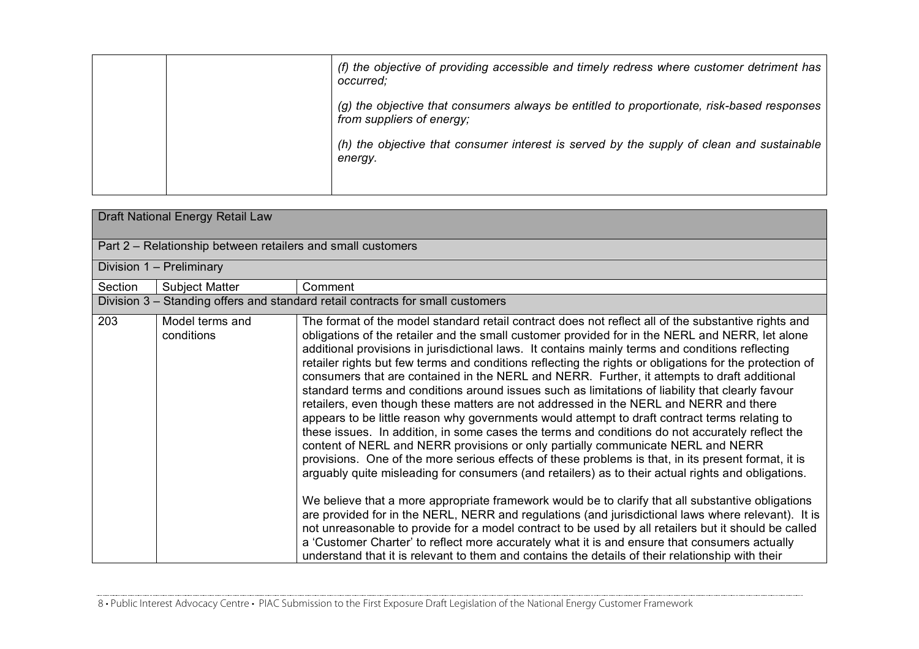| | | |
|---|---|---|
| | | *(f) the objective of providing accessible and timely redress where customer detriment has occurred;*<br><br>*(g) the objective that consumers always be entitled to proportionate, risk-based responses from suppliers of energy;*<br><br>*(h) the objective that consumer interest is served by the supply of clean and sustainable energy.* |

| Draft National Energy Retail Law | | |
|---|---|---|
| Part 2 – Relationship between retailers and small customers | | |
| Division 1 – Preliminary | | |
| Section | Subject Matter | Comment |
| Division 3 – Standing offers and standard retail contracts for small customers | | |
| 203 | Model terms and conditions | The format of the model standard retail contract does not reflect all of the substantive rights and obligations of the retailer and the small customer provided for in the NERL and NERR, let alone additional provisions in jurisdictional laws. It contains mainly terms and conditions reflecting retailer rights but few terms and conditions reflecting the rights or obligations for the protection of consumers that are contained in the NERL and NERR. Further, it attempts to draft additional standard terms and conditions around issues such as limitations of liability that clearly favour retailers, even though these matters are not addressed in the NERL and NERR and there appears to be little reason why governments would attempt to draft contract terms relating to these issues. In addition, in some cases the terms and conditions do not accurately reflect the content of NERL and NERR provisions or only partially communicate NERL and NERR provisions. One of the more serious effects of these problems is that, in its present format, it is arguably quite misleading for consumers (and retailers) as to their actual rights and obligations.<br><br>We believe that a more appropriate framework would be to clarify that all substantive obligations are provided for in the NERL, NERR and regulations (and jurisdictional laws where relevant). It is not unreasonable to provide for a model contract to be used by all retailers but it should be called a 'Customer Charter' to reflect more accurately what it is and ensure that consumers actually understand that it is relevant to them and contains the details of their relationship with their |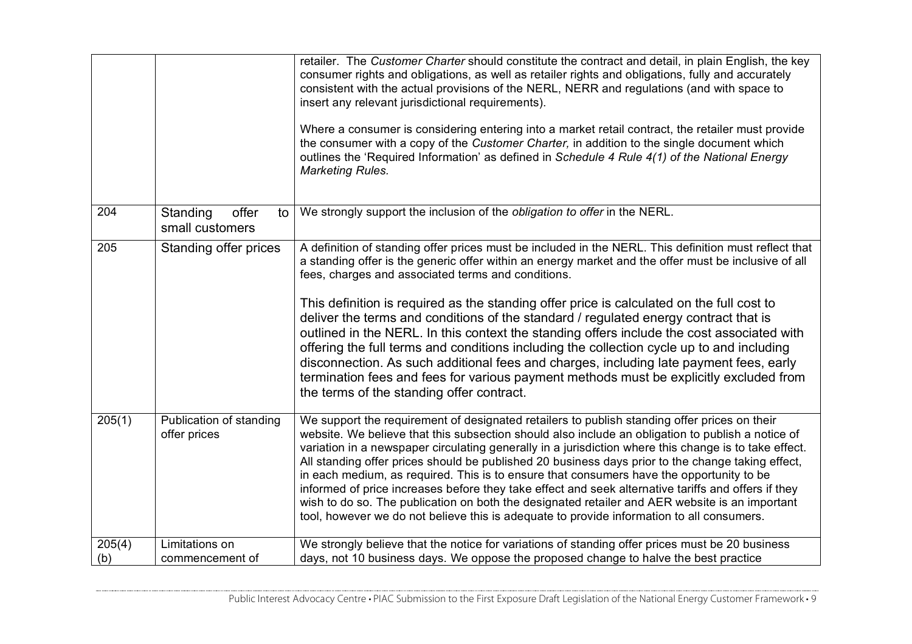| | | |
|---|---|---|
| | | retailer. The *Customer Charter* should constitute the contract and detail, in plain English, the key consumer rights and obligations, as well as retailer rights and obligations, fully and accurately consistent with the actual provisions of the NERL, NERR and regulations (and with space to insert any relevant jurisdictional requirements).<br><br>Where a consumer is considering entering into a market retail contract, the retailer must provide the consumer with a copy of the *Customer Charter,* in addition to the single document which outlines the 'Required Information' as defined in *Schedule 4 Rule 4(1) of the National Energy Marketing Rules.* |
| 204 | Standing offer to small customers | We strongly support the inclusion of the *obligation to offer* in the NERL. |
| 205 | Standing offer prices | A definition of standing offer prices must be included in the NERL. This definition must reflect that a standing offer is the generic offer within an energy market and the offer must be inclusive of all fees, charges and associated terms and conditions.<br><br>This definition is required as the standing offer price is calculated on the full cost to deliver the terms and conditions of the standard / regulated energy contract that is outlined in the NERL. In this context the standing offers include the cost associated with offering the full terms and conditions including the collection cycle up to and including disconnection. As such additional fees and charges, including late payment fees, early termination fees and fees for various payment methods must be explicitly excluded from the terms of the standing offer contract. |
| 205(1) | Publication of standing offer prices | We support the requirement of designated retailers to publish standing offer prices on their website. We believe that this subsection should also include an obligation to publish a notice of variation in a newspaper circulating generally in a jurisdiction where this change is to take effect. All standing offer prices should be published 20 business days prior to the change taking effect, in each medium, as required. This is to ensure that consumers have the opportunity to be informed of price increases before they take effect and seek alternative tariffs and offers if they wish to do so. The publication on both the designated retailer and AER website is an important tool, however we do not believe this is adequate to provide information to all consumers. |
| 205(4)(b) | Limitations on commencement of | We strongly believe that the notice for variations of standing offer prices must be 20 business days, not 10 business days. We oppose the proposed change to halve the best practice |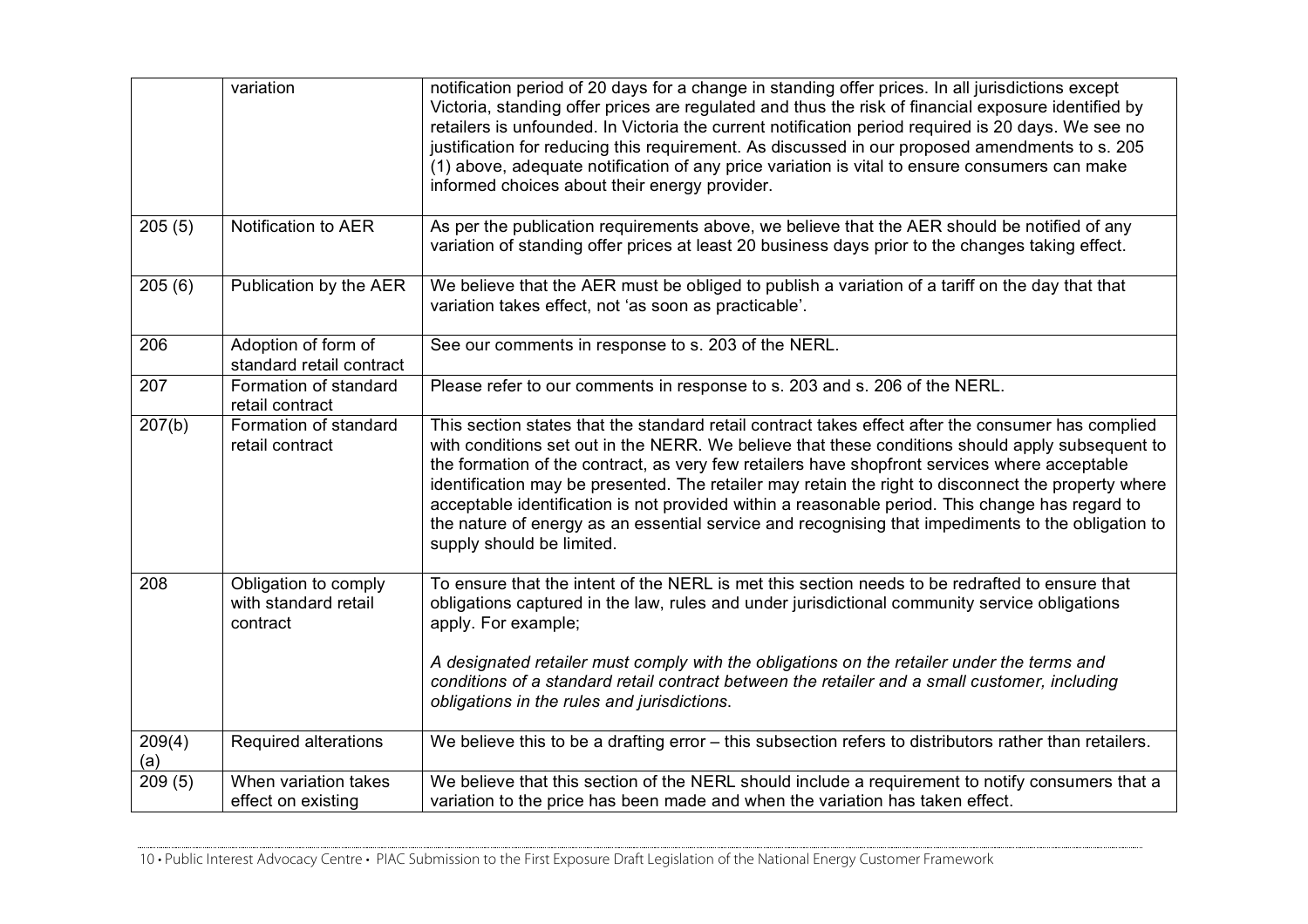| | | |
|---|---|---|
| | variation | notification period of 20 days for a change in standing offer prices. In all jurisdictions except Victoria, standing offer prices are regulated and thus the risk of financial exposure identified by retailers is unfounded. In Victoria the current notification period required is 20 days. We see no justification for reducing this requirement. As discussed in our proposed amendments to s. 205 (1) above, adequate notification of any price variation is vital to ensure consumers can make informed choices about their energy provider. |
| 205 (5) | Notification to AER | As per the publication requirements above, we believe that the AER should be notified of any variation of standing offer prices at least 20 business days prior to the changes taking effect. |
| 205 (6) | Publication by the AER | We believe that the AER must be obliged to publish a variation of a tariff on the day that that variation takes effect, not 'as soon as practicable'. |
| 206 | Adoption of form of standard retail contract | See our comments in response to s. 203 of the NERL. |
| 207 | Formation of standard retail contract | Please refer to our comments in response to s. 203 and s. 206 of the NERL. |
| 207(b) | Formation of standard retail contract | This section states that the standard retail contract takes effect after the consumer has complied with conditions set out in the NERR. We believe that these conditions should apply subsequent to the formation of the contract, as very few retailers have shopfront services where acceptable identification may be presented. The retailer may retain the right to disconnect the property where acceptable identification is not provided within a reasonable period. This change has regard to the nature of energy as an essential service and recognising that impediments to the obligation to supply should be limited. |
| 208 | Obligation to comply with standard retail contract | To ensure that the intent of the NERL is met this section needs to be redrafted to ensure that obligations captured in the law, rules and under jurisdictional community service obligations apply. For example;<br><br>*A designated retailer must comply with the obligations on the retailer under the terms and conditions of a standard retail contract between the retailer and a small customer, including obligations in the rules and jurisdictions.* |
| 209(4) (a) | Required alterations | We believe this to be a drafting error – this subsection refers to distributors rather than retailers. |
| 209 (5) | When variation takes effect on existing | We believe that this section of the NERL should include a requirement to notify consumers that a variation to the price has been made and when the variation has taken effect. |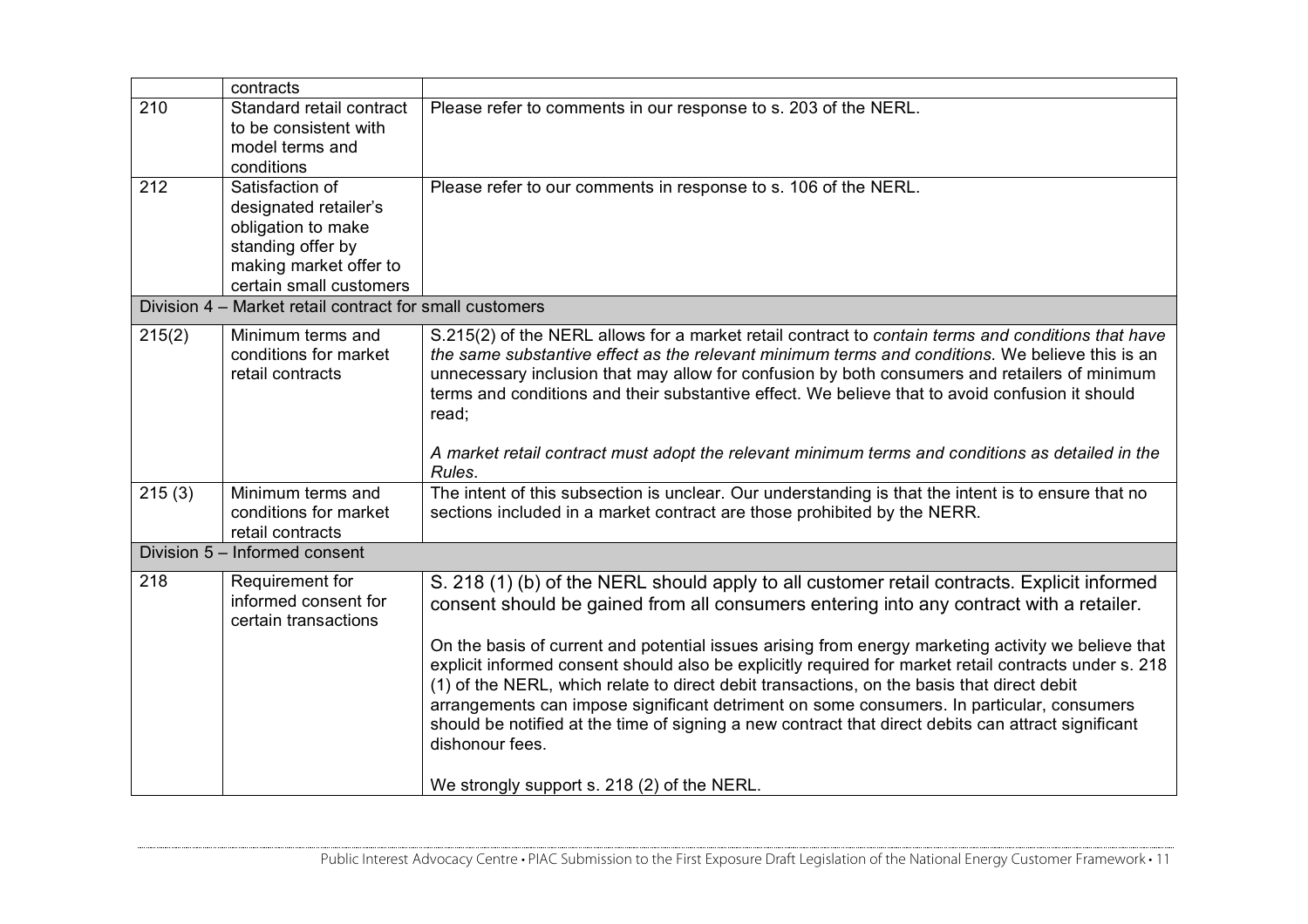| | | |
|---|---|---|
| | contracts | |
| 210 | Standard retail contract to be consistent with model terms and conditions | Please refer to comments in our response to s. 203 of the NERL. |
| 212 | Satisfaction of designated retailer's obligation to make standing offer by making market offer to certain small customers | Please refer to our comments in response to s. 106 of the NERL. |
| Division 4 – Market retail contract for small customers | | |
| 215(2) | Minimum terms and conditions for market retail contracts | S.215(2) of the NERL allows for a market retail contract to *contain terms and conditions that have the same substantive effect as the relevant minimum terms and conditions*. We believe this is an unnecessary inclusion that may allow for confusion by both consumers and retailers of minimum terms and conditions and their substantive effect. We believe that to avoid confusion it should read;<br><br>*A market retail contract must adopt the relevant minimum terms and conditions as detailed in the Rules*. |
| 215 (3) | Minimum terms and conditions for market retail contracts | The intent of this subsection is unclear. Our understanding is that the intent is to ensure that no sections included in a market contract are those prohibited by the NERR. |
| Division 5 – Informed consent | | |
| 218 | Requirement for informed consent for certain transactions | S. 218 (1) (b) of the NERL should apply to all customer retail contracts. Explicit informed consent should be gained from all consumers entering into any contract with a retailer.<br><br>On the basis of current and potential issues arising from energy marketing activity we believe that explicit informed consent should also be explicitly required for market retail contracts under s. 218 (1) of the NERL, which relate to direct debit transactions, on the basis that direct debit arrangements can impose significant detriment on some consumers. In particular, consumers should be notified at the time of signing a new contract that direct debits can attract significant dishonour fees.<br><br>We strongly support s. 218 (2) of the NERL. |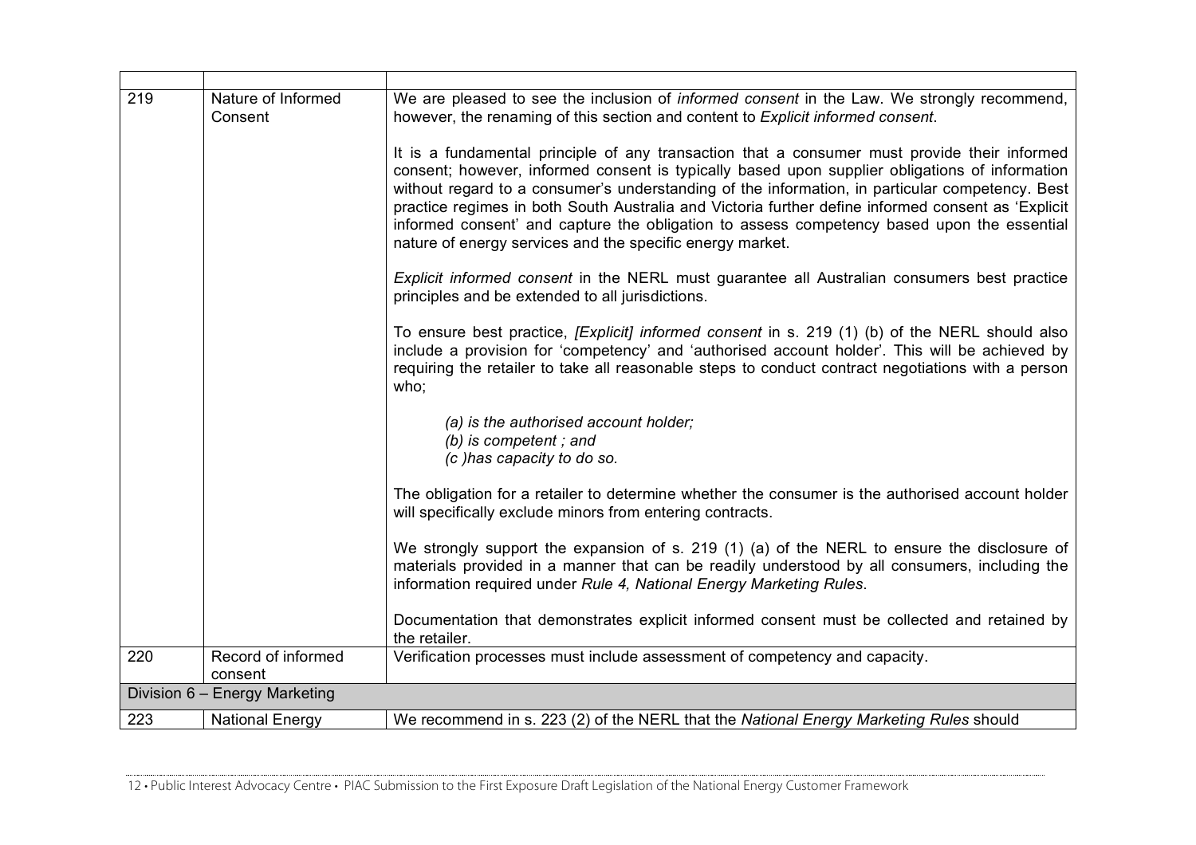| | | |
|---|---|---|
| 219 | Nature of Informed Consent | We are pleased to see the inclusion of *informed consent* in the Law. We strongly recommend, however, the renaming of this section and content to *Explicit informed consent*.<br><br>It is a fundamental principle of any transaction that a consumer must provide their informed consent; however, informed consent is typically based upon supplier obligations of information without regard to a consumer's understanding of the information, in particular competency. Best practice regimes in both South Australia and Victoria further define informed consent as 'Explicit informed consent' and capture the obligation to assess competency based upon the essential nature of energy services and the specific energy market.<br><br>*Explicit informed consent* in the NERL must guarantee all Australian consumers best practice principles and be extended to all jurisdictions.<br><br>To ensure best practice, *[Explicit] informed consent* in s. 219 (1) (b) of the NERL should also include a provision for 'competency' and 'authorised account holder'. This will be achieved by requiring the retailer to take all reasonable steps to conduct contract negotiations with a person who;<br><br>*(a) is the authorised account holder;*<br>*(b) is competent ; and*<br>*(c )has capacity to do so.*<br><br>The obligation for a retailer to determine whether the consumer is the authorised account holder will specifically exclude minors from entering contracts.<br><br>We strongly support the expansion of s. 219 (1) (a) of the NERL to ensure the disclosure of materials provided in a manner that can be readily understood by all consumers, including the information required under *Rule 4, National Energy Marketing Rules*.<br><br>Documentation that demonstrates explicit informed consent must be collected and retained by the retailer. |
| 220 | Record of informed consent | Verification processes must include assessment of competency and capacity. |
| Division 6 – Energy Marketing | | |
| 223 | National Energy | We recommend in s. 223 (2) of the NERL that the *National Energy Marketing Rules* should |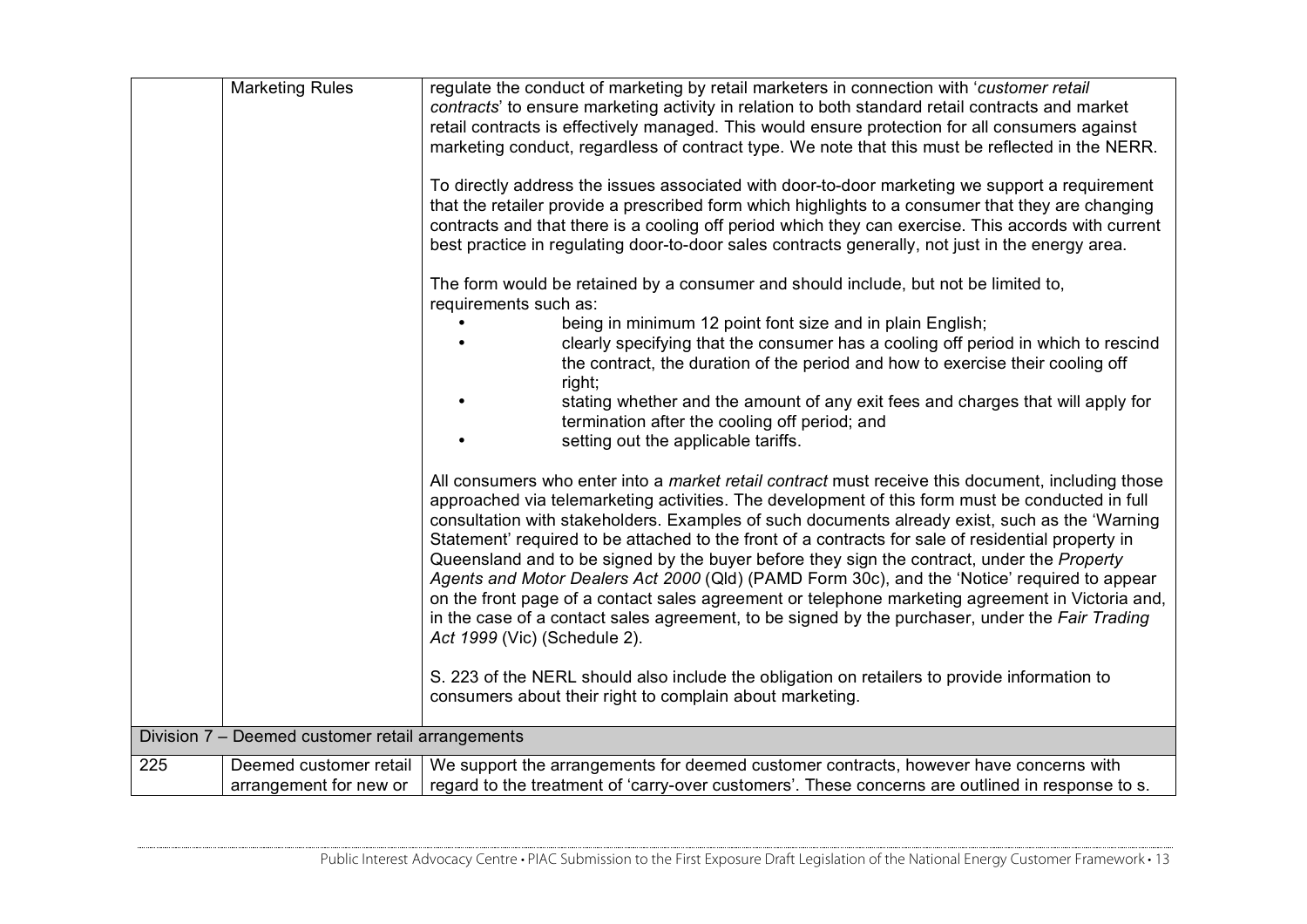| | | |
|---|---|---|
| | Marketing Rules | regulate the conduct of marketing by retail marketers in connection with '*customer retail contracts*' to ensure marketing activity in relation to both standard retail contracts and market retail contracts is effectively managed. This would ensure protection for all consumers against marketing conduct, regardless of contract type. We note that this must be reflected in the NERR.<br><br>To directly address the issues associated with door-to-door marketing we support a requirement that the retailer provide a prescribed form which highlights to a consumer that they are changing contracts and that there is a cooling off period which they can exercise. This accords with current best practice in regulating door-to-door sales contracts generally, not just in the energy area.<br><br>The form would be retained by a consumer and should include, but not be limited to, requirements such as:<br>• being in minimum 12 point font size and in plain English;<br>• clearly specifying that the consumer has a cooling off period in which to rescind the contract, the duration of the period and how to exercise their cooling off right;<br>• stating whether and the amount of any exit fees and charges that will apply for termination after the cooling off period; and<br>• setting out the applicable tariffs.<br><br>All consumers who enter into a *market retail contract* must receive this document, including those approached via telemarketing activities. The development of this form must be conducted in full consultation with stakeholders. Examples of such documents already exist, such as the 'Warning Statement' required to be attached to the front of a contracts for sale of residential property in Queensland and to be signed by the buyer before they sign the contract, under the *Property Agents and Motor Dealers Act 2000* (Qld) (PAMD Form 30c), and the 'Notice' required to appear on the front page of a contact sales agreement or telephone marketing agreement in Victoria and, in the case of a contact sales agreement, to be signed by the purchaser, under the *Fair Trading Act 1999* (Vic) (Schedule 2).<br><br>S. 223 of the NERL should also include the obligation on retailers to provide information to consumers about their right to complain about marketing. |
| Division 7 – Deemed customer retail arrangements | | |
| 225 | Deemed customer retail arrangement for new or | We support the arrangements for deemed customer contracts, however have concerns with regard to the treatment of 'carry-over customers'. These concerns are outlined in response to s. |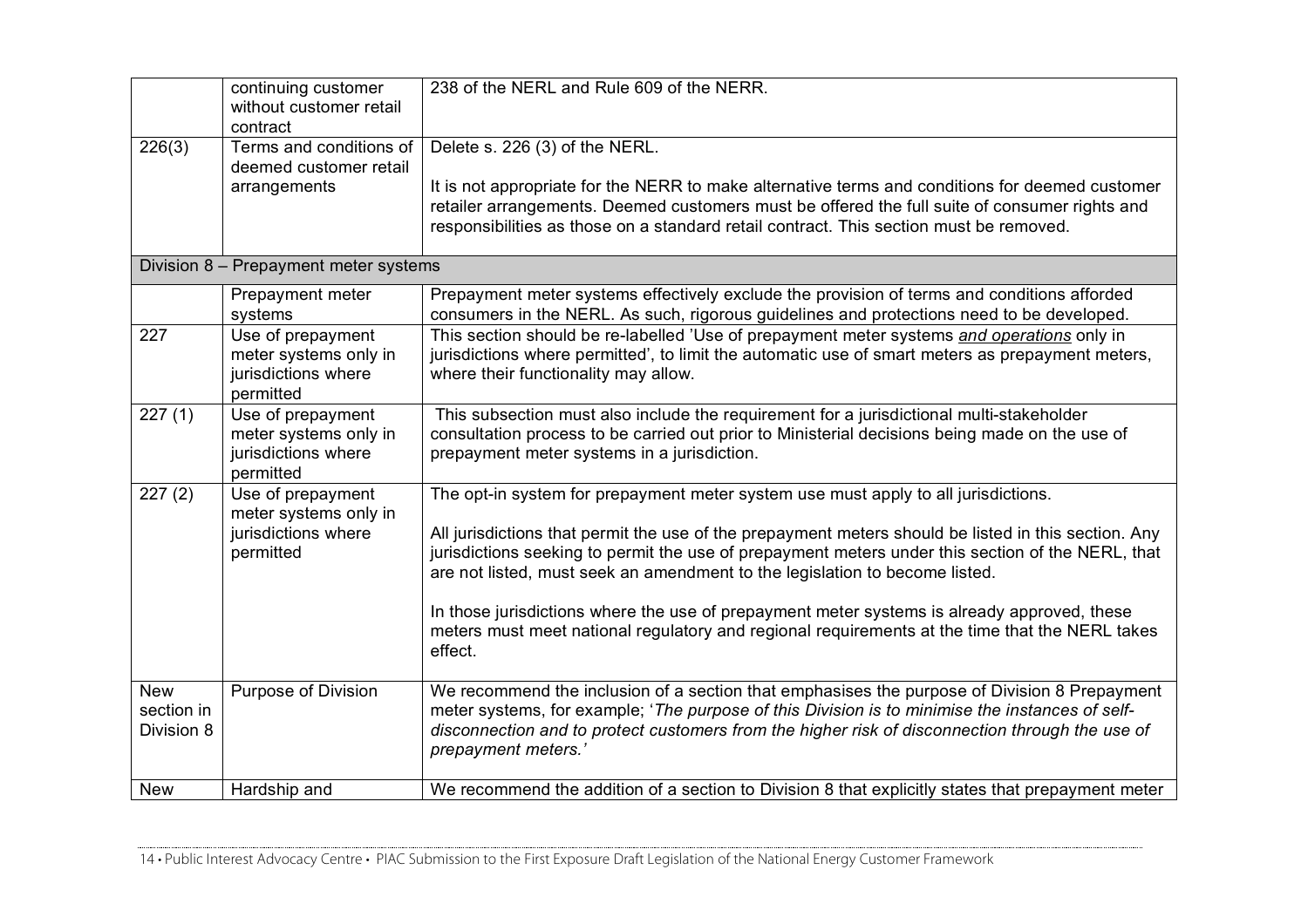| | | |
|---|---|---|
| | continuing customer without customer retail contract | 238 of the NERL and Rule 609 of the NERR. |
| 226(3) | Terms and conditions of deemed customer retail arrangements | Delete s. 226 (3) of the NERL.<br><br>It is not appropriate for the NERR to make alternative terms and conditions for deemed customer retailer arrangements. Deemed customers must be offered the full suite of consumer rights and responsibilities as those on a standard retail contract. This section must be removed. |
| Division 8 – Prepayment meter systems | | |
| | Prepayment meter systems | Prepayment meter systems effectively exclude the provision of terms and conditions afforded consumers in the NERL. As such, rigorous guidelines and protections need to be developed. |
| 227 | Use of prepayment meter systems only in jurisdictions where permitted | This section should be re-labelled 'Use of prepayment meter systems ***and operations*** only in jurisdictions where permitted', to limit the automatic use of smart meters as prepayment meters, where their functionality may allow. |
| 227 (1) | Use of prepayment meter systems only in jurisdictions where permitted | This subsection must also include the requirement for a jurisdictional multi-stakeholder consultation process to be carried out prior to Ministerial decisions being made on the use of prepayment meter systems in a jurisdiction. |
| 227 (2) | Use of prepayment meter systems only in jurisdictions where permitted | The opt-in system for prepayment meter system use must apply to all jurisdictions.<br><br>All jurisdictions that permit the use of the prepayment meters should be listed in this section. Any jurisdictions seeking to permit the use of prepayment meters under this section of the NERL, that are not listed, must seek an amendment to the legislation to become listed.<br><br>In those jurisdictions where the use of prepayment meter systems is already approved, these meters must meet national regulatory and regional requirements at the time that the NERL takes effect. |
| New section in Division 8 | Purpose of Division | We recommend the inclusion of a section that emphasises the purpose of Division 8 Prepayment meter systems, for example; '*The purpose of this Division is to minimise the instances of self-disconnection and to protect customers from the higher risk of disconnection through the use of prepayment meters.*' |
| New | Hardship and | We recommend the addition of a section to Division 8 that explicitly states that prepayment meter |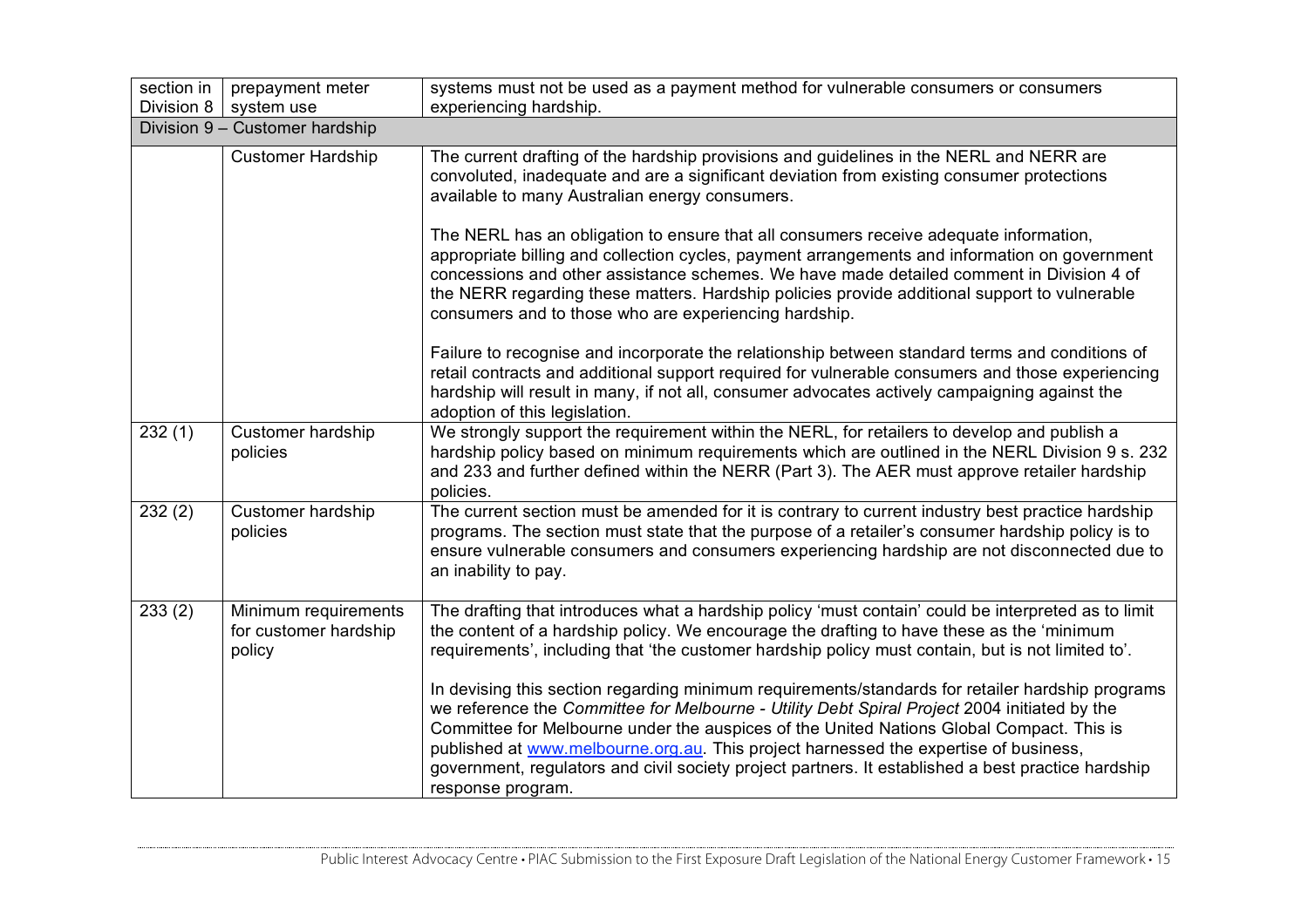| section in Division 8 | prepayment meter system use | systems must not be used as a payment method for vulnerable consumers or consumers experiencing hardship. |
|---|---|---|
| Division 9 – Customer hardship | | |
| | Customer Hardship | The current drafting of the hardship provisions and guidelines in the NERL and NERR are convoluted, inadequate and are a significant deviation from existing consumer protections available to many Australian energy consumers.<br><br>The NERL has an obligation to ensure that all consumers receive adequate information, appropriate billing and collection cycles, payment arrangements and information on government concessions and other assistance schemes. We have made detailed comment in Division 4 of the NERR regarding these matters. Hardship policies provide additional support to vulnerable consumers and to those who are experiencing hardship.<br><br>Failure to recognise and incorporate the relationship between standard terms and conditions of retail contracts and additional support required for vulnerable consumers and those experiencing hardship will result in many, if not all, consumer advocates actively campaigning against the adoption of this legislation. |
| 232 (1) | Customer hardship policies | We strongly support the requirement within the NERL, for retailers to develop and publish a hardship policy based on minimum requirements which are outlined in the NERL Division 9 s. 232 and 233 and further defined within the NERR (Part 3). The AER must approve retailer hardship policies. |
| 232 (2) | Customer hardship policies | The current section must be amended for it is contrary to current industry best practice hardship programs. The section must state that the purpose of a retailer's consumer hardship policy is to ensure vulnerable consumers and consumers experiencing hardship are not disconnected due to an inability to pay. |
| 233 (2) | Minimum requirements for customer hardship policy | The drafting that introduces what a hardship policy 'must contain' could be interpreted as to limit the content of a hardship policy. We encourage the drafting to have these as the 'minimum requirements', including that 'the customer hardship policy must contain, but is not limited to'.<br><br>In devising this section regarding minimum requirements/standards for retailer hardship programs we reference the *Committee for Melbourne - Utility Debt Spiral Project* 2004 initiated by the Committee for Melbourne under the auspices of the United Nations Global Compact. This is published at [www.melbourne.org.au](www.melbourne.org.au). This project harnessed the expertise of business, government, regulators and civil society project partners. It established a best practice hardship response program. |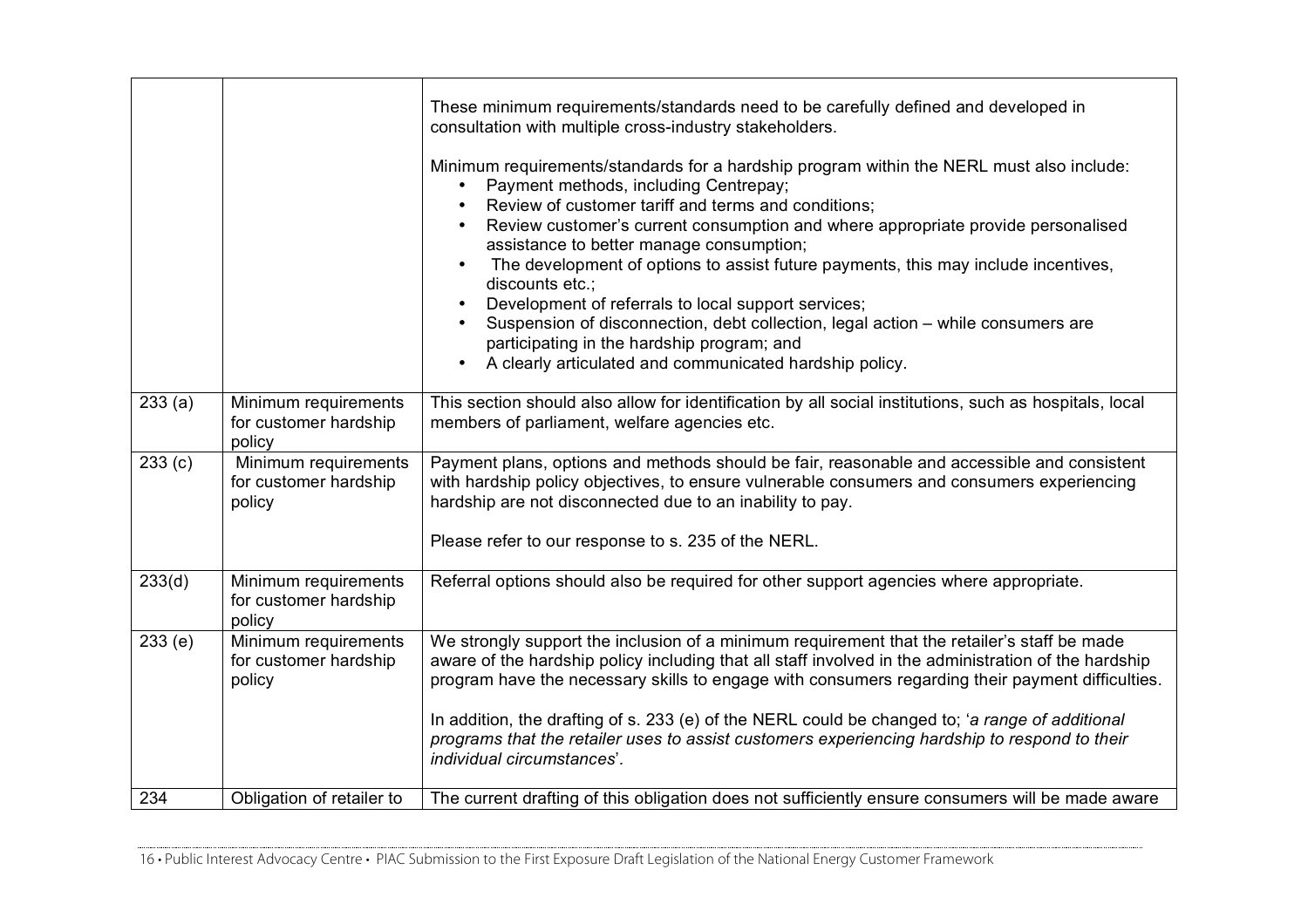| | | |
|---|---|---|
| | | These minimum requirements/standards need to be carefully defined and developed in consultation with multiple cross-industry stakeholders.<br><br>Minimum requirements/standards for a hardship program within the NERL must also include:<br>• Payment methods, including Centrepay;<br>• Review of customer tariff and terms and conditions;<br>• Review customer's current consumption and where appropriate provide personalised assistance to better manage consumption;<br>• The development of options to assist future payments, this may include incentives, discounts etc.;<br>• Development of referrals to local support services;<br>• Suspension of disconnection, debt collection, legal action – while consumers are participating in the hardship program; and<br>• A clearly articulated and communicated hardship policy. |
| 233 (a) | Minimum requirements for customer hardship policy | This section should also allow for identification by all social institutions, such as hospitals, local members of parliament, welfare agencies etc. |
| 233 (c) | Minimum requirements for customer hardship policy | Payment plans, options and methods should be fair, reasonable and accessible and consistent with hardship policy objectives, to ensure vulnerable consumers and consumers experiencing hardship are not disconnected due to an inability to pay.<br><br>Please refer to our response to s. 235 of the NERL. |
| 233(d) | Minimum requirements for customer hardship policy | Referral options should also be required for other support agencies where appropriate. |
| 233 (e) | Minimum requirements for customer hardship policy | We strongly support the inclusion of a minimum requirement that the retailer's staff be made aware of the hardship policy including that all staff involved in the administration of the hardship program have the necessary skills to engage with consumers regarding their payment difficulties.<br><br>In addition, the drafting of s. 233 (e) of the NERL could be changed to; '*a range of additional programs that the retailer uses to assist customers experiencing hardship to respond to their individual circumstances*'. |
| 234 | Obligation of retailer to | The current drafting of this obligation does not sufficiently ensure consumers will be made aware |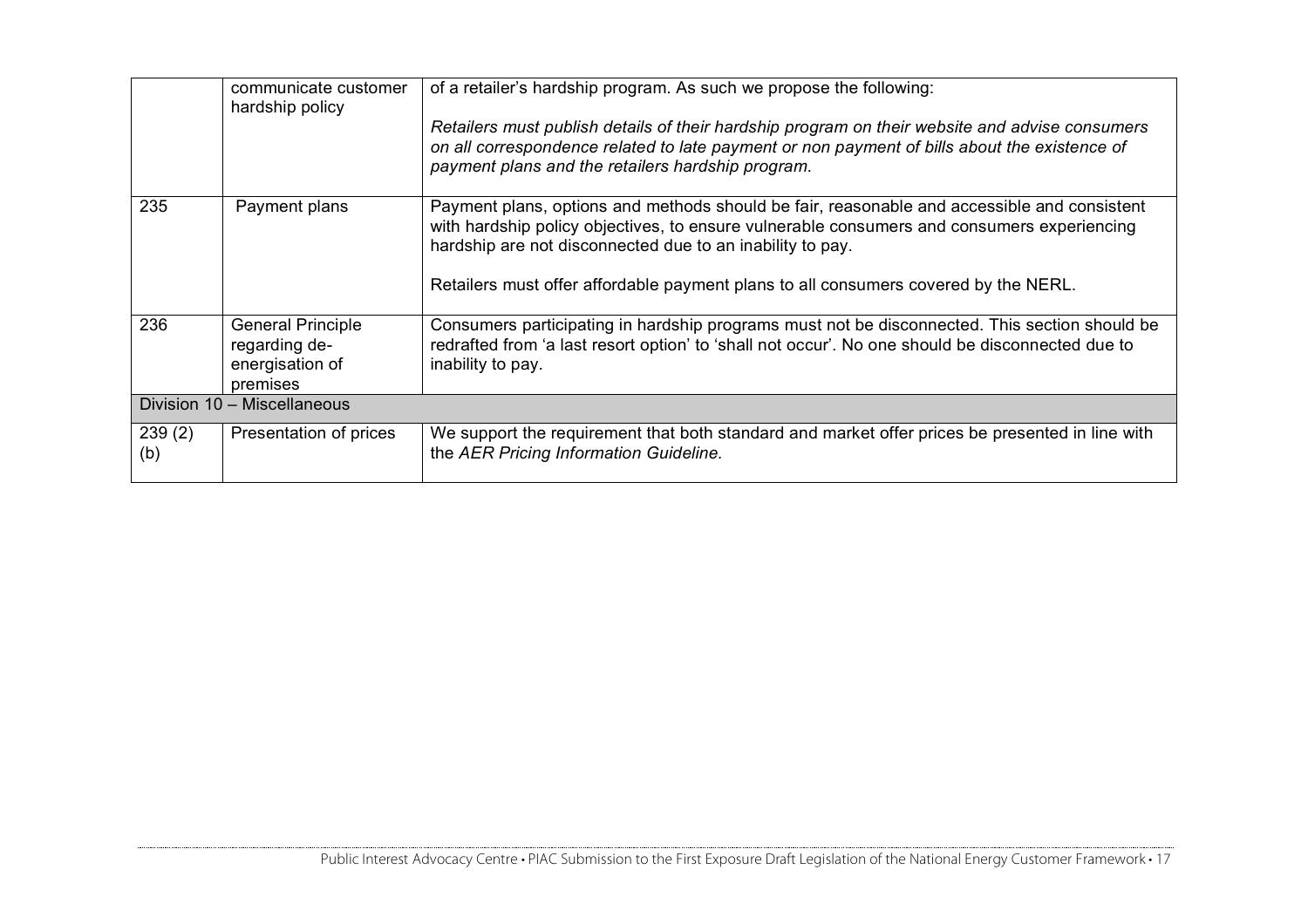| | | |
|---|---|---|
| | communicate customer hardship policy | of a retailer's hardship program. As such we propose the following:<br><br>*Retailers must publish details of their hardship program on their website and advise consumers on all correspondence related to late payment or non payment of bills about the existence of payment plans and the retailers hardship program.* |
| 235 | Payment plans | Payment plans, options and methods should be fair, reasonable and accessible and consistent with hardship policy objectives, to ensure vulnerable consumers and consumers experiencing hardship are not disconnected due to an inability to pay.<br><br>Retailers must offer affordable payment plans to all consumers covered by the NERL. |
| 236 | General Principle regarding de-energisation of premises | Consumers participating in hardship programs must not be disconnected. This section should be redrafted from 'a last resort option' to 'shall not occur'. No one should be disconnected due to inability to pay. |
| Division 10 – Miscellaneous | | |
| 239 (2) (b) | Presentation of prices | We support the requirement that both standard and market offer prices be presented in line with the *AER Pricing Information Guideline.* |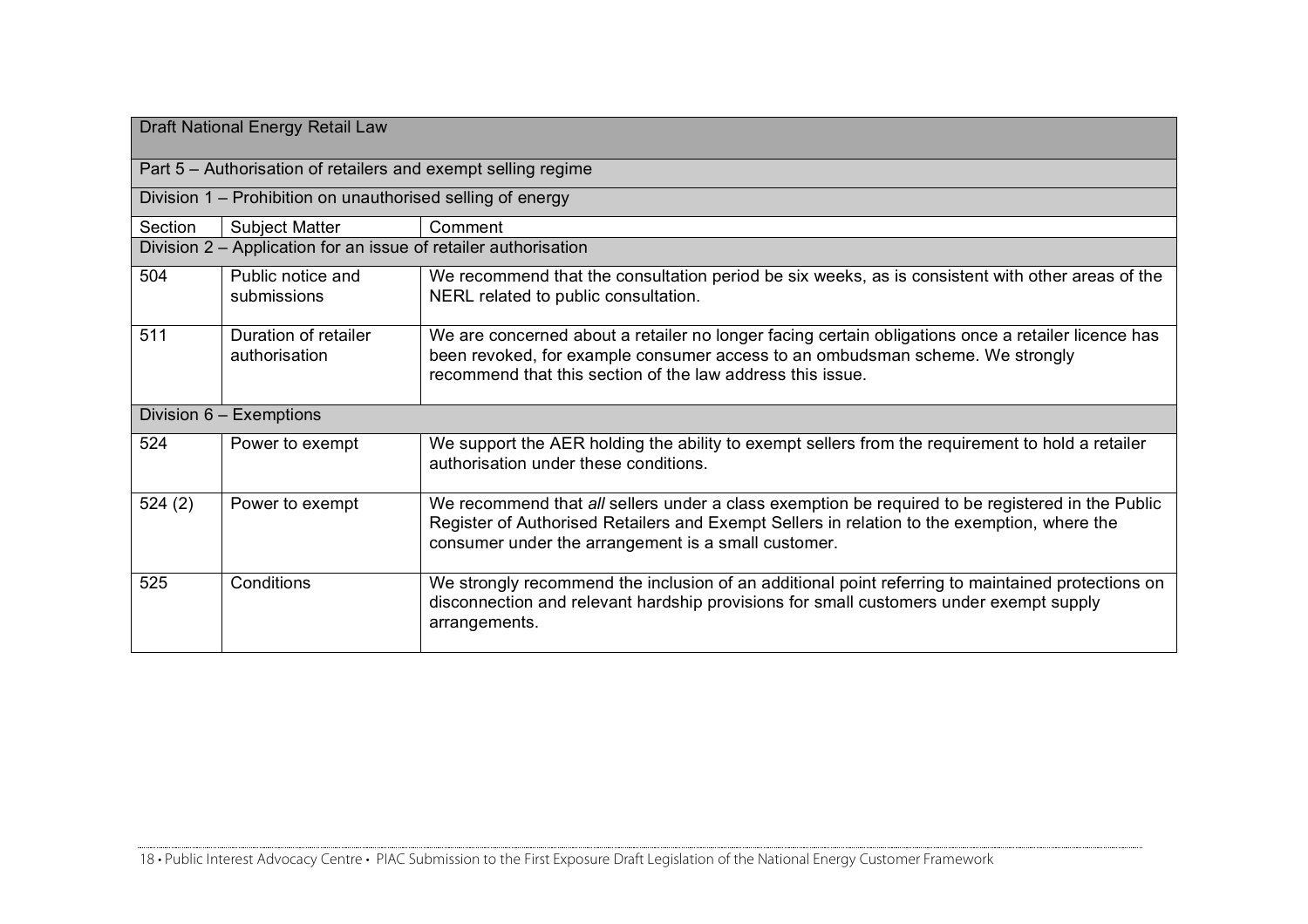| Draft National Energy Retail Law | | |
|---|---|---|
| Part 5 – Authorisation of retailers and exempt selling regime | | |
| Division 1 – Prohibition on unauthorised selling of energy | | |
| Section | Subject Matter | Comment |
| Division 2 – Application for an issue of retailer authorisation | | |
| 504 | Public notice and submissions | We recommend that the consultation period be six weeks, as is consistent with other areas of the NERL related to public consultation. |
| 511 | Duration of retailer authorisation | We are concerned about a retailer no longer facing certain obligations once a retailer licence has been revoked, for example consumer access to an ombudsman scheme. We strongly recommend that this section of the law address this issue. |
| Division 6 – Exemptions | | |
| 524 | Power to exempt | We support the AER holding the ability to exempt sellers from the requirement to hold a retailer authorisation under these conditions. |
| 524 (2) | Power to exempt | We recommend that *all* sellers under a class exemption be required to be registered in the Public Register of Authorised Retailers and Exempt Sellers in relation to the exemption, where the consumer under the arrangement is a small customer. |
| 525 | Conditions | We strongly recommend the inclusion of an additional point referring to maintained protections on disconnection and relevant hardship provisions for small customers under exempt supply arrangements. |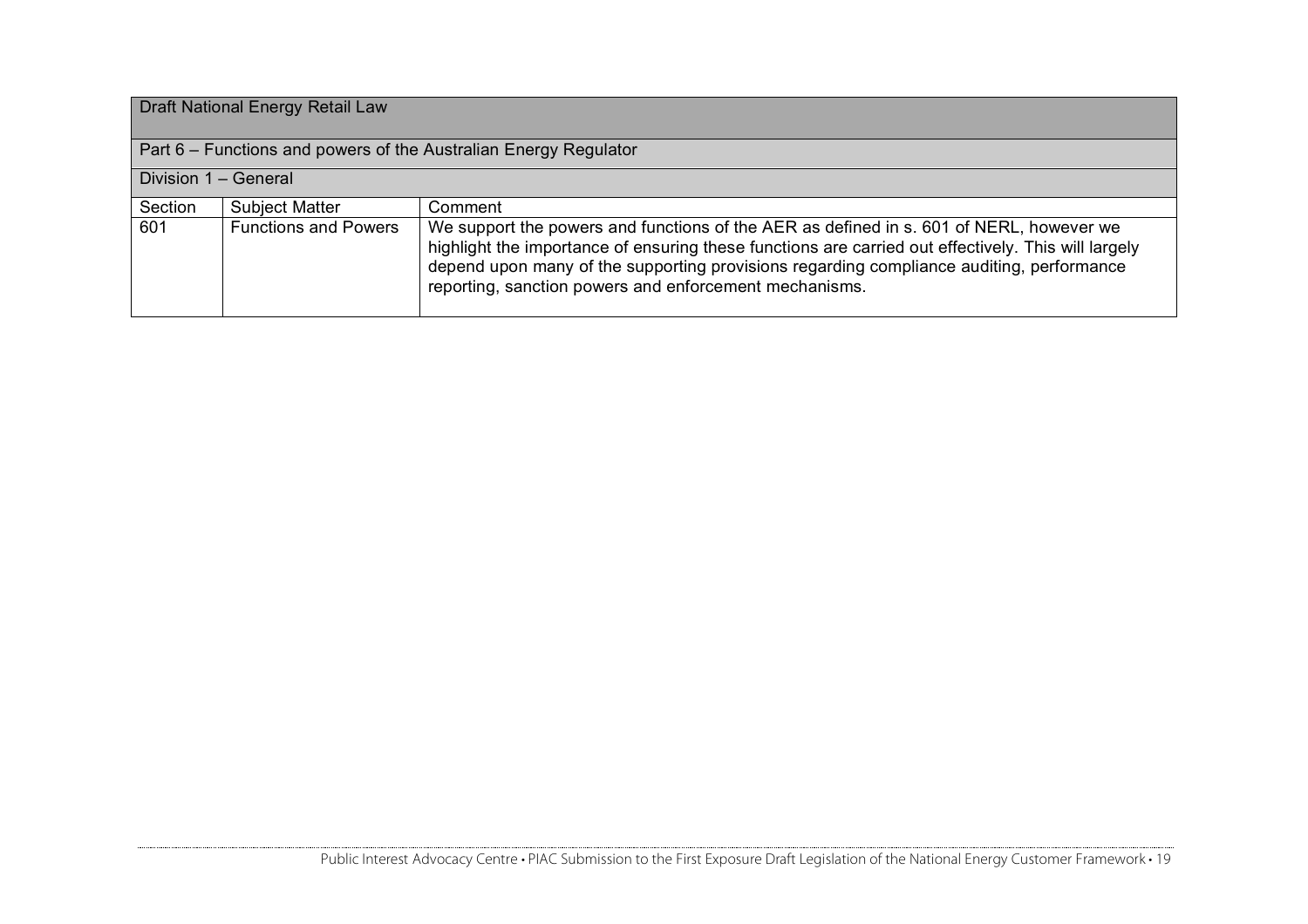| Draft National Energy Retail Law | | |
|---|---|---|
| Part 6 – Functions and powers of the Australian Energy Regulator | | |
| Division 1 – General | | |
| Section | Subject Matter | Comment |
| 601 | Functions and Powers | We support the powers and functions of the AER as defined in s. 601 of NERL, however we highlight the importance of ensuring these functions are carried out effectively. This will largely depend upon many of the supporting provisions regarding compliance auditing, performance reporting, sanction powers and enforcement mechanisms. |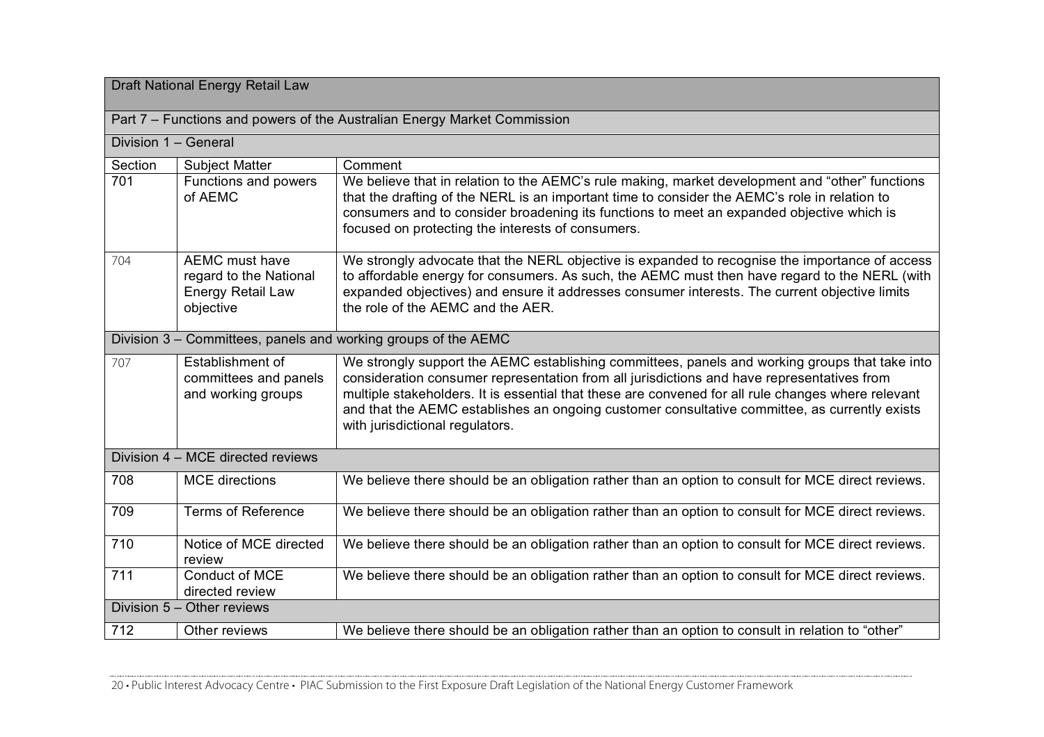| Draft National Energy Retail Law | | |
|---|---|---|
| Part 7 – Functions and powers of the Australian Energy Market Commission | | |
| Division 1 – General | | |
| Section | Subject Matter | Comment |
| 701 | Functions and powers of AEMC | We believe that in relation to the AEMC's rule making, market development and "other" functions that the drafting of the NERL is an important time to consider the AEMC's role in relation to consumers and to consider broadening its functions to meet an expanded objective which is focused on protecting the interests of consumers. |
| 704 | AEMC must have regard to the National Energy Retail Law objective | We strongly advocate that the NERL objective is expanded to recognise the importance of access to affordable energy for consumers. As such, the AEMC must then have regard to the NERL (with expanded objectives) and ensure it addresses consumer interests. The current objective limits the role of the AEMC and the AER. |
| Division 3 – Committees, panels and working groups of the AEMC | | |
| 707 | Establishment of committees and panels and working groups | We strongly support the AEMC establishing committees, panels and working groups that take into consideration consumer representation from all jurisdictions and have representatives from multiple stakeholders. It is essential that these are convened for all rule changes where relevant and that the AEMC establishes an ongoing customer consultative committee, as currently exists with jurisdictional regulators. |
| Division 4 – MCE directed reviews | | |
| 708 | MCE directions | We believe there should be an obligation rather than an option to consult for MCE direct reviews. |
| 709 | Terms of Reference | We believe there should be an obligation rather than an option to consult for MCE direct reviews. |
| 710 | Notice of MCE directed review | We believe there should be an obligation rather than an option to consult for MCE direct reviews. |
| 711 | Conduct of MCE directed review | We believe there should be an obligation rather than an option to consult for MCE direct reviews. |
| Division 5 – Other reviews | | |
| 712 | Other reviews | We believe there should be an obligation rather than an option to consult in relation to "other" |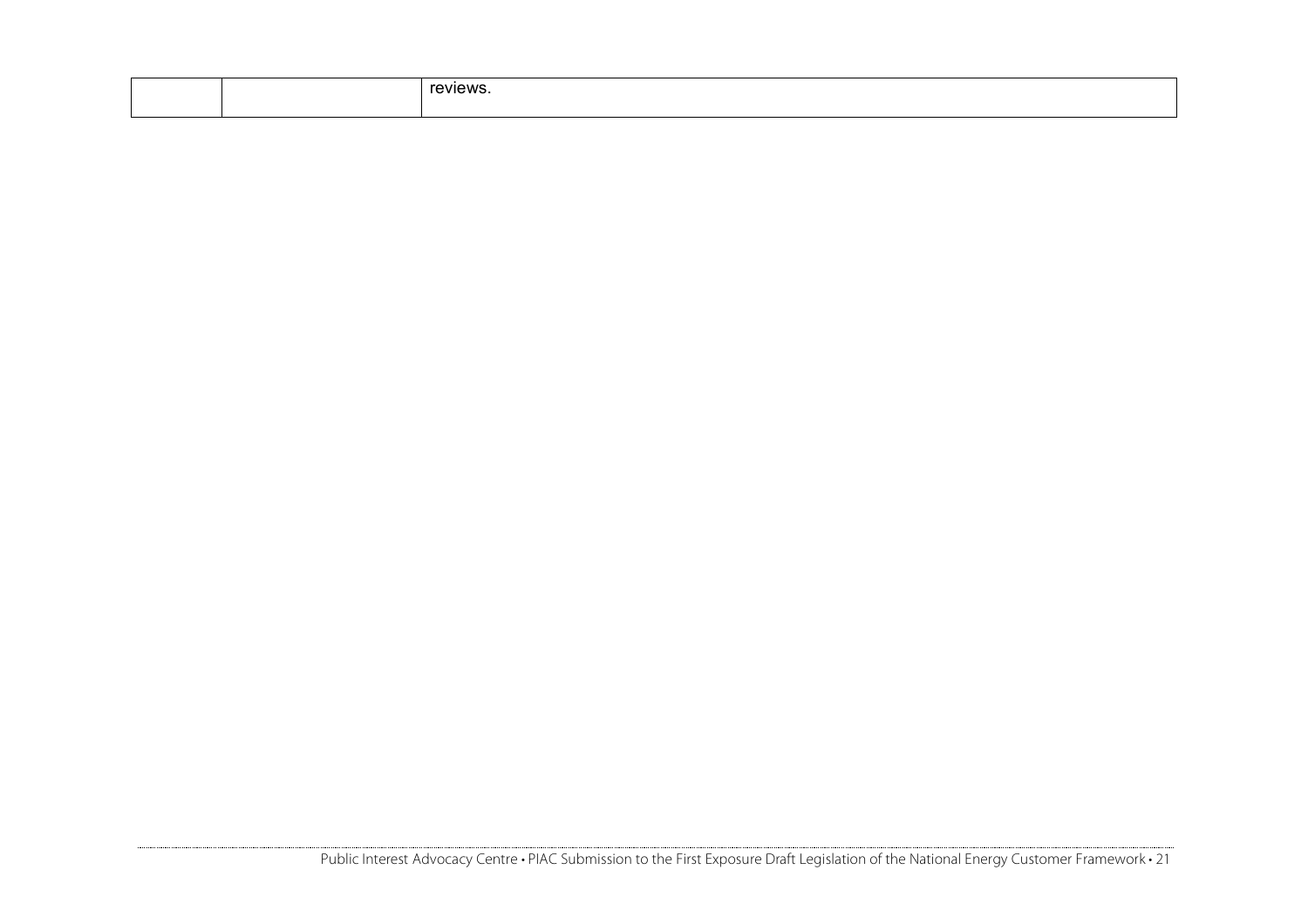| | | |
|---|---|---|
| | | reviews. |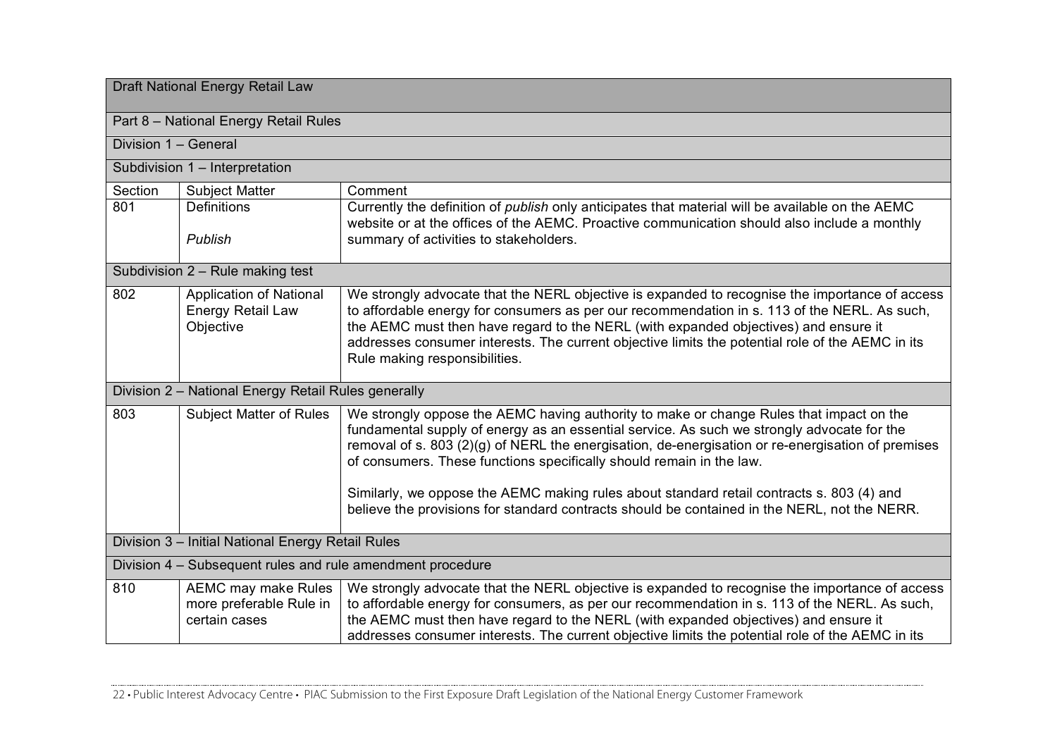| Draft National Energy Retail Law | | |
|---|---|---|
| Part 8 – National Energy Retail Rules | | |
| Division 1 – General | | |
| Subdivision 1 – Interpretation | | |
| Section | Subject Matter | Comment |
| 801 | Definitions<br><br>*Publish* | Currently the definition of *publish* only anticipates that material will be available on the AEMC website or at the offices of the AEMC. Proactive communication should also include a monthly summary of activities to stakeholders. |
| Subdivision 2 – Rule making test | | |
| 802 | Application of National Energy Retail Law Objective | We strongly advocate that the NERL objective is expanded to recognise the importance of access to affordable energy for consumers as per our recommendation in s. 113 of the NERL. As such, the AEMC must then have regard to the NERL (with expanded objectives) and ensure it addresses consumer interests. The current objective limits the potential role of the AEMC in its Rule making responsibilities. |
| Division 2 – National Energy Retail Rules generally | | |
| 803 | Subject Matter of Rules | We strongly oppose the AEMC having authority to make or change Rules that impact on the fundamental supply of energy as an essential service. As such we strongly advocate for the removal of s. 803 (2)(g) of NERL the energisation, de-energisation or re-energisation of premises of consumers. These functions specifically should remain in the law.<br><br>Similarly, we oppose the AEMC making rules about standard retail contracts s. 803 (4) and believe the provisions for standard contracts should be contained in the NERL, not the NERR. |
| Division 3 – Initial National Energy Retail Rules | | |
| Division 4 – Subsequent rules and rule amendment procedure | | |
| 810 | AEMC may make Rules more preferable Rule in certain cases | We strongly advocate that the NERL objective is expanded to recognise the importance of access to affordable energy for consumers, as per our recommendation in s. 113 of the NERL. As such, the AEMC must then have regard to the NERL (with expanded objectives) and ensure it addresses consumer interests. The current objective limits the potential role of the AEMC in its |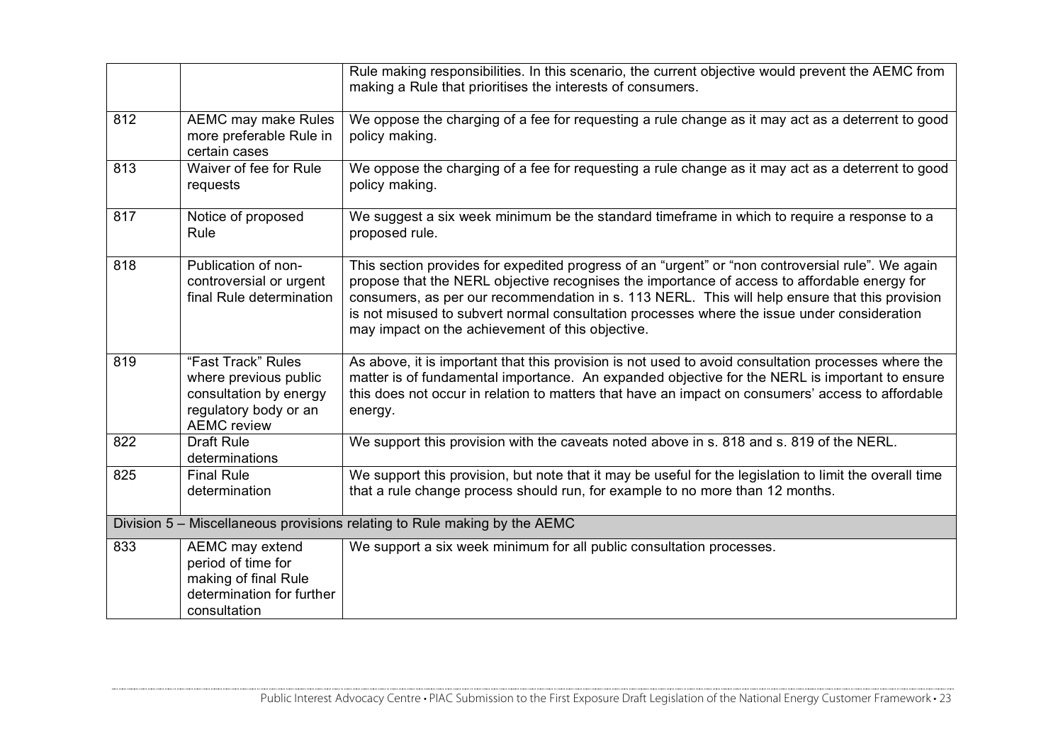| | | |
|---|---|---|
| | | Rule making responsibilities. In this scenario, the current objective would prevent the AEMC from making a Rule that prioritises the interests of consumers. |
| 812 | AEMC may make Rules more preferable Rule in certain cases | We oppose the charging of a fee for requesting a rule change as it may act as a deterrent to good policy making. |
| 813 | Waiver of fee for Rule requests | We oppose the charging of a fee for requesting a rule change as it may act as a deterrent to good policy making. |
| 817 | Notice of proposed Rule | We suggest a six week minimum be the standard timeframe in which to require a response to a proposed rule. |
| 818 | Publication of non-controversial or urgent final Rule determination | This section provides for expedited progress of an "urgent" or "non controversial rule". We again propose that the NERL objective recognises the importance of access to affordable energy for consumers, as per our recommendation in s. 113 NERL. This will help ensure that this provision is not misused to subvert normal consultation processes where the issue under consideration may impact on the achievement of this objective. |
| 819 | "Fast Track" Rules where previous public consultation by energy regulatory body or an AEMC review | As above, it is important that this provision is not used to avoid consultation processes where the matter is of fundamental importance. An expanded objective for the NERL is important to ensure this does not occur in relation to matters that have an impact on consumers' access to affordable energy. |
| 822 | Draft Rule determinations | We support this provision with the caveats noted above in s. 818 and s. 819 of the NERL. |
| 825 | Final Rule determination | We support this provision, but note that it may be useful for the legislation to limit the overall time that a rule change process should run, for example to no more than 12 months. |
| Division 5 – Miscellaneous provisions relating to Rule making by the AEMC | | |
| 833 | AEMC may extend period of time for making of final Rule determination for further consultation | We support a six week minimum for all public consultation processes. |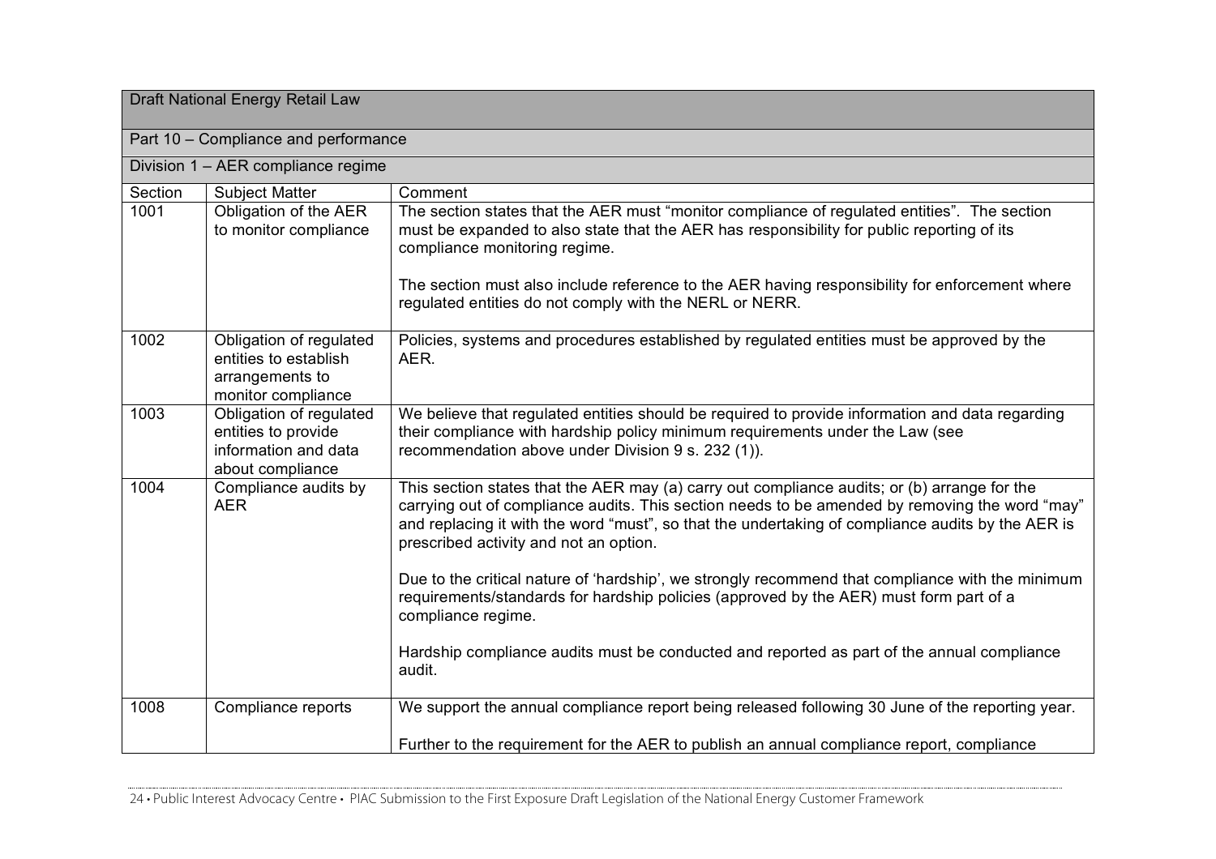| Draft National Energy Retail Law | | |
|---|---|---|
| Part 10 – Compliance and performance | | |
| Division 1 – AER compliance regime | | |
| Section | Subject Matter | Comment |
| 1001 | Obligation of the AER to monitor compliance | The section states that the AER must "monitor compliance of regulated entities". The section must be expanded to also state that the AER has responsibility for public reporting of its compliance monitoring regime.<br><br>The section must also include reference to the AER having responsibility for enforcement where regulated entities do not comply with the NERL or NERR. |
| 1002 | Obligation of regulated entities to establish arrangements to monitor compliance | Policies, systems and procedures established by regulated entities must be approved by the AER. |
| 1003 | Obligation of regulated entities to provide information and data about compliance | We believe that regulated entities should be required to provide information and data regarding their compliance with hardship policy minimum requirements under the Law (see recommendation above under Division 9 s. 232 (1)). |
| 1004 | Compliance audits by AER | This section states that the AER may (a) carry out compliance audits; or (b) arrange for the carrying out of compliance audits. This section needs to be amended by removing the word "may" and replacing it with the word "must", so that the undertaking of compliance audits by the AER is prescribed activity and not an option.<br><br>Due to the critical nature of 'hardship', we strongly recommend that compliance with the minimum requirements/standards for hardship policies (approved by the AER) must form part of a compliance regime.<br><br>Hardship compliance audits must be conducted and reported as part of the annual compliance audit. |
| 1008 | Compliance reports | We support the annual compliance report being released following 30 June of the reporting year.<br><br>Further to the requirement for the AER to publish an annual compliance report, compliance |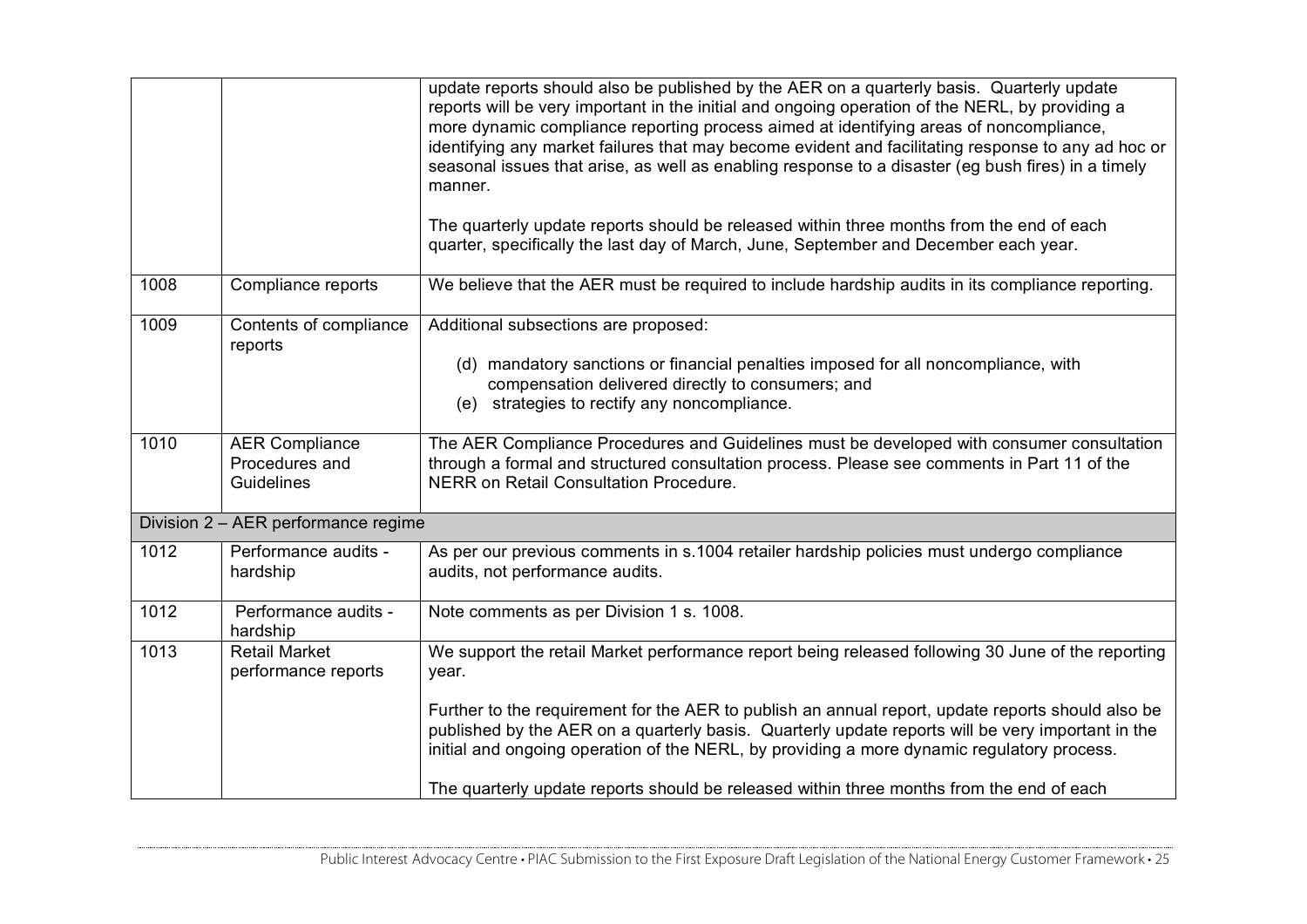| | | |
|---|---|---|
| | | update reports should also be published by the AER on a quarterly basis. Quarterly update reports will be very important in the initial and ongoing operation of the NERL, by providing a more dynamic compliance reporting process aimed at identifying areas of noncompliance, identifying any market failures that may become evident and facilitating response to any ad hoc or seasonal issues that arise, as well as enabling response to a disaster (eg bush fires) in a timely manner.<br><br>The quarterly update reports should be released within three months from the end of each quarter, specifically the last day of March, June, September and December each year. |
| 1008 | Compliance reports | We believe that the AER must be required to include hardship audits in its compliance reporting. |
| 1009 | Contents of compliance reports | Additional subsections are proposed:<br><br>(d) mandatory sanctions or financial penalties imposed for all noncompliance, with compensation delivered directly to consumers; and<br>(e) strategies to rectify any noncompliance. |
| 1010 | AER Compliance Procedures and Guidelines | The AER Compliance Procedures and Guidelines must be developed with consumer consultation through a formal and structured consultation process. Please see comments in Part 11 of the NERR on Retail Consultation Procedure. |
| Division 2 – AER performance regime | | |
| 1012 | Performance audits - hardship | As per our previous comments in s.1004 retailer hardship policies must undergo compliance audits, not performance audits. |
| 1012 | Performance audits - hardship | Note comments as per Division 1 s. 1008. |
| 1013 | Retail Market performance reports | We support the retail Market performance report being released following 30 June of the reporting year.<br><br>Further to the requirement for the AER to publish an annual report, update reports should also be published by the AER on a quarterly basis. Quarterly update reports will be very important in the initial and ongoing operation of the NERL, by providing a more dynamic regulatory process.<br><br>The quarterly update reports should be released within three months from the end of each |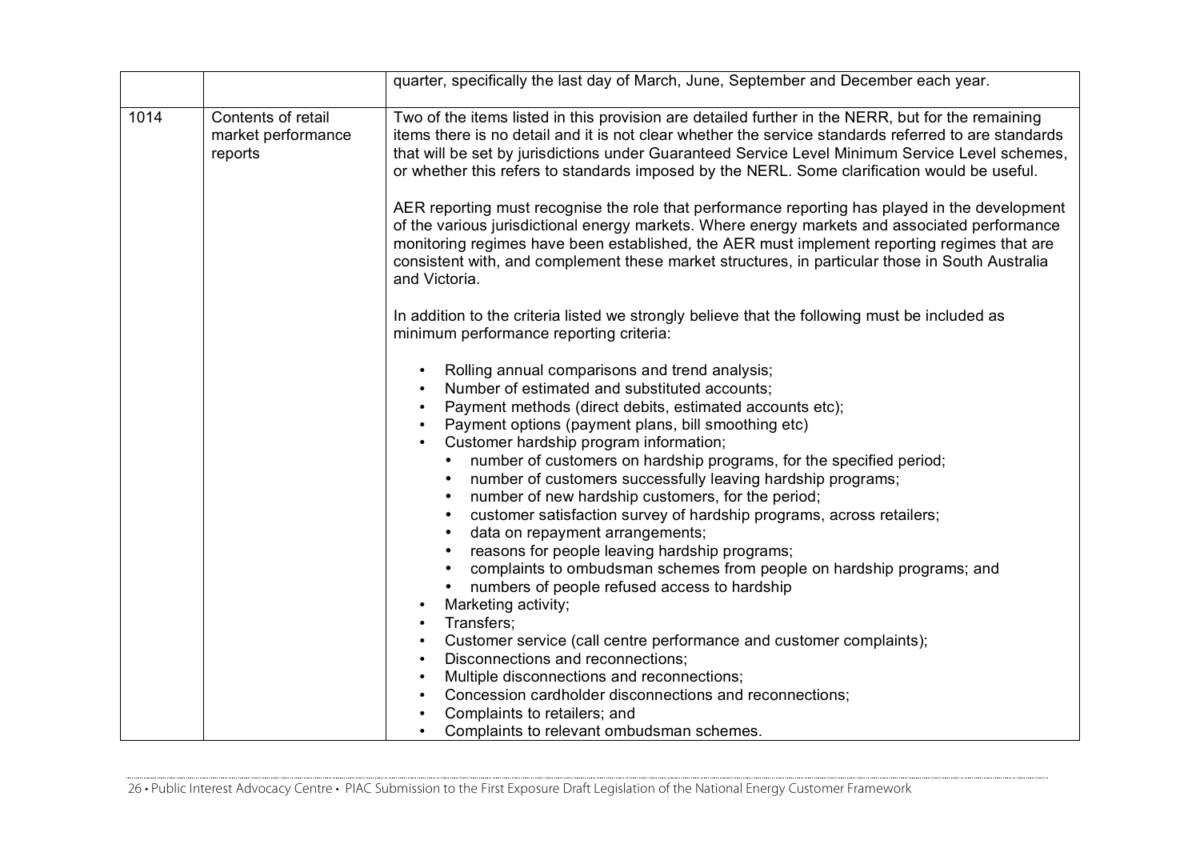| | | |
|---|---|---|
| | | quarter, specifically the last day of March, June, September and December each year. |
| 1014 | Contents of retail market performance reports | Two of the items listed in this provision are detailed further in the NERR, but for the remaining items there is no detail and it is not clear whether the service standards referred to are standards that will be set by jurisdictions under Guaranteed Service Level Minimum Service Level schemes, or whether this refers to standards imposed by the NERL. Some clarification would be useful.<br><br>AER reporting must recognise the role that performance reporting has played in the development of the various jurisdictional energy markets. Where energy markets and associated performance monitoring regimes have been established, the AER must implement reporting regimes that are consistent with, and complement these market structures, in particular those in South Australia and Victoria.<br><br>In addition to the criteria listed we strongly believe that the following must be included as minimum performance reporting criteria:<br><br>• Rolling annual comparisons and trend analysis;<br>• Number of estimated and substituted accounts;<br>• Payment methods (direct debits, estimated accounts etc);<br>• Payment options (payment plans, bill smoothing etc)<br>• Customer hardship program information;<br>&nbsp;&nbsp;&nbsp;&nbsp;• number of customers on hardship programs, for the specified period;<br>&nbsp;&nbsp;&nbsp;&nbsp;• number of customers successfully leaving hardship programs;<br>&nbsp;&nbsp;&nbsp;&nbsp;• number of new hardship customers, for the period;<br>&nbsp;&nbsp;&nbsp;&nbsp;• customer satisfaction survey of hardship programs, across retailers;<br>&nbsp;&nbsp;&nbsp;&nbsp;• data on repayment arrangements;<br>&nbsp;&nbsp;&nbsp;&nbsp;• reasons for people leaving hardship programs;<br>&nbsp;&nbsp;&nbsp;&nbsp;• complaints to ombudsman schemes from people on hardship programs; and<br>&nbsp;&nbsp;&nbsp;&nbsp;• numbers of people refused access to hardship<br>• Marketing activity;<br>• Transfers;<br>• Customer service (call centre performance and customer complaints);<br>• Disconnections and reconnections;<br>• Multiple disconnections and reconnections;<br>• Concession cardholder disconnections and reconnections;<br>• Complaints to retailers; and<br>• Complaints to relevant ombudsman schemes. |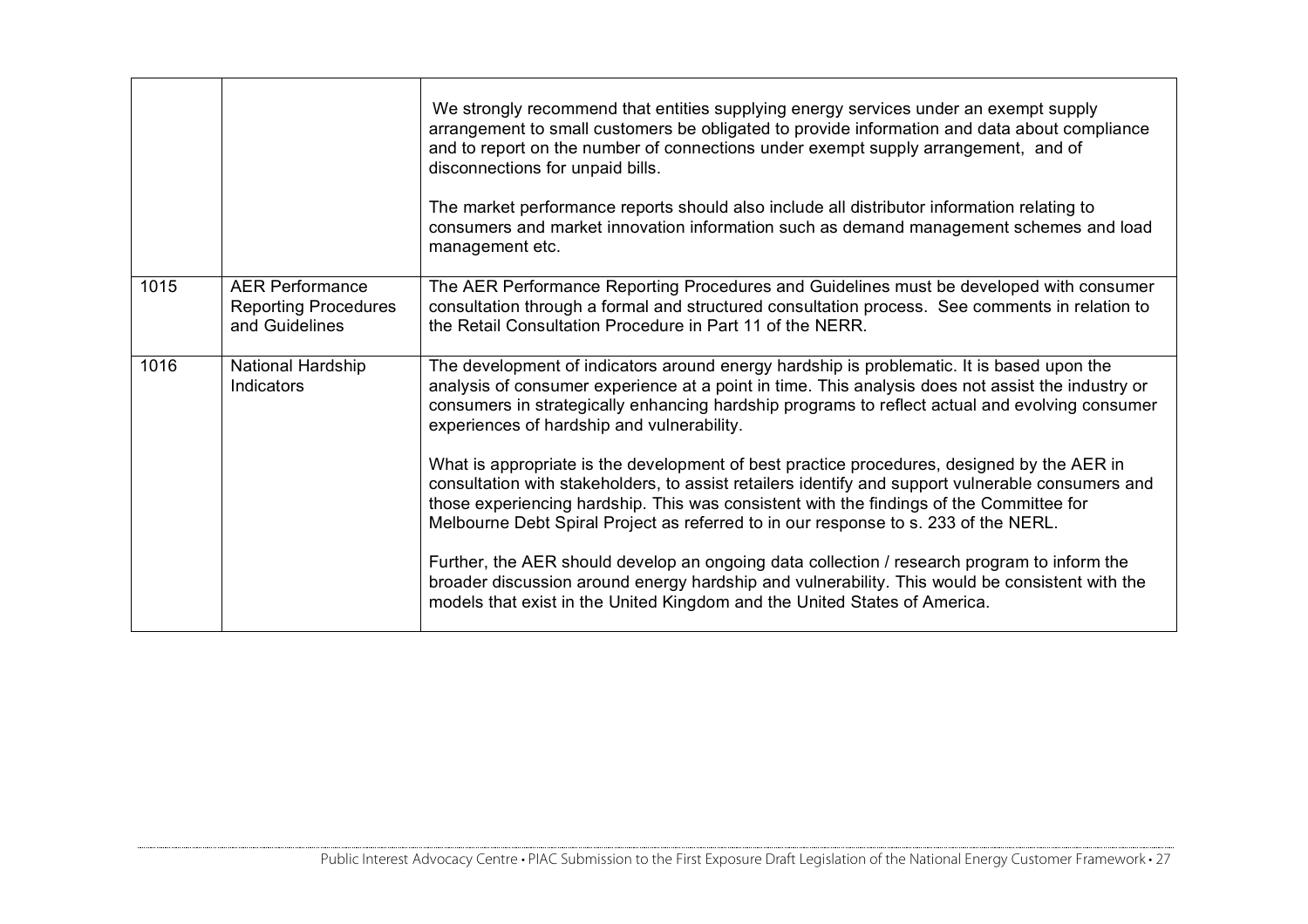| | | |
|---|---|---|
| | | We strongly recommend that entities supplying energy services under an exempt supply arrangement to small customers be obligated to provide information and data about compliance and to report on the number of connections under exempt supply arrangement, and of disconnections for unpaid bills.<br><br>The market performance reports should also include all distributor information relating to consumers and market innovation information such as demand management schemes and load management etc. |
| 1015 | AER Performance Reporting Procedures and Guidelines | The AER Performance Reporting Procedures and Guidelines must be developed with consumer consultation through a formal and structured consultation process. See comments in relation to the Retail Consultation Procedure in Part 11 of the NERR. |
| 1016 | National Hardship Indicators | The development of indicators around energy hardship is problematic. It is based upon the analysis of consumer experience at a point in time. This analysis does not assist the industry or consumers in strategically enhancing hardship programs to reflect actual and evolving consumer experiences of hardship and vulnerability.<br><br>What is appropriate is the development of best practice procedures, designed by the AER in consultation with stakeholders, to assist retailers identify and support vulnerable consumers and those experiencing hardship. This was consistent with the findings of the Committee for Melbourne Debt Spiral Project as referred to in our response to s. 233 of the NERL.<br><br>Further, the AER should develop an ongoing data collection / research program to inform the broader discussion around energy hardship and vulnerability. This would be consistent with the models that exist in the United Kingdom and the United States of America. |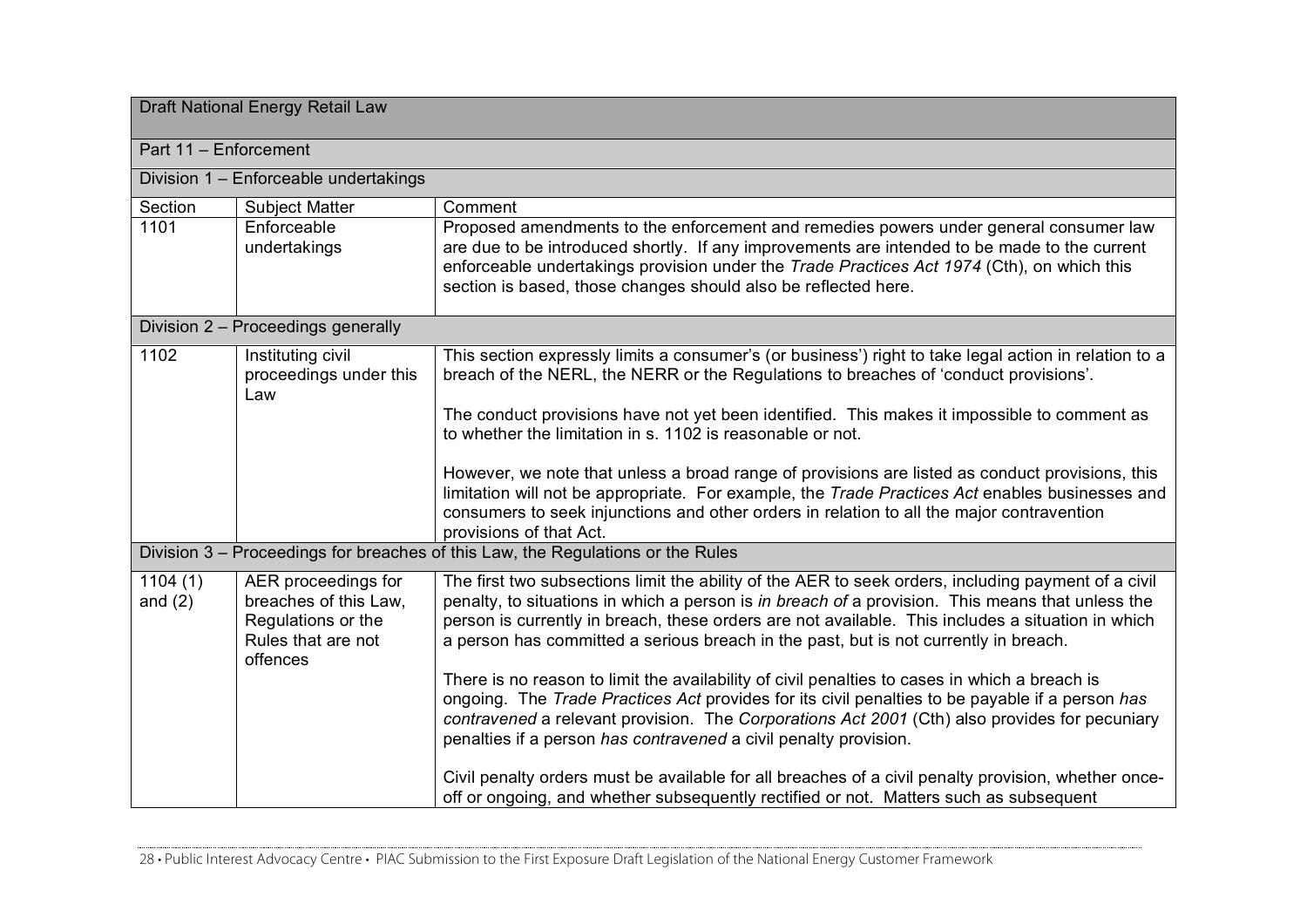| Draft National Energy Retail Law | | |
|---|---|---|
| Part 11 – Enforcement | | |
| Division 1 – Enforceable undertakings | | |
| Section | Subject Matter | Comment |
| 1101 | Enforceable undertakings | Proposed amendments to the enforcement and remedies powers under general consumer law are due to be introduced shortly. If any improvements are intended to be made to the current enforceable undertakings provision under the *Trade Practices Act 1974* (Cth), on which this section is based, those changes should also be reflected here. |
| Division 2 – Proceedings generally | | |
| 1102 | Instituting civil proceedings under this Law | This section expressly limits a consumer's (or business') right to take legal action in relation to a breach of the NERL, the NERR or the Regulations to breaches of 'conduct provisions'.<br><br>The conduct provisions have not yet been identified. This makes it impossible to comment as to whether the limitation in s. 1102 is reasonable or not.<br><br>However, we note that unless a broad range of provisions are listed as conduct provisions, this limitation will not be appropriate. For example, the *Trade Practices Act* enables businesses and consumers to seek injunctions and other orders in relation to all the major contravention provisions of that Act. |
| Division 3 – Proceedings for breaches of this Law, the Regulations or the Rules | | |
| 1104 (1) and (2) | AER proceedings for breaches of this Law, Regulations or the Rules that are not offences | The first two subsections limit the ability of the AER to seek orders, including payment of a civil penalty, to situations in which a person is *in breach of* a provision. This means that unless the person is currently in breach, these orders are not available. This includes a situation in which a person has committed a serious breach in the past, but is not currently in breach.<br><br>There is no reason to limit the availability of civil penalties to cases in which a breach is ongoing. The *Trade Practices Act* provides for its civil penalties to be payable if a person *has contravened* a relevant provision. The *Corporations Act 2001* (Cth) also provides for pecuniary penalties if a person *has contravened* a civil penalty provision.<br><br>Civil penalty orders must be available for all breaches of a civil penalty provision, whether once-off or ongoing, and whether subsequently rectified or not. Matters such as subsequent |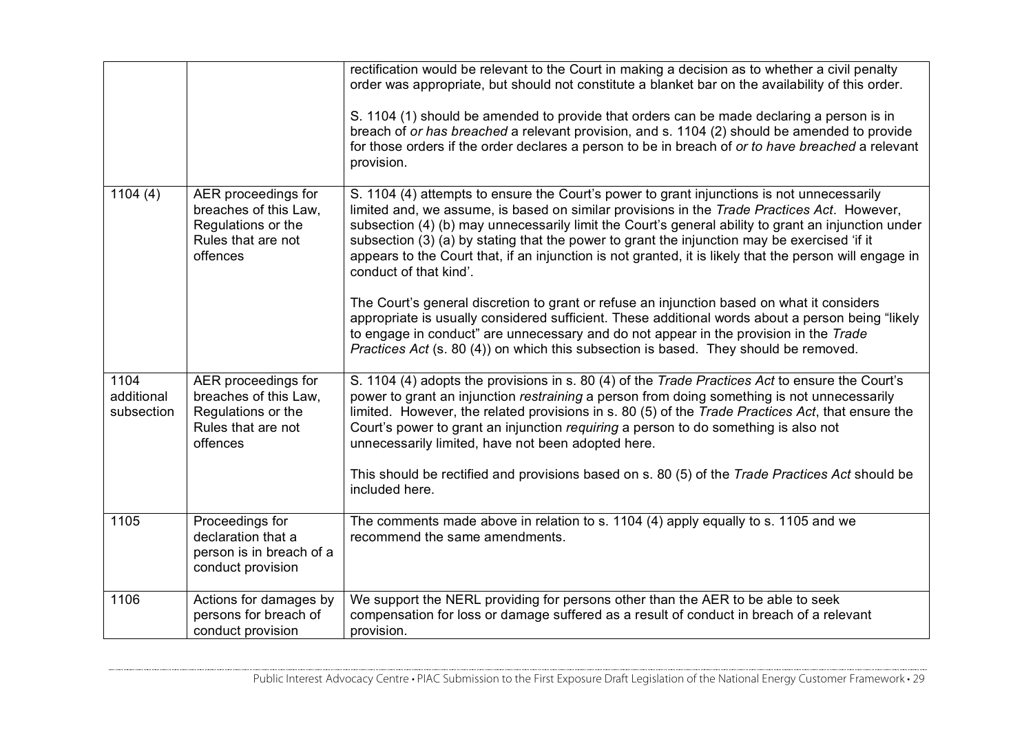| | | |
|---|---|---|
| | | rectification would be relevant to the Court in making a decision as to whether a civil penalty order was appropriate, but should not constitute a blanket bar on the availability of this order.<br><br>S. 1104 (1) should be amended to provide that orders can be made declaring a person is in breach of *or has breached* a relevant provision, and s. 1104 (2) should be amended to provide for those orders if the order declares a person to be in breach of *or to have breached* a relevant provision. |
| 1104 (4) | AER proceedings for breaches of this Law, Regulations or the Rules that are not offences | S. 1104 (4) attempts to ensure the Court's power to grant injunctions is not unnecessarily limited and, we assume, is based on similar provisions in the *Trade Practices Act*. However, subsection (4) (b) may unnecessarily limit the Court's general ability to grant an injunction under subsection (3) (a) by stating that the power to grant the injunction may be exercised 'if it appears to the Court that, if an injunction is not granted, it is likely that the person will engage in conduct of that kind'.<br><br>The Court's general discretion to grant or refuse an injunction based on what it considers appropriate is usually considered sufficient. These additional words about a person being "likely to engage in conduct" are unnecessary and do not appear in the provision in the *Trade Practices Act* (s. 80 (4)) on which this subsection is based. They should be removed. |
| 1104 additional subsection | AER proceedings for breaches of this Law, Regulations or the Rules that are not offences | S. 1104 (4) adopts the provisions in s. 80 (4) of the *Trade Practices Act* to ensure the Court's power to grant an injunction *restraining* a person from doing something is not unnecessarily limited. However, the related provisions in s. 80 (5) of the *Trade Practices Act*, that ensure the Court's power to grant an injunction *requiring* a person to do something is also not unnecessarily limited, have not been adopted here.<br><br>This should be rectified and provisions based on s. 80 (5) of the *Trade Practices Act* should be included here. |
| 1105 | Proceedings for declaration that a person is in breach of a conduct provision | The comments made above in relation to s. 1104 (4) apply equally to s. 1105 and we recommend the same amendments. |
| 1106 | Actions for damages by persons for breach of conduct provision | We support the NERL providing for persons other than the AER to be able to seek compensation for loss or damage suffered as a result of conduct in breach of a relevant provision. |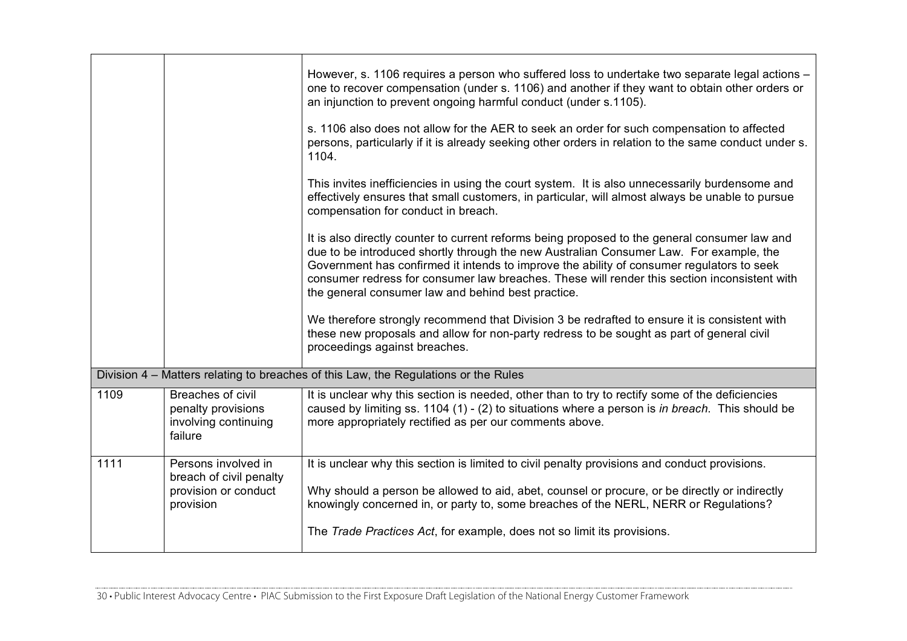| | | |
|---|---|---|
| | | However, s. 1106 requires a person who suffered loss to undertake two separate legal actions – one to recover compensation (under s. 1106) and another if they want to obtain other orders or an injunction to prevent ongoing harmful conduct (under s.1105).<br><br>s. 1106 also does not allow for the AER to seek an order for such compensation to affected persons, particularly if it is already seeking other orders in relation to the same conduct under s. 1104.<br><br>This invites inefficiencies in using the court system. It is also unnecessarily burdensome and effectively ensures that small customers, in particular, will almost always be unable to pursue compensation for conduct in breach.<br><br>It is also directly counter to current reforms being proposed to the general consumer law and due to be introduced shortly through the new Australian Consumer Law. For example, the Government has confirmed it intends to improve the ability of consumer regulators to seek consumer redress for consumer law breaches. These will render this section inconsistent with the general consumer law and behind best practice.<br><br>We therefore strongly recommend that Division 3 be redrafted to ensure it is consistent with these new proposals and allow for non-party redress to be sought as part of general civil proceedings against breaches. |
| **Division 4 – Matters relating to breaches of this Law, the Regulations or the Rules** | | |
| 1109 | Breaches of civil penalty provisions involving continuing failure | It is unclear why this section is needed, other than to try to rectify some of the deficiencies caused by limiting ss. 1104 (1) - (2) to situations where a person is *in breach*. This should be more appropriately rectified as per our comments above. |
| 1111 | Persons involved in breach of civil penalty provision or conduct provision | It is unclear why this section is limited to civil penalty provisions and conduct provisions.<br><br>Why should a person be allowed to aid, abet, counsel or procure, or be directly or indirectly knowingly concerned in, or party to, some breaches of the NERL, NERR or Regulations?<br><br>The *Trade Practices Act*, for example, does not so limit its provisions. |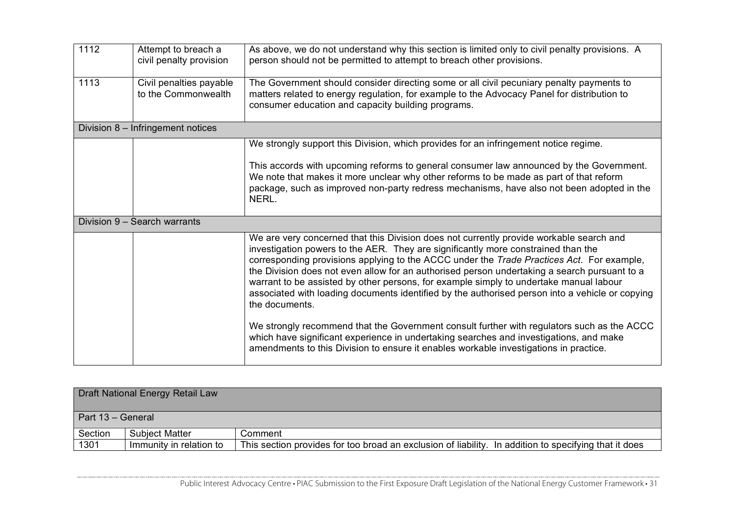| | | |
|---|---|---|
| 1112 | Attempt to breach a civil penalty provision | As above, we do not understand why this section is limited only to civil penalty provisions. A person should not be permitted to attempt to breach other provisions. |
| 1113 | Civil penalties payable to the Commonwealth | The Government should consider directing some or all civil pecuniary penalty payments to matters related to energy regulation, for example to the Advocacy Panel for distribution to consumer education and capacity building programs. |
| Division 8 – Infringement notices | | |
| | | We strongly support this Division, which provides for an infringement notice regime.<br><br>This accords with upcoming reforms to general consumer law announced by the Government. We note that makes it more unclear why other reforms to be made as part of that reform package, such as improved non-party redress mechanisms, have also not been adopted in the NERL. |
| Division 9 – Search warrants | | |
| | | We are very concerned that this Division does not currently provide workable search and investigation powers to the AER. They are significantly more constrained than the corresponding provisions applying to the ACCC under the *Trade Practices Act*. For example, the Division does not even allow for an authorised person undertaking a search pursuant to a warrant to be assisted by other persons, for example simply to undertake manual labour associated with loading documents identified by the authorised person into a vehicle or copying the documents.<br><br>We strongly recommend that the Government consult further with regulators such as the ACCC which have significant experience in undertaking searches and investigations, and make amendments to this Division to ensure it enables workable investigations in practice. |

| Draft National Energy Retail Law | | |
|---|---|---|
| Part 13 – General | | |
| Section | Subject Matter | Comment |
| 1301 | Immunity in relation to | This section provides for too broad an exclusion of liability. In addition to specifying that it does |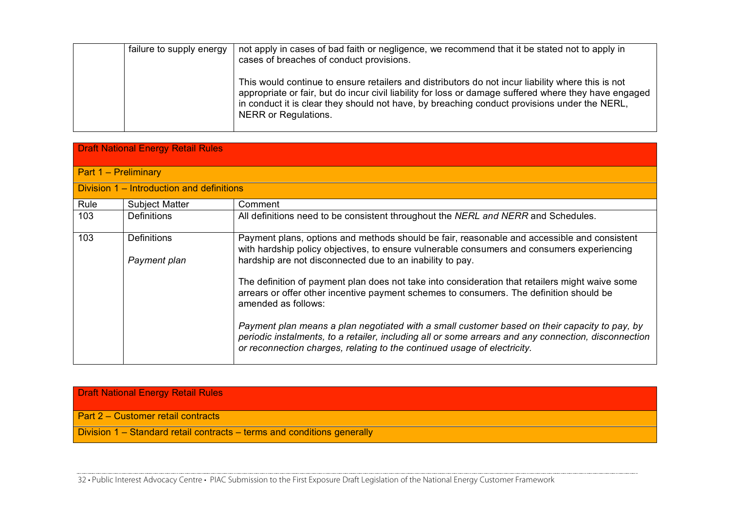| | | |
|---|---|---|
| | failure to supply energy | not apply in cases of bad faith or negligence, we recommend that it be stated not to apply in cases of breaches of conduct provisions.<br><br>This would continue to ensure retailers and distributors do not incur liability where this is not appropriate or fair, but do incur civil liability for loss or damage suffered where they have engaged in conduct it is clear they should not have, by breaching conduct provisions under the NERL, NERR or Regulations. |

| Draft National Energy Retail Rules | | |
|---|---|---|
| **Part 1 – Preliminary** | | |
| **Division 1 – Introduction and definitions** | | |
| Rule | Subject Matter | Comment |
| 103 | Definitions | All definitions need to be consistent throughout the *NERL and NERR* and Schedules. |
| 103 | Definitions<br><br>*Payment plan* | Payment plans, options and methods should be fair, reasonable and accessible and consistent with hardship policy objectives, to ensure vulnerable consumers and consumers experiencing hardship are not disconnected due to an inability to pay.<br><br>The definition of payment plan does not take into consideration that retailers might waive some arrears or offer other incentive payment schemes to consumers. The definition should be amended as follows:<br><br>*Payment plan means a plan negotiated with a small customer based on their capacity to pay, by periodic instalments, to a retailer, including all or some arrears and any connection, disconnection or reconnection charges, relating to the continued usage of electricity.* |

| Draft National Energy Retail Rules |
|---|
| **Part 2 – Customer retail contracts** |
| **Division 1 – Standard retail contracts – terms and conditions generally** |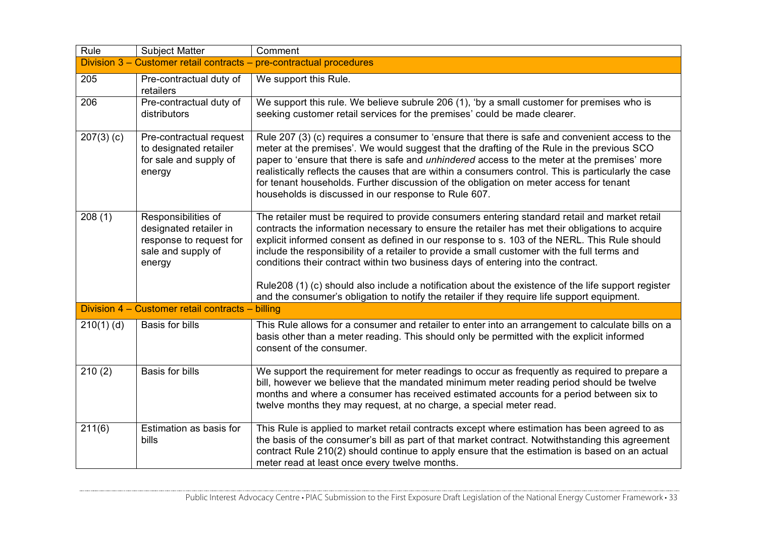| Rule | Subject Matter | Comment |
|---|---|---|
| Division 3 – Customer retail contracts – pre-contractual procedures | | |
| 205 | Pre-contractual duty of retailers | We support this Rule. |
| 206 | Pre-contractual duty of distributors | We support this rule. We believe subrule 206 (1), 'by a small customer for premises who is seeking customer retail services for the premises' could be made clearer. |
| 207(3) (c) | Pre-contractual request to designated retailer for sale and supply of energy | Rule 207 (3) (c) requires a consumer to 'ensure that there is safe and convenient access to the meter at the premises'. We would suggest that the drafting of the Rule in the previous SCO paper to 'ensure that there is safe and *unhindered* access to the meter at the premises' more realistically reflects the causes that are within a consumers control. This is particularly the case for tenant households. Further discussion of the obligation on meter access for tenant households is discussed in our response to Rule 607. |
| 208 (1) | Responsibilities of designated retailer in response to request for sale and supply of energy | The retailer must be required to provide consumers entering standard retail and market retail contracts the information necessary to ensure the retailer has met their obligations to acquire explicit informed consent as defined in our response to s. 103 of the NERL. This Rule should include the responsibility of a retailer to provide a small customer with the full terms and conditions their contract within two business days of entering into the contract.<br><br>Rule208 (1) (c) should also include a notification about the existence of the life support register and the consumer's obligation to notify the retailer if they require life support equipment. |
| Division 4 – Customer retail contracts – billing | | |
| 210(1) (d) | Basis for bills | This Rule allows for a consumer and retailer to enter into an arrangement to calculate bills on a basis other than a meter reading. This should only be permitted with the explicit informed consent of the consumer. |
| 210 (2) | Basis for bills | We support the requirement for meter readings to occur as frequently as required to prepare a bill, however we believe that the mandated minimum meter reading period should be twelve months and where a consumer has received estimated accounts for a period between six to twelve months they may request, at no charge, a special meter read. |
| 211(6) | Estimation as basis for bills | This Rule is applied to market retail contracts except where estimation has been agreed to as the basis of the consumer's bill as part of that market contract. Notwithstanding this agreement contract Rule 210(2) should continue to apply ensure that the estimation is based on an actual meter read at least once every twelve months. |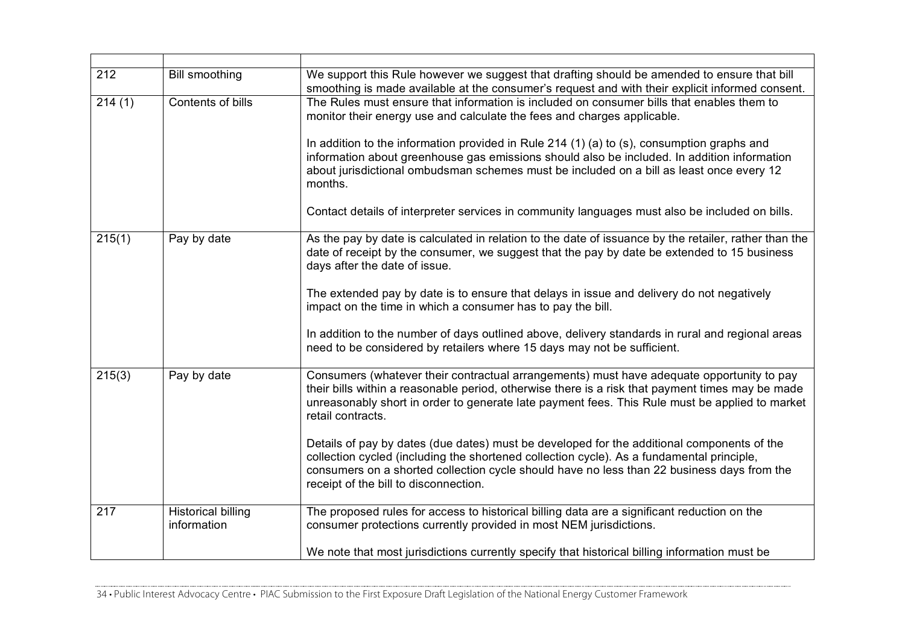| | | |
|---|---|---|
| 212 | Bill smoothing | We support this Rule however we suggest that drafting should be amended to ensure that bill smoothing is made available at the consumer's request and with their explicit informed consent. |
| 214 (1) | Contents of bills | The Rules must ensure that information is included on consumer bills that enables them to monitor their energy use and calculate the fees and charges applicable.<br><br>In addition to the information provided in Rule 214 (1) (a) to (s), consumption graphs and information about greenhouse gas emissions should also be included. In addition information about jurisdictional ombudsman schemes must be included on a bill as least once every 12 months.<br><br>Contact details of interpreter services in community languages must also be included on bills. |
| 215(1) | Pay by date | As the pay by date is calculated in relation to the date of issuance by the retailer, rather than the date of receipt by the consumer, we suggest that the pay by date be extended to 15 business days after the date of issue.<br><br>The extended pay by date is to ensure that delays in issue and delivery do not negatively impact on the time in which a consumer has to pay the bill.<br><br>In addition to the number of days outlined above, delivery standards in rural and regional areas need to be considered by retailers where 15 days may not be sufficient. |
| 215(3) | Pay by date | Consumers (whatever their contractual arrangements) must have adequate opportunity to pay their bills within a reasonable period, otherwise there is a risk that payment times may be made unreasonably short in order to generate late payment fees. This Rule must be applied to market retail contracts.<br><br>Details of pay by dates (due dates) must be developed for the additional components of the collection cycled (including the shortened collection cycle). As a fundamental principle, consumers on a shorted collection cycle should have no less than 22 business days from the receipt of the bill to disconnection. |
| 217 | Historical billing information | The proposed rules for access to historical billing data are a significant reduction on the consumer protections currently provided in most NEM jurisdictions.<br><br>We note that most jurisdictions currently specify that historical billing information must be |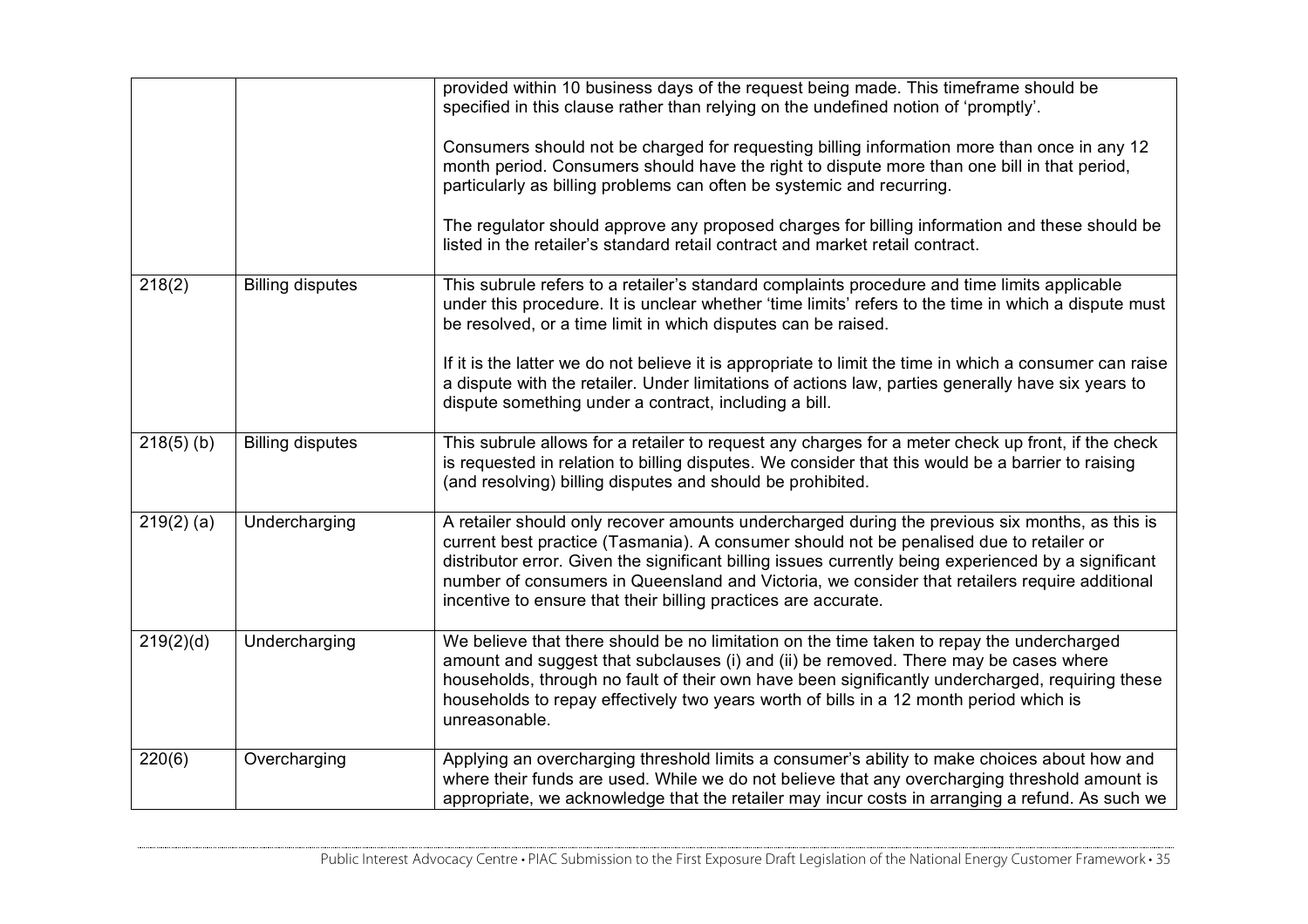| | | |
|---|---|---|
| | | provided within 10 business days of the request being made. This timeframe should be specified in this clause rather than relying on the undefined notion of 'promptly'.<br><br>Consumers should not be charged for requesting billing information more than once in any 12 month period. Consumers should have the right to dispute more than one bill in that period, particularly as billing problems can often be systemic and recurring.<br><br>The regulator should approve any proposed charges for billing information and these should be listed in the retailer's standard retail contract and market retail contract. |
| 218(2) | Billing disputes | This subrule refers to a retailer's standard complaints procedure and time limits applicable under this procedure. It is unclear whether 'time limits' refers to the time in which a dispute must be resolved, or a time limit in which disputes can be raised.<br><br>If it is the latter we do not believe it is appropriate to limit the time in which a consumer can raise a dispute with the retailer. Under limitations of actions law, parties generally have six years to dispute something under a contract, including a bill. |
| 218(5) (b) | Billing disputes | This subrule allows for a retailer to request any charges for a meter check up front, if the check is requested in relation to billing disputes. We consider that this would be a barrier to raising (and resolving) billing disputes and should be prohibited. |
| 219(2) (a) | Undercharging | A retailer should only recover amounts undercharged during the previous six months, as this is current best practice (Tasmania). A consumer should not be penalised due to retailer or distributor error. Given the significant billing issues currently being experienced by a significant number of consumers in Queensland and Victoria, we consider that retailers require additional incentive to ensure that their billing practices are accurate. |
| 219(2)(d) | Undercharging | We believe that there should be no limitation on the time taken to repay the undercharged amount and suggest that subclauses (i) and (ii) be removed. There may be cases where households, through no fault of their own have been significantly undercharged, requiring these households to repay effectively two years worth of bills in a 12 month period which is unreasonable. |
| 220(6) | Overcharging | Applying an overcharging threshold limits a consumer's ability to make choices about how and where their funds are used. While we do not believe that any overcharging threshold amount is appropriate, we acknowledge that the retailer may incur costs in arranging a refund. As such we |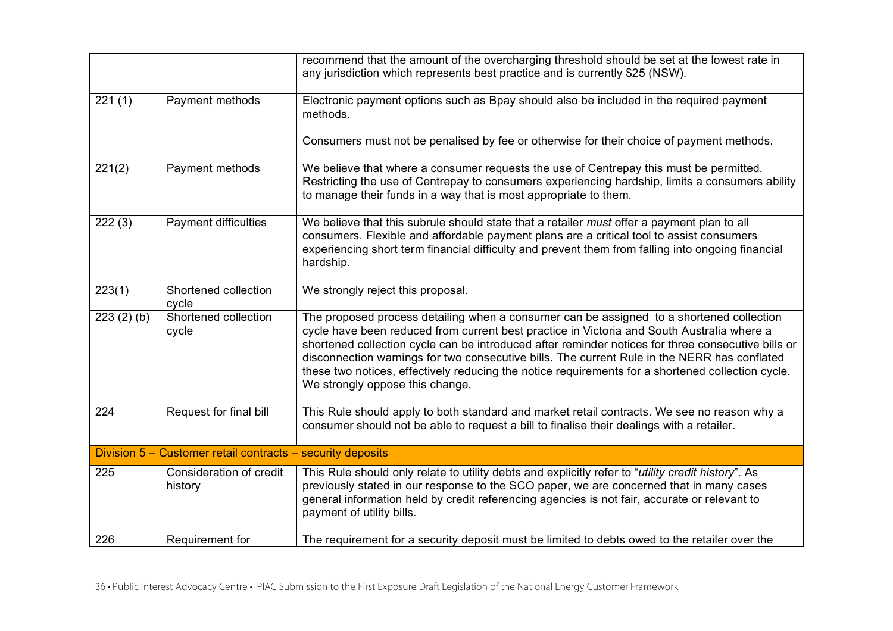| | | |
|---|---|---|
| | | recommend that the amount of the overcharging threshold should be set at the lowest rate in any jurisdiction which represents best practice and is currently $25 (NSW). |
| 221 (1) | Payment methods | Electronic payment options such as Bpay should also be included in the required payment methods.<br><br>Consumers must not be penalised by fee or otherwise for their choice of payment methods. |
| 221(2) | Payment methods | We believe that where a consumer requests the use of Centrepay this must be permitted. Restricting the use of Centrepay to consumers experiencing hardship, limits a consumers ability to manage their funds in a way that is most appropriate to them. |
| 222 (3) | Payment difficulties | We believe that this subrule should state that a retailer *must* offer a payment plan to all consumers. Flexible and affordable payment plans are a critical tool to assist consumers experiencing short term financial difficulty and prevent them from falling into ongoing financial hardship. |
| 223(1) | Shortened collection cycle | We strongly reject this proposal. |
| 223 (2) (b) | Shortened collection cycle | The proposed process detailing when a consumer can be assigned to a shortened collection cycle have been reduced from current best practice in Victoria and South Australia where a shortened collection cycle can be introduced after reminder notices for three consecutive bills or disconnection warnings for two consecutive bills. The current Rule in the NERR has conflated these two notices, effectively reducing the notice requirements for a shortened collection cycle. We strongly oppose this change. |
| 224 | Request for final bill | This Rule should apply to both standard and market retail contracts. We see no reason why a consumer should not be able to request a bill to finalise their dealings with a retailer. |
| Division 5 – Customer retail contracts – security deposits | | |
| 225 | Consideration of credit history | This Rule should only relate to utility debts and explicitly refer to "*utility credit history*". As previously stated in our response to the SCO paper, we are concerned that in many cases general information held by credit referencing agencies is not fair, accurate or relevant to payment of utility bills. |
| 226 | Requirement for | The requirement for a security deposit must be limited to debts owed to the retailer over the |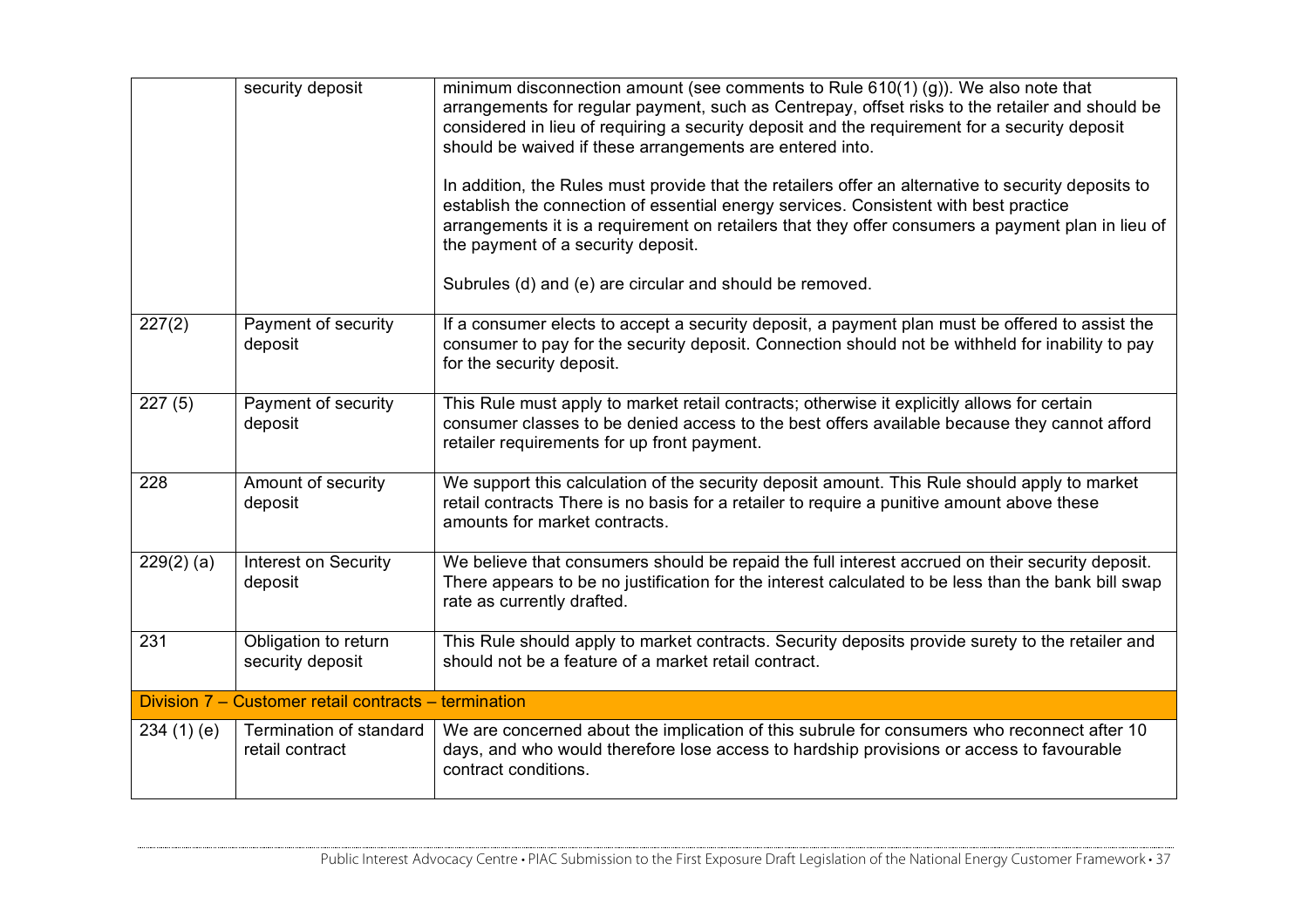| | | |
|---|---|---|
| | security deposit | minimum disconnection amount (see comments to Rule 610(1) (g)). We also note that arrangements for regular payment, such as Centrepay, offset risks to the retailer and should be considered in lieu of requiring a security deposit and the requirement for a security deposit should be waived if these arrangements are entered into.<br><br>In addition, the Rules must provide that the retailers offer an alternative to security deposits to establish the connection of essential energy services. Consistent with best practice arrangements it is a requirement on retailers that they offer consumers a payment plan in lieu of the payment of a security deposit.<br><br>Subrules (d) and (e) are circular and should be removed. |
| 227(2) | Payment of security deposit | If a consumer elects to accept a security deposit, a payment plan must be offered to assist the consumer to pay for the security deposit. Connection should not be withheld for inability to pay for the security deposit. |
| 227 (5) | Payment of security deposit | This Rule must apply to market retail contracts; otherwise it explicitly allows for certain consumer classes to be denied access to the best offers available because they cannot afford retailer requirements for up front payment. |
| 228 | Amount of security deposit | We support this calculation of the security deposit amount. This Rule should apply to market retail contracts There is no basis for a retailer to require a punitive amount above these amounts for market contracts. |
| 229(2) (a) | Interest on Security deposit | We believe that consumers should be repaid the full interest accrued on their security deposit. There appears to be no justification for the interest calculated to be less than the bank bill swap rate as currently drafted. |
| 231 | Obligation to return security deposit | This Rule should apply to market contracts. Security deposits provide surety to the retailer and should not be a feature of a market retail contract. |
| **Division 7 – Customer retail contracts – termination** | | |
| 234 (1) (e) | Termination of standard retail contract | We are concerned about the implication of this subrule for consumers who reconnect after 10 days, and who would therefore lose access to hardship provisions or access to favourable contract conditions. |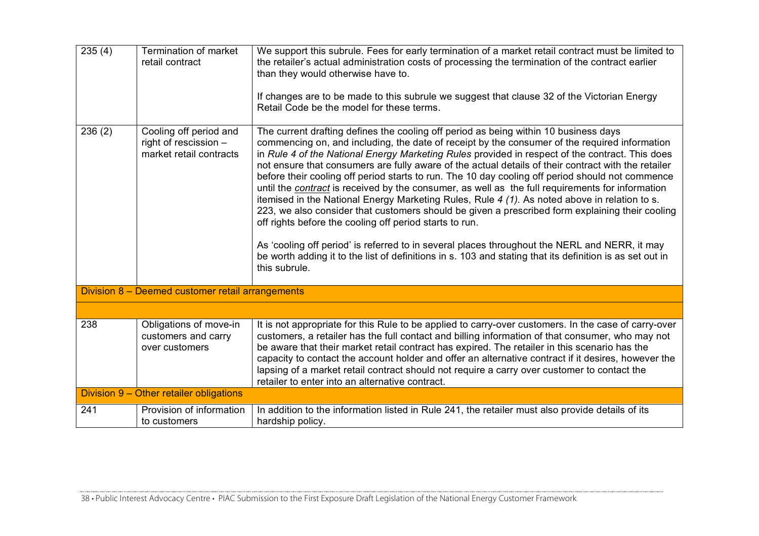| | | |
|---|---|---|
| 235 (4) | Termination of market retail contract | We support this subrule. Fees for early termination of a market retail contract must be limited to the retailer's actual administration costs of processing the termination of the contract earlier than they would otherwise have to.<br><br>If changes are to be made to this subrule we suggest that clause 32 of the Victorian Energy Retail Code be the model for these terms. |
| 236 (2) | Cooling off period and right of rescission – market retail contracts | The current drafting defines the cooling off period as being within 10 business days commencing on, and including, the date of receipt by the consumer of the required information in *Rule 4 of the National Energy Marketing Rules* provided in respect of the contract. This does not ensure that consumers are fully aware of the actual details of their contract with the retailer before their cooling off period starts to run. The 10 day cooling off period should not commence until the *contract* is received by the consumer, as well as the full requirements for information itemised in the National Energy Marketing Rules, Rule *4 (1)*. As noted above in relation to s. 223, we also consider that customers should be given a prescribed form explaining their cooling off rights before the cooling off period starts to run.<br><br>As 'cooling off period' is referred to in several places throughout the NERL and NERR, it may be worth adding it to the list of definitions in s. 103 and stating that its definition is as set out in this subrule. |
| **Division 8 – Deemed customer retail arrangements** | | |
| | | |
| 238 | Obligations of move-in customers and carry over customers | It is not appropriate for this Rule to be applied to carry-over customers. In the case of carry-over customers, a retailer has the full contact and billing information of that consumer, who may not be aware that their market retail contract has expired. The retailer in this scenario has the capacity to contact the account holder and offer an alternative contract if it desires, however the lapsing of a market retail contract should not require a carry over customer to contact the retailer to enter into an alternative contract. |
| **Division 9 – Other retailer obligations** | | |
| 241 | Provision of information to customers | In addition to the information listed in Rule 241, the retailer must also provide details of its hardship policy. |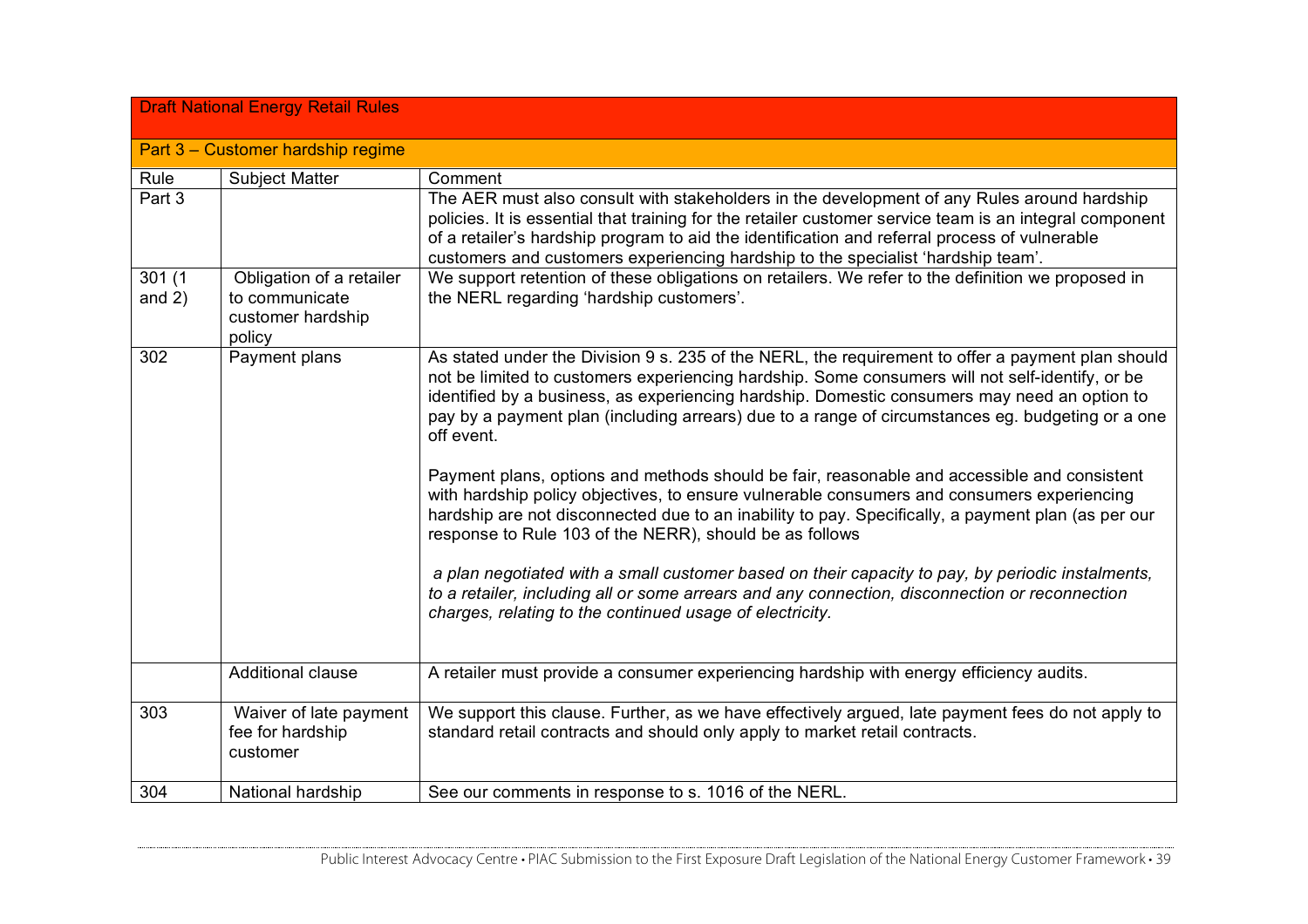| Draft National Energy Retail Rules | | |
|---|---|---|
| **Part 3 – Customer hardship regime** | | |
| Rule | Subject Matter | Comment |
| Part 3 | | The AER must also consult with stakeholders in the development of any Rules around hardship policies. It is essential that training for the retailer customer service team is an integral component of a retailer's hardship program to aid the identification and referral process of vulnerable customers and customers experiencing hardship to the specialist 'hardship team'. |
| 301 (1 and 2) | Obligation of a retailer to communicate customer hardship policy | We support retention of these obligations on retailers. We refer to the definition we proposed in the NERL regarding 'hardship customers'. |
| 302 | Payment plans | As stated under the Division 9 s. 235 of the NERL, the requirement to offer a payment plan should not be limited to customers experiencing hardship. Some consumers will not self-identify, or be identified by a business, as experiencing hardship. Domestic consumers may need an option to pay by a payment plan (including arrears) due to a range of circumstances eg. budgeting or a one off event.<br><br>Payment plans, options and methods should be fair, reasonable and accessible and consistent with hardship policy objectives, to ensure vulnerable consumers and consumers experiencing hardship are not disconnected due to an inability to pay. Specifically, a payment plan (as per our response to Rule 103 of the NERR), should be as follows<br><br>*a plan negotiated with a small customer based on their capacity to pay, by periodic instalments, to a retailer, including all or some arrears and any connection, disconnection or reconnection charges, relating to the continued usage of electricity.* |
| | Additional clause | A retailer must provide a consumer experiencing hardship with energy efficiency audits. |
| 303 | Waiver of late payment fee for hardship customer | We support this clause. Further, as we have effectively argued, late payment fees do not apply to standard retail contracts and should only apply to market retail contracts. |
| 304 | National hardship | See our comments in response to s. 1016 of the NERL. |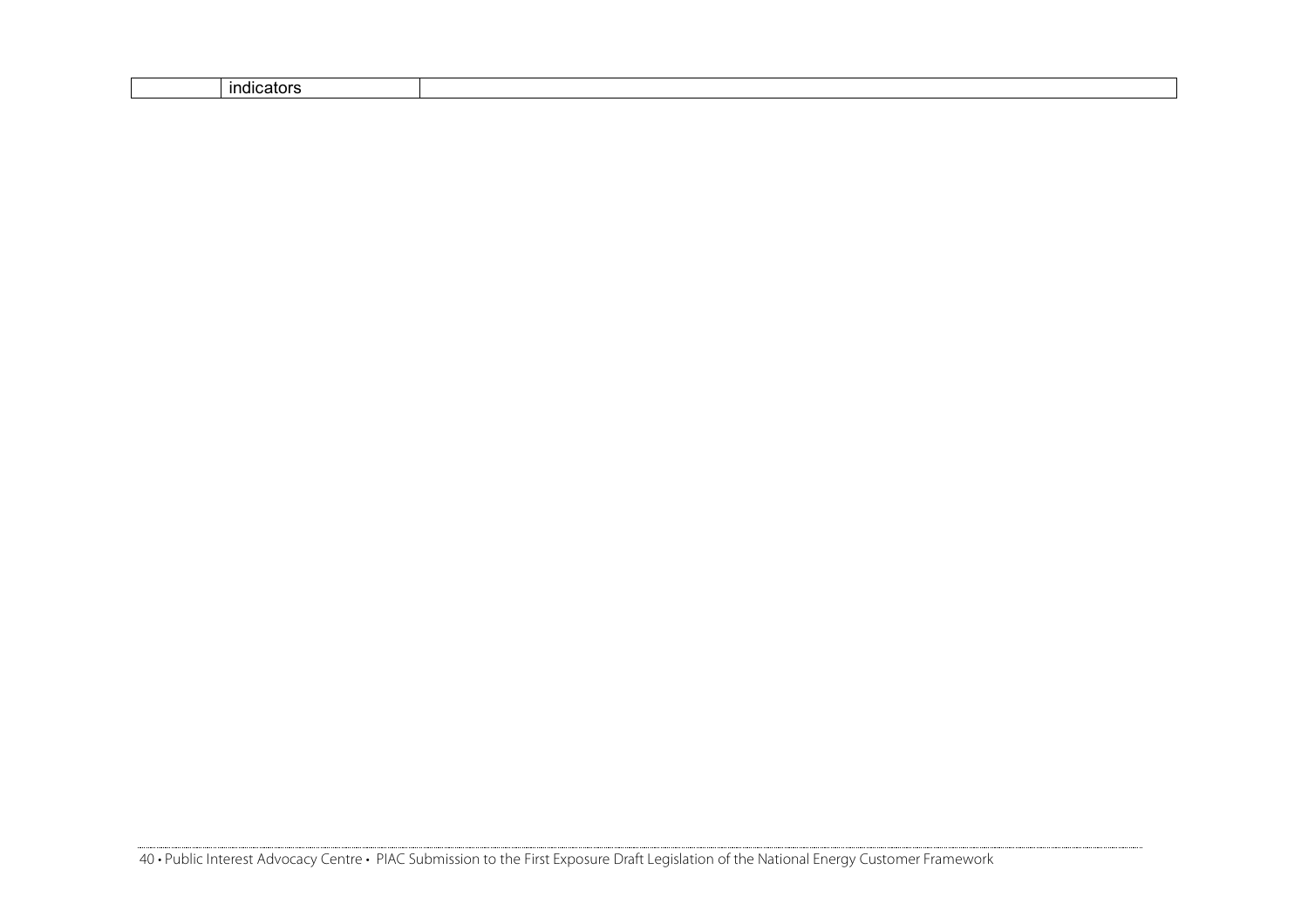| | indicators | |
|---|---|---|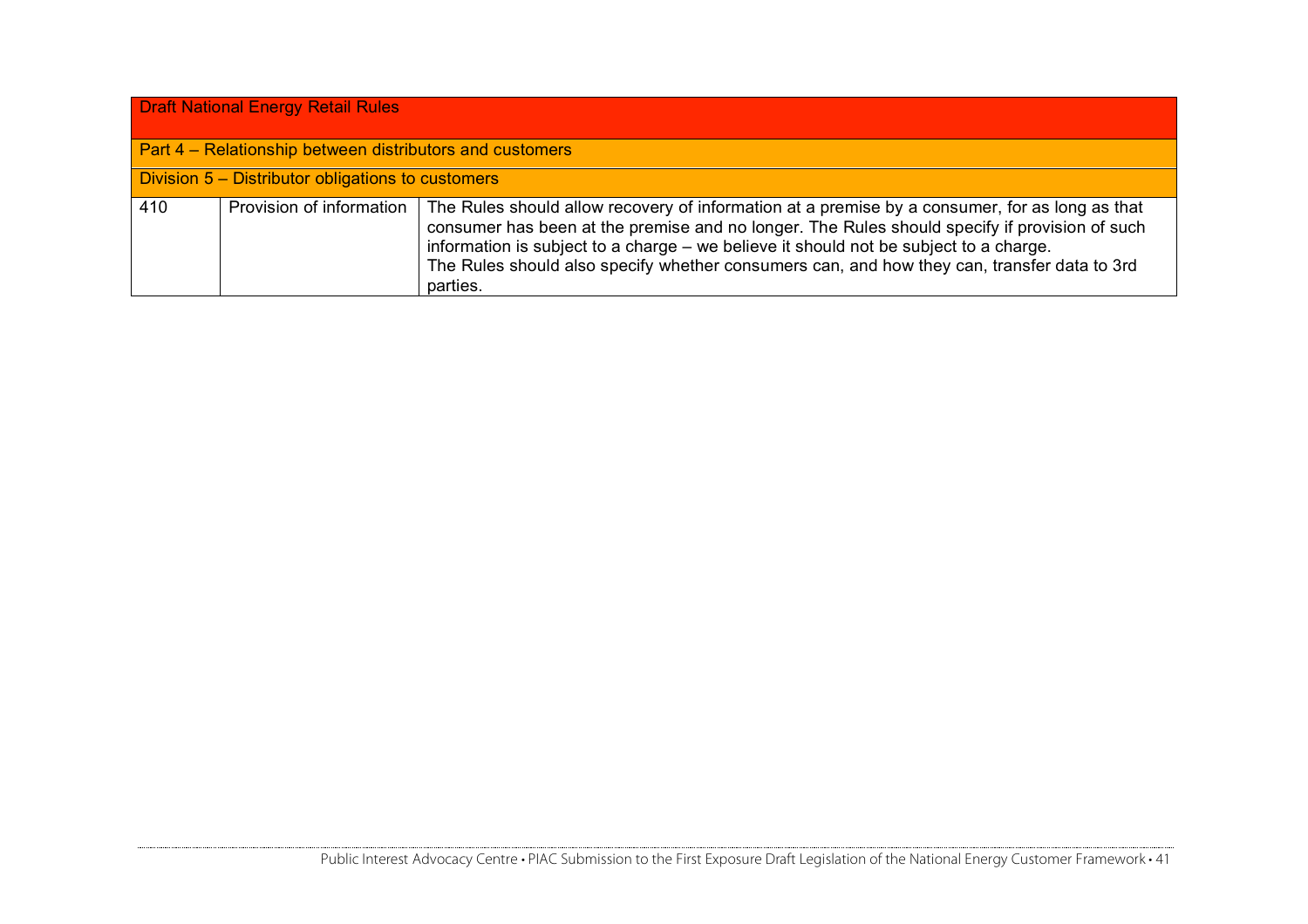| Draft National Energy Retail Rules | | |
|---|---|---|
| Part 4 – Relationship between distributors and customers | | |
| Division 5 – Distributor obligations to customers | | |
| 410 | Provision of information | The Rules should allow recovery of information at a premise by a consumer, for as long as that consumer has been at the premise and no longer. The Rules should specify if provision of such information is subject to a charge – we believe it should not be subject to a charge. The Rules should also specify whether consumers can, and how they can, transfer data to 3rd parties. |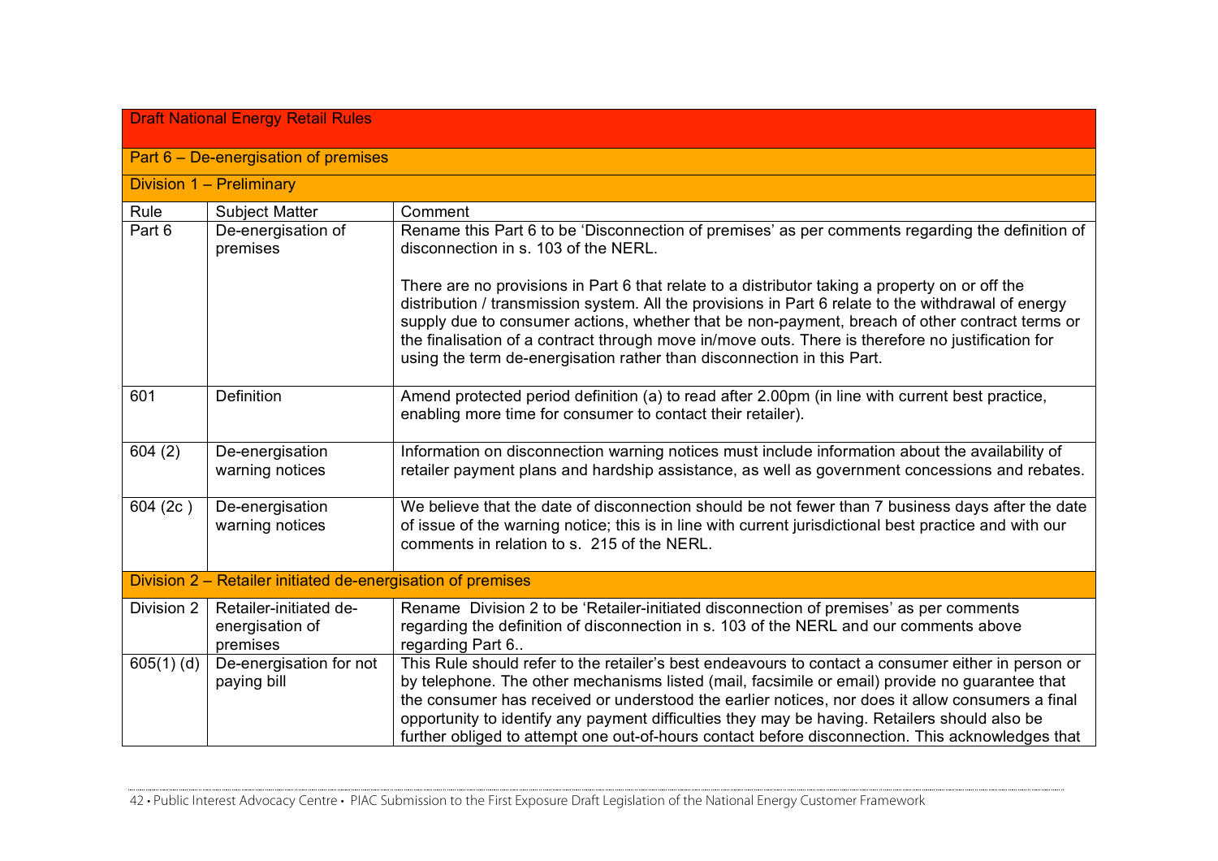| Draft National Energy Retail Rules | | |
|---|---|---|
| **Part 6 – De-energisation of premises** | | |
| **Division 1 – Preliminary** | | |
| Rule | Subject Matter | Comment |
| Part 6 | De-energisation of premises | Rename this Part 6 to be 'Disconnection of premises' as per comments regarding the definition of disconnection in s. 103 of the NERL.<br><br>There are no provisions in Part 6 that relate to a distributor taking a property on or off the distribution / transmission system. All the provisions in Part 6 relate to the withdrawal of energy supply due to consumer actions, whether that be non-payment, breach of other contract terms or the finalisation of a contract through move in/move outs. There is therefore no justification for using the term de-energisation rather than disconnection in this Part. |
| 601 | Definition | Amend protected period definition (a) to read after 2.00pm (in line with current best practice, enabling more time for consumer to contact their retailer). |
| 604 (2) | De-energisation warning notices | Information on disconnection warning notices must include information about the availability of retailer payment plans and hardship assistance, as well as government concessions and rebates. |
| 604 (2c ) | De-energisation warning notices | We believe that the date of disconnection should be not fewer than 7 business days after the date of issue of the warning notice; this is in line with current jurisdictional best practice and with our comments in relation to s. 215 of the NERL. |
| **Division 2 – Retailer initiated de-energisation of premises** | | |
| Division 2 | Retailer-initiated de-energisation of premises | Rename Division 2 to be 'Retailer-initiated disconnection of premises' as per comments regarding the definition of disconnection in s. 103 of the NERL and our comments above regarding Part 6.. |
| 605(1) (d) | De-energisation for not paying bill | This Rule should refer to the retailer's best endeavours to contact a consumer either in person or by telephone. The other mechanisms listed (mail, facsimile or email) provide no guarantee that the consumer has received or understood the earlier notices, nor does it allow consumers a final opportunity to identify any payment difficulties they may be having. Retailers should also be further obliged to attempt one out-of-hours contact before disconnection. This acknowledges that |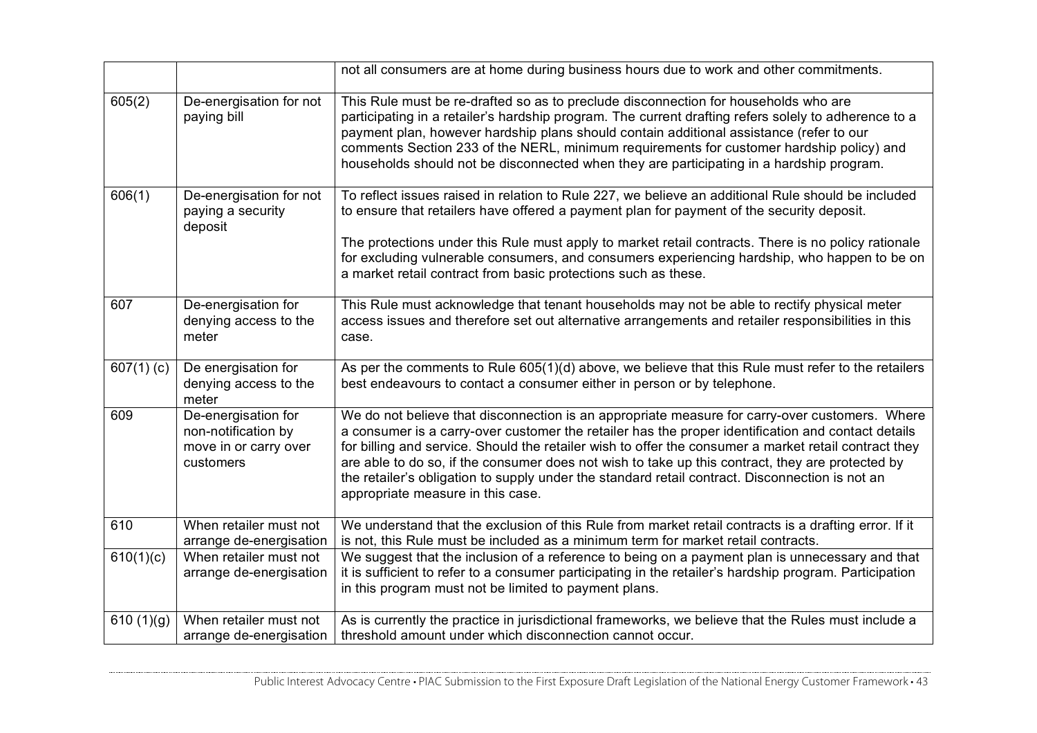| | | |
|---|---|---|
| | | not all consumers are at home during business hours due to work and other commitments. |
| 605(2) | De-energisation for not paying bill | This Rule must be re-drafted so as to preclude disconnection for households who are participating in a retailer's hardship program. The current drafting refers solely to adherence to a payment plan, however hardship plans should contain additional assistance (refer to our comments Section 233 of the NERL, minimum requirements for customer hardship policy) and households should not be disconnected when they are participating in a hardship program. |
| 606(1) | De-energisation for not paying a security deposit | To reflect issues raised in relation to Rule 227, we believe an additional Rule should be included to ensure that retailers have offered a payment plan for payment of the security deposit.<br><br>The protections under this Rule must apply to market retail contracts. There is no policy rationale for excluding vulnerable consumers, and consumers experiencing hardship, who happen to be on a market retail contract from basic protections such as these. |
| 607 | De-energisation for denying access to the meter | This Rule must acknowledge that tenant households may not be able to rectify physical meter access issues and therefore set out alternative arrangements and retailer responsibilities in this case. |
| 607(1) (c) | De energisation for denying access to the meter | As per the comments to Rule 605(1)(d) above, we believe that this Rule must refer to the retailers best endeavours to contact a consumer either in person or by telephone. |
| 609 | De-energisation for non-notification by move in or carry over customers | We do not believe that disconnection is an appropriate measure for carry-over customers. Where a consumer is a carry-over customer the retailer has the proper identification and contact details for billing and service. Should the retailer wish to offer the consumer a market retail contract they are able to do so, if the consumer does not wish to take up this contract, they are protected by the retailer's obligation to supply under the standard retail contract. Disconnection is not an appropriate measure in this case. |
| 610 | When retailer must not arrange de-energisation | We understand that the exclusion of this Rule from market retail contracts is a drafting error. If it is not, this Rule must be included as a minimum term for market retail contracts. |
| 610(1)(c) | When retailer must not arrange de-energisation | We suggest that the inclusion of a reference to being on a payment plan is unnecessary and that it is sufficient to refer to a consumer participating in the retailer's hardship program. Participation in this program must not be limited to payment plans. |
| 610 (1)(g) | When retailer must not arrange de-energisation | As is currently the practice in jurisdictional frameworks, we believe that the Rules must include a threshold amount under which disconnection cannot occur. |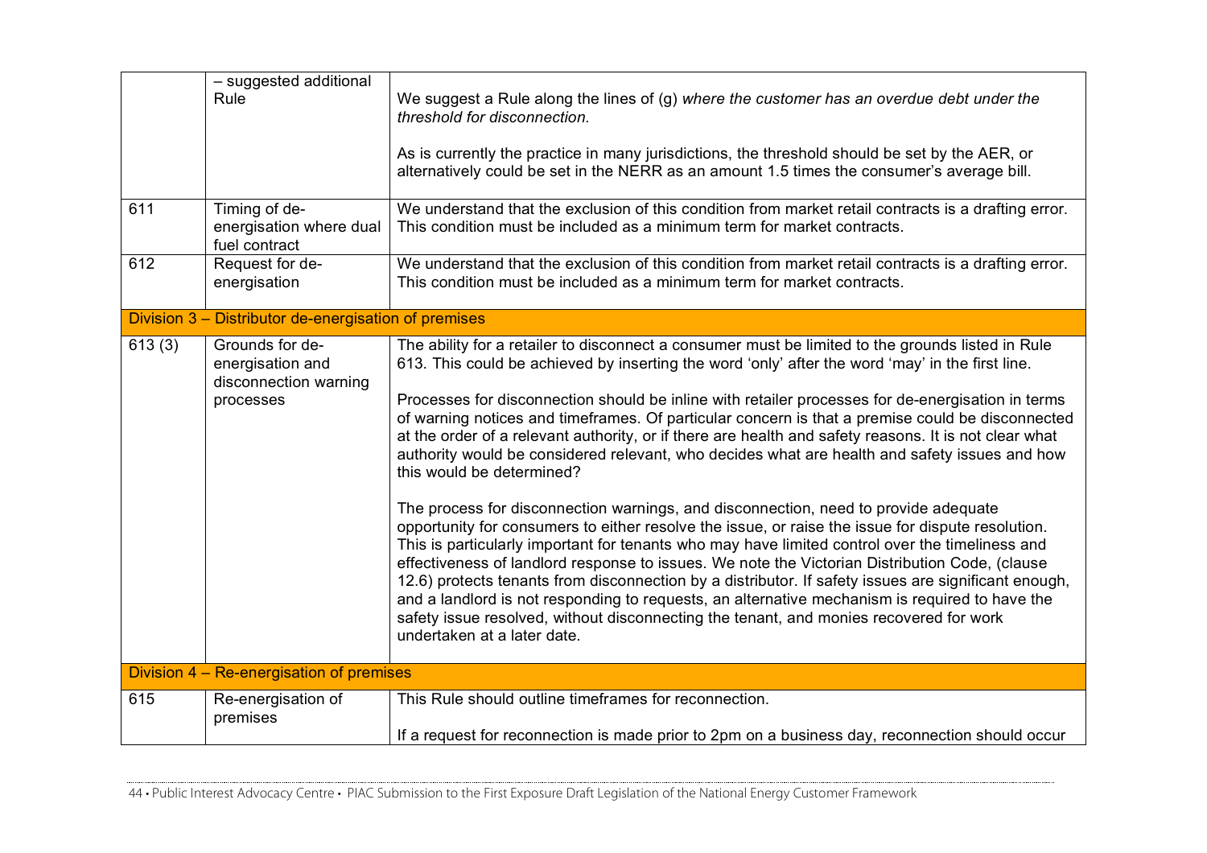| | | |
|---|---|---|
| | – suggested additional Rule | We suggest a Rule along the lines of (g) *where the customer has an overdue debt under the threshold for disconnection.*<br><br>As is currently the practice in many jurisdictions, the threshold should be set by the AER, or alternatively could be set in the NERR as an amount 1.5 times the consumer's average bill. |
| 611 | Timing of de-energisation where dual fuel contract | We understand that the exclusion of this condition from market retail contracts is a drafting error. This condition must be included as a minimum term for market contracts. |
| 612 | Request for de-energisation | We understand that the exclusion of this condition from market retail contracts is a drafting error. This condition must be included as a minimum term for market contracts. |
| **Division 3 – Distributor de-energisation of premises** | | |
| 613 (3) | Grounds for de-energisation and disconnection warning processes | The ability for a retailer to disconnect a consumer must be limited to the grounds listed in Rule 613. This could be achieved by inserting the word 'only' after the word 'may' in the first line.<br><br>Processes for disconnection should be inline with retailer processes for de-energisation in terms of warning notices and timeframes. Of particular concern is that a premise could be disconnected at the order of a relevant authority, or if there are health and safety reasons. It is not clear what authority would be considered relevant, who decides what are health and safety issues and how this would be determined?<br><br>The process for disconnection warnings, and disconnection, need to provide adequate opportunity for consumers to either resolve the issue, or raise the issue for dispute resolution. This is particularly important for tenants who may have limited control over the timeliness and effectiveness of landlord response to issues. We note the Victorian Distribution Code, (clause 12.6) protects tenants from disconnection by a distributor. If safety issues are significant enough, and a landlord is not responding to requests, an alternative mechanism is required to have the safety issue resolved, without disconnecting the tenant, and monies recovered for work undertaken at a later date. |
| **Division 4 – Re-energisation of premises** | | |
| 615 | Re-energisation of premises | This Rule should outline timeframes for reconnection.<br><br>If a request for reconnection is made prior to 2pm on a business day, reconnection should occur |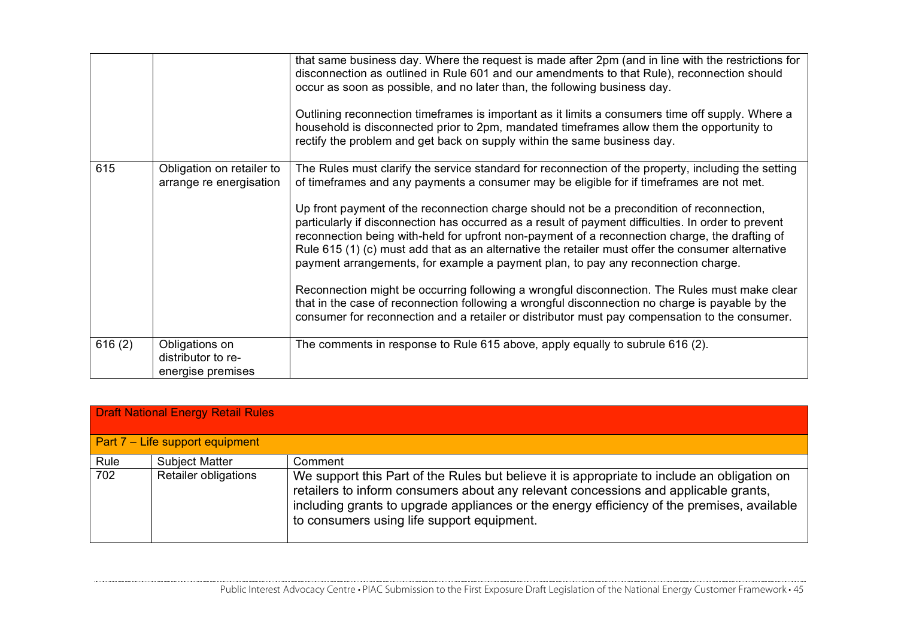| | | |
|---|---|---|
| | | that same business day. Where the request is made after 2pm (and in line with the restrictions for disconnection as outlined in Rule 601 and our amendments to that Rule), reconnection should occur as soon as possible, and no later than, the following business day.<br><br>Outlining reconnection timeframes is important as it limits a consumers time off supply. Where a household is disconnected prior to 2pm, mandated timeframes allow them the opportunity to rectify the problem and get back on supply within the same business day. |
| 615 | Obligation on retailer to arrange re energisation | The Rules must clarify the service standard for reconnection of the property, including the setting of timeframes and any payments a consumer may be eligible for if timeframes are not met.<br><br>Up front payment of the reconnection charge should not be a precondition of reconnection, particularly if disconnection has occurred as a result of payment difficulties. In order to prevent reconnection being with-held for upfront non-payment of a reconnection charge, the drafting of Rule 615 (1) (c) must add that as an alternative the retailer must offer the consumer alternative payment arrangements, for example a payment plan, to pay any reconnection charge.<br><br>Reconnection might be occurring following a wrongful disconnection. The Rules must make clear that in the case of reconnection following a wrongful disconnection no charge is payable by the consumer for reconnection and a retailer or distributor must pay compensation to the consumer. |
| 616 (2) | Obligations on distributor to re-energise premises | The comments in response to Rule 615 above, apply equally to subrule 616 (2). |

| Draft National Energy Retail Rules | | |
|---|---|---|
| **Part 7 – Life support equipment** | | |
| Rule | Subject Matter | Comment |
| 702 | Retailer obligations | We support this Part of the Rules but believe it is appropriate to include an obligation on retailers to inform consumers about any relevant concessions and applicable grants, including grants to upgrade appliances or the energy efficiency of the premises, available to consumers using life support equipment. |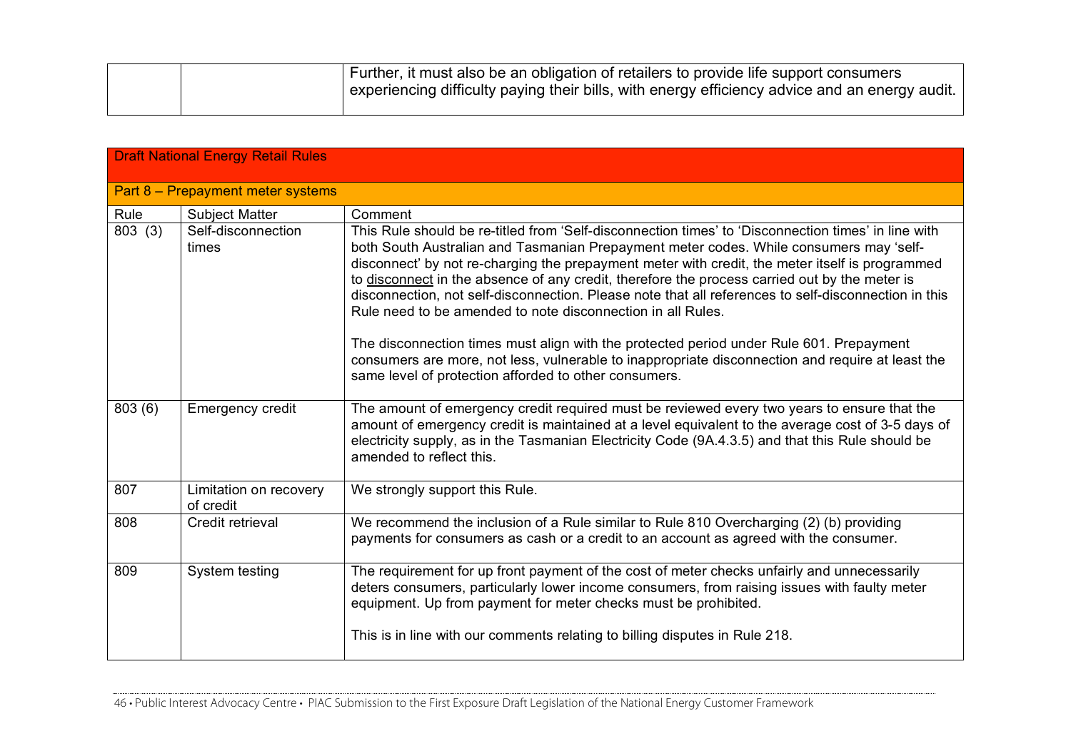| | | |
|---|---|---|
| | | Further, it must also be an obligation of retailers to provide life support consumers experiencing difficulty paying their bills, with energy efficiency advice and an energy audit. |

| Draft National Energy Retail Rules | | |
|---|---|---|
| Part 8 – Prepayment meter systems | | |
| Rule | Subject Matter | Comment |
| 803 (3) | Self-disconnection times | This Rule should be re-titled from 'Self-disconnection times' to 'Disconnection times' in line with both South Australian and Tasmanian Prepayment meter codes. While consumers may 'self-disconnect' by not re-charging the prepayment meter with credit, the meter itself is programmed to disconnect in the absence of any credit, therefore the process carried out by the meter is disconnection, not self-disconnection. Please note that all references to self-disconnection in this Rule need to be amended to note disconnection in all Rules.<br><br>The disconnection times must align with the protected period under Rule 601. Prepayment consumers are more, not less, vulnerable to inappropriate disconnection and require at least the same level of protection afforded to other consumers. |
| 803 (6) | Emergency credit | The amount of emergency credit required must be reviewed every two years to ensure that the amount of emergency credit is maintained at a level equivalent to the average cost of 3-5 days of electricity supply, as in the Tasmanian Electricity Code (9A.4.3.5) and that this Rule should be amended to reflect this. |
| 807 | Limitation on recovery of credit | We strongly support this Rule. |
| 808 | Credit retrieval | We recommend the inclusion of a Rule similar to Rule 810 Overcharging (2) (b) providing payments for consumers as cash or a credit to an account as agreed with the consumer. |
| 809 | System testing | The requirement for up front payment of the cost of meter checks unfairly and unnecessarily deters consumers, particularly lower income consumers, from raising issues with faulty meter equipment. Up from payment for meter checks must be prohibited.<br><br>This is in line with our comments relating to billing disputes in Rule 218. |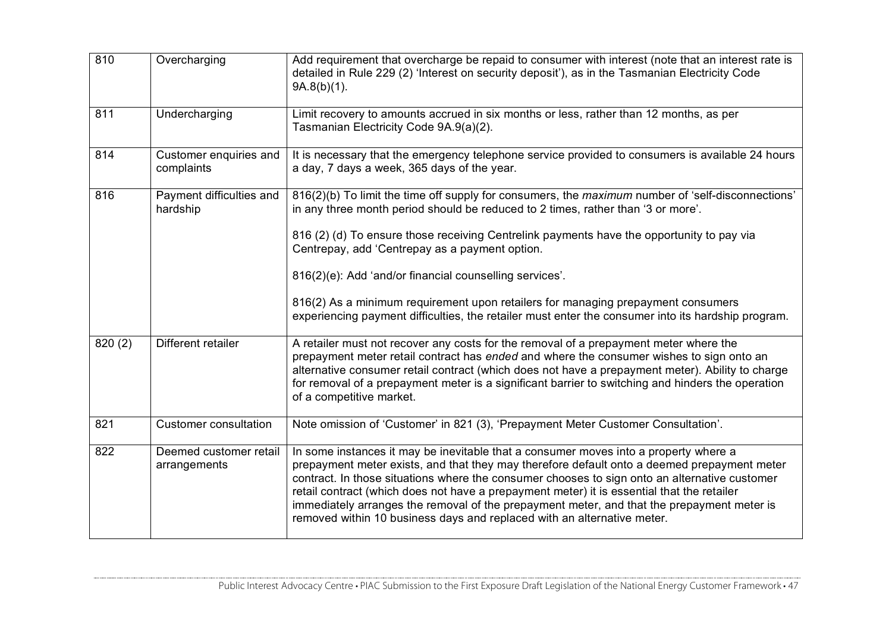| 810 | Overcharging | Add requirement that overcharge be repaid to consumer with interest (note that an interest rate is detailed in Rule 229 (2) 'Interest on security deposit'), as in the Tasmanian Electricity Code 9A.8(b)(1). |
|---|---|---|
| 811 | Undercharging | Limit recovery to amounts accrued in six months or less, rather than 12 months, as per Tasmanian Electricity Code 9A.9(a)(2). |
| 814 | Customer enquiries and complaints | It is necessary that the emergency telephone service provided to consumers is available 24 hours a day, 7 days a week, 365 days of the year. |
| 816 | Payment difficulties and hardship | 816(2)(b) To limit the time off supply for consumers, the *maximum* number of 'self-disconnections' in any three month period should be reduced to 2 times, rather than '3 or more'.<br><br>816 (2) (d) To ensure those receiving Centrelink payments have the opportunity to pay via Centrepay, add 'Centrepay as a payment option.<br><br>816(2)(e): Add 'and/or financial counselling services'.<br><br>816(2) As a minimum requirement upon retailers for managing prepayment consumers experiencing payment difficulties, the retailer must enter the consumer into its hardship program. |
| 820 (2) | Different retailer | A retailer must not recover any costs for the removal of a prepayment meter where the prepayment meter retail contract has *ended* and where the consumer wishes to sign onto an alternative consumer retail contract (which does not have a prepayment meter). Ability to charge for removal of a prepayment meter is a significant barrier to switching and hinders the operation of a competitive market. |
| 821 | Customer consultation | Note omission of 'Customer' in 821 (3), 'Prepayment Meter Customer Consultation'. |
| 822 | Deemed customer retail arrangements | In some instances it may be inevitable that a consumer moves into a property where a prepayment meter exists, and that they may therefore default onto a deemed prepayment meter contract. In those situations where the consumer chooses to sign onto an alternative customer retail contract (which does not have a prepayment meter) it is essential that the retailer immediately arranges the removal of the prepayment meter, and that the prepayment meter is removed within 10 business days and replaced with an alternative meter. |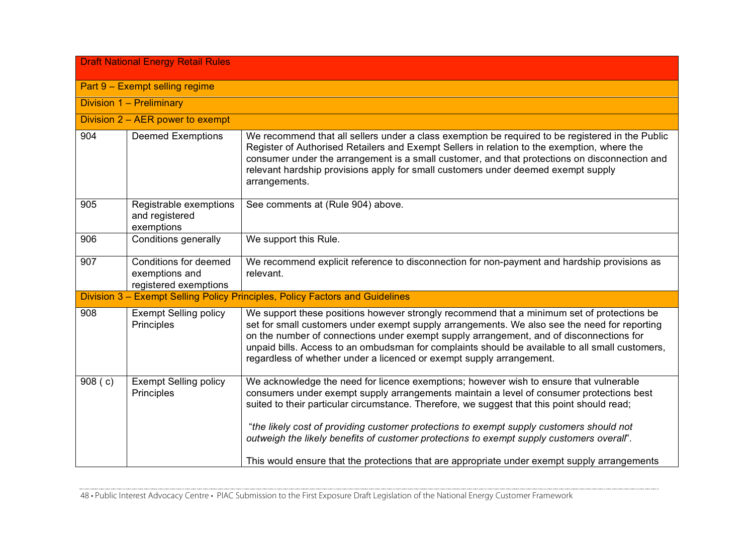| Draft National Energy Retail Rules | | |
|---|---|---|
| Part 9 – Exempt selling regime | | |
| Division 1 – Preliminary | | |
| Division 2 – AER power to exempt | | |
| 904 | Deemed Exemptions | We recommend that all sellers under a class exemption be required to be registered in the Public Register of Authorised Retailers and Exempt Sellers in relation to the exemption, where the consumer under the arrangement is a small customer, and that protections on disconnection and relevant hardship provisions apply for small customers under deemed exempt supply arrangements. |
| 905 | Registrable exemptions and registered exemptions | See comments at (Rule 904) above. |
| 906 | Conditions generally | We support this Rule. |
| 907 | Conditions for deemed exemptions and registered exemptions | We recommend explicit reference to disconnection for non-payment and hardship provisions as relevant. |
| Division 3 – Exempt Selling Policy Principles, Policy Factors and Guidelines | | |
| 908 | Exempt Selling policy Principles | We support these positions however strongly recommend that a minimum set of protections be set for small customers under exempt supply arrangements. We also see the need for reporting on the number of connections under exempt supply arrangement, and of disconnections for unpaid bills. Access to an ombudsman for complaints should be available to all small customers, regardless of whether under a licenced or exempt supply arrangement. |
| 908 ( c) | Exempt Selling policy Principles | We acknowledge the need for licence exemptions; however wish to ensure that vulnerable consumers under exempt supply arrangements maintain a level of consumer protections best suited to their particular circumstance. Therefore, we suggest that this point should read; "*the likely cost of providing customer protections to exempt supply customers should not outweigh the likely benefits of customer protections to exempt supply customers overall*". This would ensure that the protections that are appropriate under exempt supply arrangements |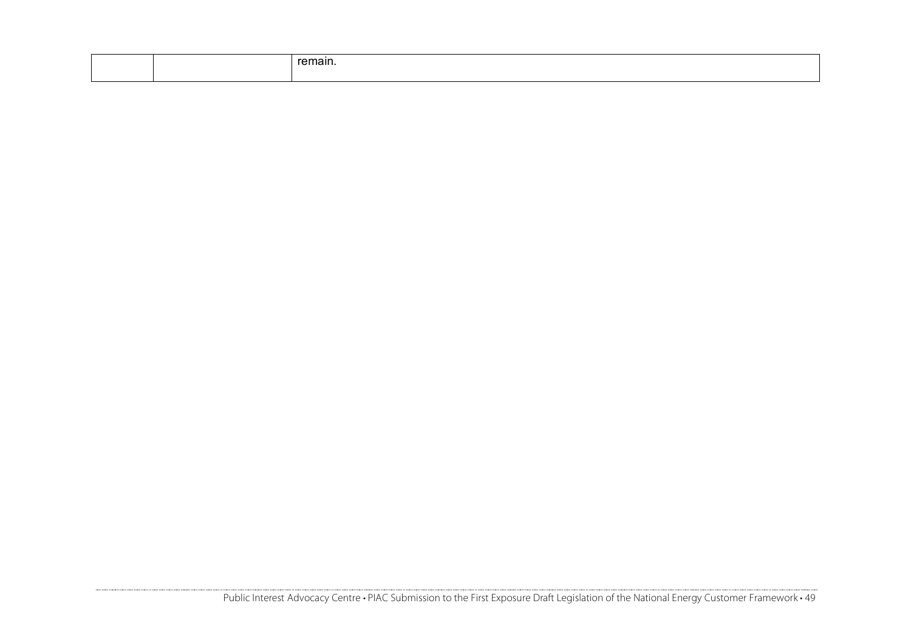| | | remain. |
|---|---|---|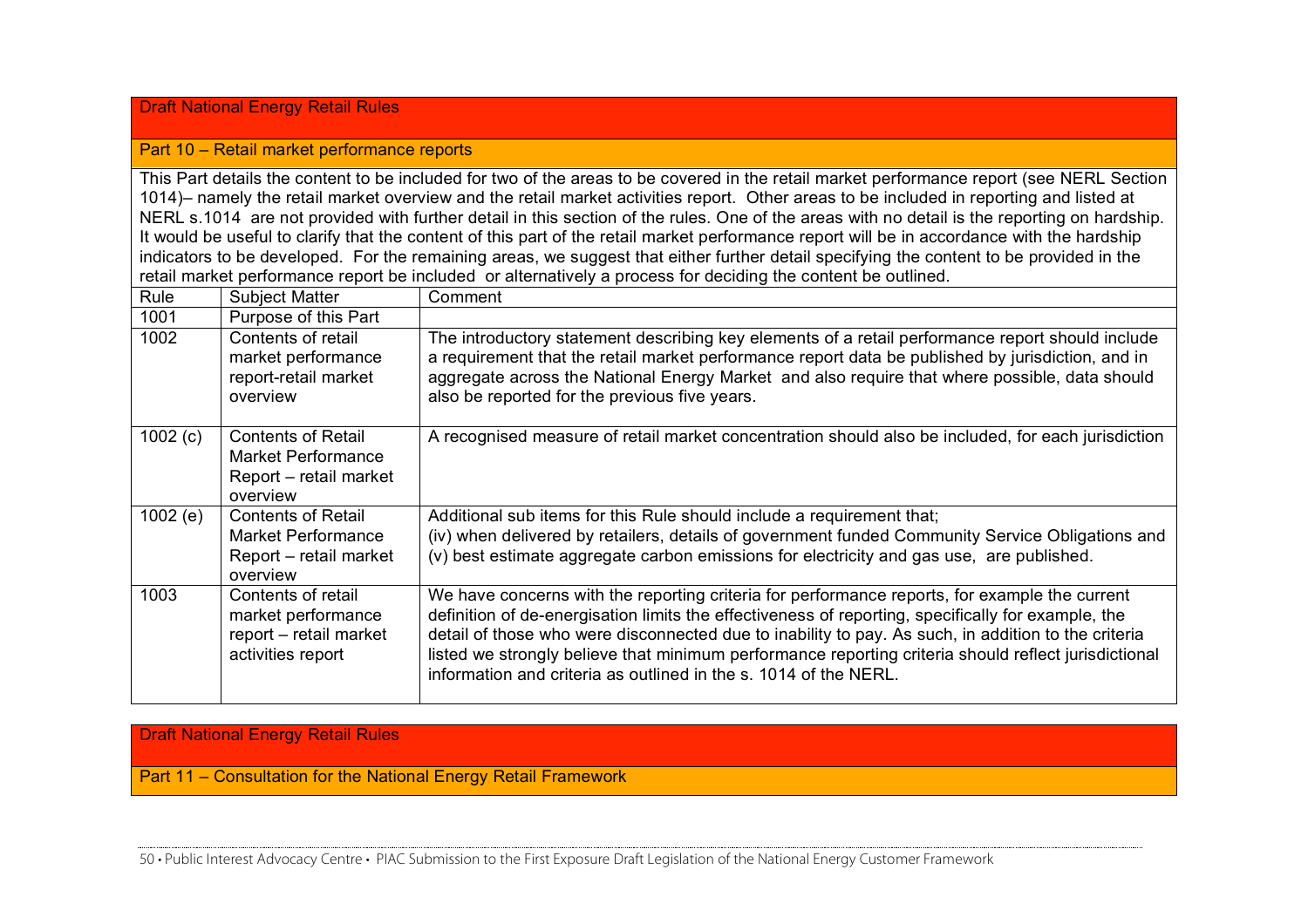## Draft National Energy Retail Rules

### Part 10 – Retail market performance reports

This Part details the content to be included for two of the areas to be covered in the retail market performance report (see NERL Section 1014)– namely the retail market overview and the retail market activities report. Other areas to be included in reporting and listed at NERL s.1014 are not provided with further detail in this section of the rules. One of the areas with no detail is the reporting on hardship. It would be useful to clarify that the content of this part of the retail market performance report will be in accordance with the hardship indicators to be developed. For the remaining areas, we suggest that either further detail specifying the content to be provided in the retail market performance report be included or alternatively a process for deciding the content be outlined.

| Rule | Subject Matter | Comment |
|---|---|---|
| 1001 | Purpose of this Part | |
| 1002 | Contents of retail market performance report-retail market overview | The introductory statement describing key elements of a retail performance report should include a requirement that the retail market performance report data be published by jurisdiction, and in aggregate across the National Energy Market and also require that where possible, data should also be reported for the previous five years. |
| 1002 (c) | Contents of Retail Market Performance Report – retail market overview | A recognised measure of retail market concentration should also be included, for each jurisdiction |
| 1002 (e) | Contents of Retail Market Performance Report – retail market overview | Additional sub items for this Rule should include a requirement that;<br>(iv) when delivered by retailers, details of government funded Community Service Obligations and<br>(v) best estimate aggregate carbon emissions for electricity and gas use, are published. |
| 1003 | Contents of retail market performance report – retail market activities report | We have concerns with the reporting criteria for performance reports, for example the current definition of de-energisation limits the effectiveness of reporting, specifically for example, the detail of those who were disconnected due to inability to pay. As such, in addition to the criteria listed we strongly believe that minimum performance reporting criteria should reflect jurisdictional information and criteria as outlined in the s. 1014 of the NERL. |

## Draft National Energy Retail Rules

### Part 11 – Consultation for the National Energy Retail Framework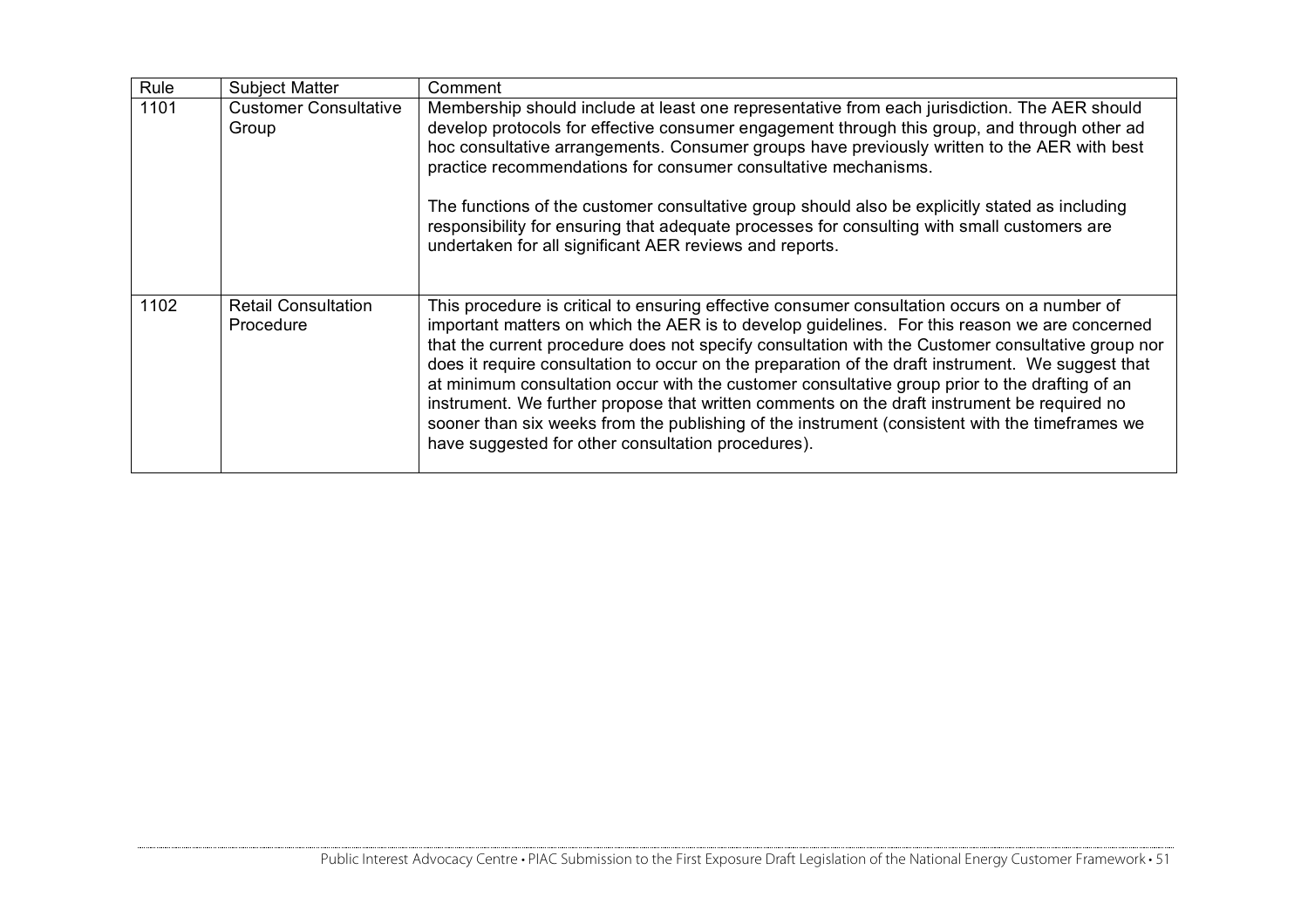| Rule | Subject Matter | Comment |
|---|---|---|
| 1101 | Customer Consultative Group | Membership should include at least one representative from each jurisdiction. The AER should develop protocols for effective consumer engagement through this group, and through other ad hoc consultative arrangements. Consumer groups have previously written to the AER with best practice recommendations for consumer consultative mechanisms.<br><br>The functions of the customer consultative group should also be explicitly stated as including responsibility for ensuring that adequate processes for consulting with small customers are undertaken for all significant AER reviews and reports. |
| 1102 | Retail Consultation Procedure | This procedure is critical to ensuring effective consumer consultation occurs on a number of important matters on which the AER is to develop guidelines. For this reason we are concerned that the current procedure does not specify consultation with the Customer consultative group nor does it require consultation to occur on the preparation of the draft instrument. We suggest that at minimum consultation occur with the customer consultative group prior to the drafting of an instrument. We further propose that written comments on the draft instrument be required no sooner than six weeks from the publishing of the instrument (consistent with the timeframes we have suggested for other consultation procedures). |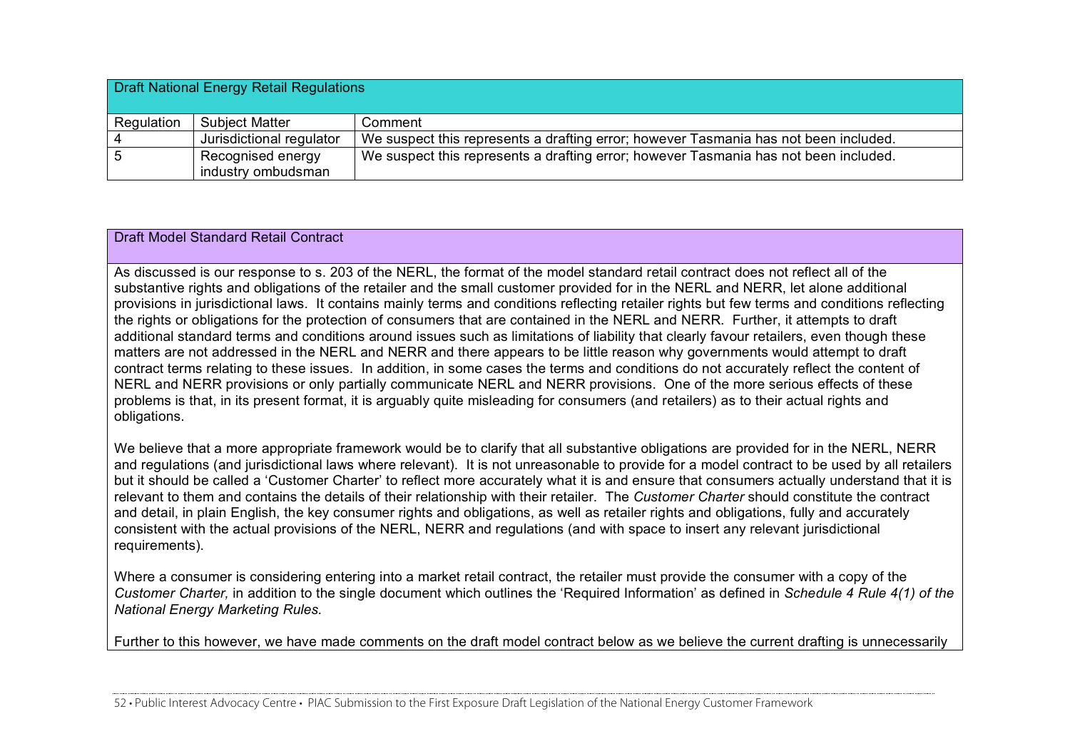| Draft National Energy Retail Regulations | | |
|---|---|---|
| Regulation | Subject Matter | Comment |
| 4 | Jurisdictional regulator | We suspect this represents a drafting error; however Tasmania has not been included. |
| 5 | Recognised energy industry ombudsman | We suspect this represents a drafting error; however Tasmania has not been included. |

| Draft Model Standard Retail Contract |
|---|
| As discussed is our response to s. 203 of the NERL, the format of the model standard retail contract does not reflect all of the substantive rights and obligations of the retailer and the small customer provided for in the NERL and NERR, let alone additional provisions in jurisdictional laws. It contains mainly terms and conditions reflecting retailer rights but few terms and conditions reflecting the rights or obligations for the protection of consumers that are contained in the NERL and NERR. Further, it attempts to draft additional standard terms and conditions around issues such as limitations of liability that clearly favour retailers, even though these matters are not addressed in the NERL and NERR and there appears to be little reason why governments would attempt to draft contract terms relating to these issues. In addition, in some cases the terms and conditions do not accurately reflect the content of NERL and NERR provisions or only partially communicate NERL and NERR provisions. One of the more serious effects of these problems is that, in its present format, it is arguably quite misleading for consumers (and retailers) as to their actual rights and obligations.<br><br>We believe that a more appropriate framework would be to clarify that all substantive obligations are provided for in the NERL, NERR and regulations (and jurisdictional laws where relevant). It is not unreasonable to provide for a model contract to be used by all retailers but it should be called a 'Customer Charter' to reflect more accurately what it is and ensure that consumers actually understand that it is relevant to them and contains the details of their relationship with their retailer. The *Customer Charter* should constitute the contract and detail, in plain English, the key consumer rights and obligations, as well as retailer rights and obligations, fully and accurately consistent with the actual provisions of the NERL, NERR and regulations (and with space to insert any relevant jurisdictional requirements).<br><br>Where a consumer is considering entering into a market retail contract, the retailer must provide the consumer with a copy of the *Customer Charter,* in addition to the single document which outlines the 'Required Information' as defined in *Schedule 4 Rule 4(1) of the National Energy Marketing Rules.*<br><br>Further to this however, we have made comments on the draft model contract below as we believe the current drafting is unnecessarily |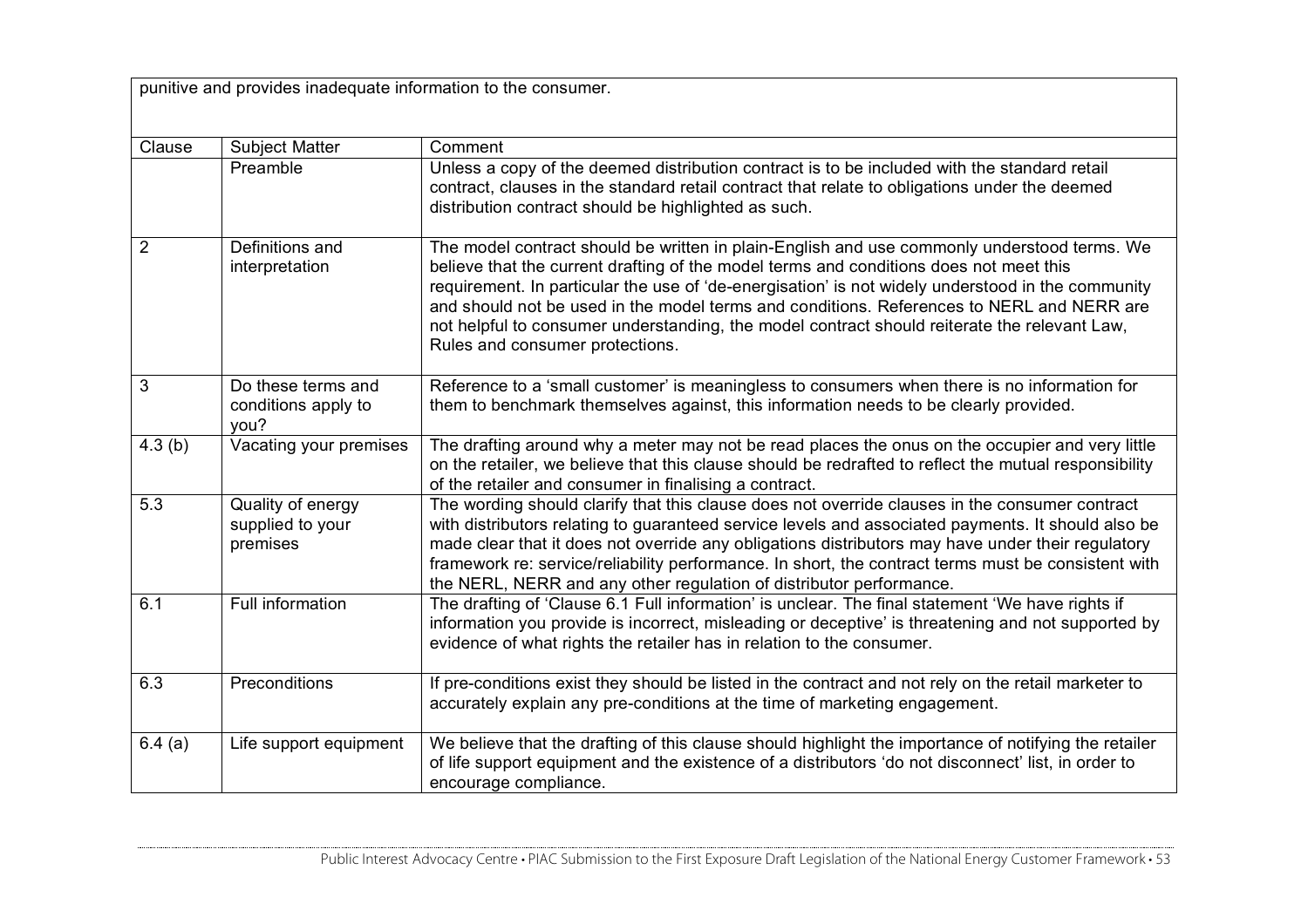punitive and provides inadequate information to the consumer.

| Clause | Subject Matter | Comment |
|---|---|---|
| | Preamble | Unless a copy of the deemed distribution contract is to be included with the standard retail contract, clauses in the standard retail contract that relate to obligations under the deemed distribution contract should be highlighted as such. |
| 2 | Definitions and interpretation | The model contract should be written in plain-English and use commonly understood terms. We believe that the current drafting of the model terms and conditions does not meet this requirement. In particular the use of 'de-energisation' is not widely understood in the community and should not be used in the model terms and conditions. References to NERL and NERR are not helpful to consumer understanding, the model contract should reiterate the relevant Law, Rules and consumer protections. |
| 3 | Do these terms and conditions apply to you? | Reference to a 'small customer' is meaningless to consumers when there is no information for them to benchmark themselves against, this information needs to be clearly provided. |
| 4.3 (b) | Vacating your premises | The drafting around why a meter may not be read places the onus on the occupier and very little on the retailer, we believe that this clause should be redrafted to reflect the mutual responsibility of the retailer and consumer in finalising a contract. |
| 5.3 | Quality of energy supplied to your premises | The wording should clarify that this clause does not override clauses in the consumer contract with distributors relating to guaranteed service levels and associated payments. It should also be made clear that it does not override any obligations distributors may have under their regulatory framework re: service/reliability performance. In short, the contract terms must be consistent with the NERL, NERR and any other regulation of distributor performance. |
| 6.1 | Full information | The drafting of 'Clause 6.1 Full information' is unclear. The final statement 'We have rights if information you provide is incorrect, misleading or deceptive' is threatening and not supported by evidence of what rights the retailer has in relation to the consumer. |
| 6.3 | Preconditions | If pre-conditions exist they should be listed in the contract and not rely on the retail marketer to accurately explain any pre-conditions at the time of marketing engagement. |
| 6.4 (a) | Life support equipment | We believe that the drafting of this clause should highlight the importance of notifying the retailer of life support equipment and the existence of a distributors 'do not disconnect' list, in order to encourage compliance. |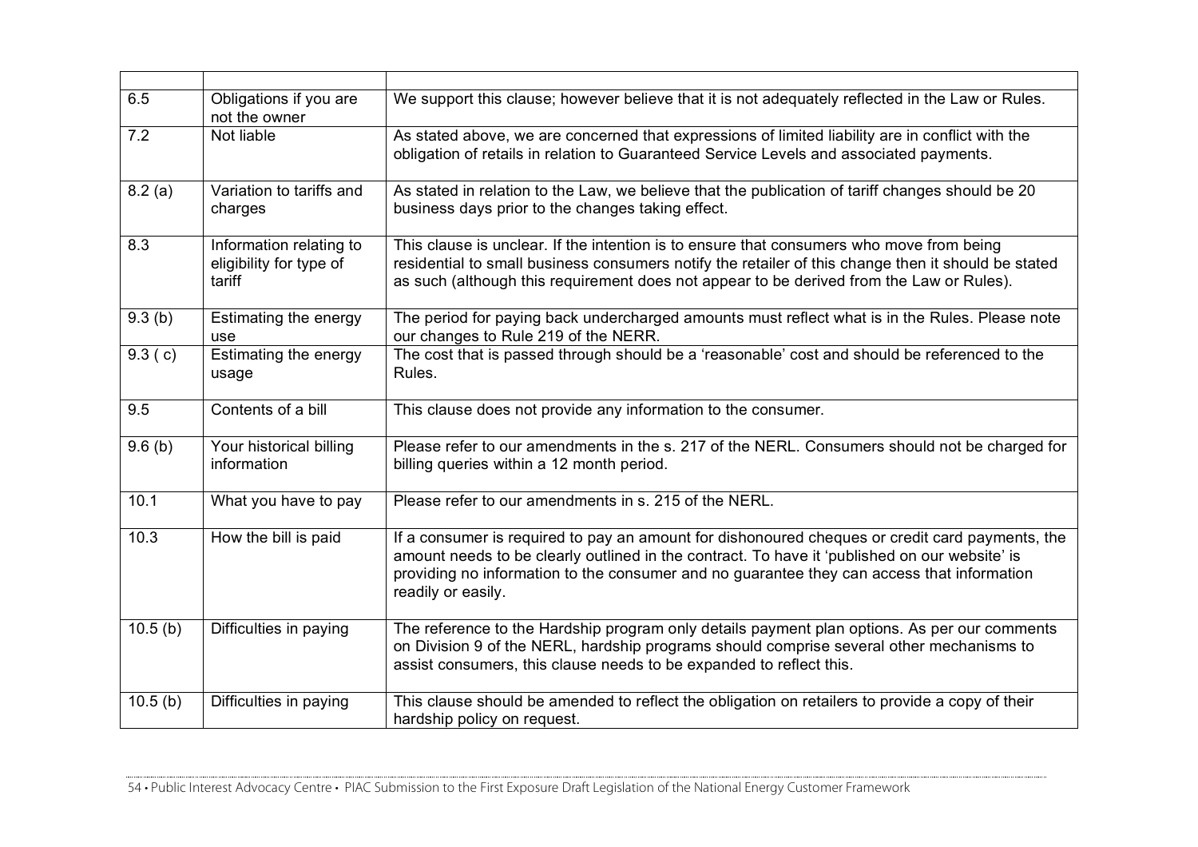| | | |
|---|---|---|
| 6.5 | Obligations if you are not the owner | We support this clause; however believe that it is not adequately reflected in the Law or Rules. |
| 7.2 | Not liable | As stated above, we are concerned that expressions of limited liability are in conflict with the obligation of retails in relation to Guaranteed Service Levels and associated payments. |
| 8.2 (a) | Variation to tariffs and charges | As stated in relation to the Law, we believe that the publication of tariff changes should be 20 business days prior to the changes taking effect. |
| 8.3 | Information relating to eligibility for type of tariff | This clause is unclear. If the intention is to ensure that consumers who move from being residential to small business consumers notify the retailer of this change then it should be stated as such (although this requirement does not appear to be derived from the Law or Rules). |
| 9.3 (b) | Estimating the energy use | The period for paying back undercharged amounts must reflect what is in the Rules. Please note our changes to Rule 219 of the NERR. |
| 9.3 ( c) | Estimating the energy usage | The cost that is passed through should be a 'reasonable' cost and should be referenced to the Rules. |
| 9.5 | Contents of a bill | This clause does not provide any information to the consumer. |
| 9.6 (b) | Your historical billing information | Please refer to our amendments in the s. 217 of the NERL. Consumers should not be charged for billing queries within a 12 month period. |
| 10.1 | What you have to pay | Please refer to our amendments in s. 215 of the NERL. |
| 10.3 | How the bill is paid | If a consumer is required to pay an amount for dishonoured cheques or credit card payments, the amount needs to be clearly outlined in the contract. To have it 'published on our website' is providing no information to the consumer and no guarantee they can access that information readily or easily. |
| 10.5 (b) | Difficulties in paying | The reference to the Hardship program only details payment plan options. As per our comments on Division 9 of the NERL, hardship programs should comprise several other mechanisms to assist consumers, this clause needs to be expanded to reflect this. |
| 10.5 (b) | Difficulties in paying | This clause should be amended to reflect the obligation on retailers to provide a copy of their hardship policy on request. |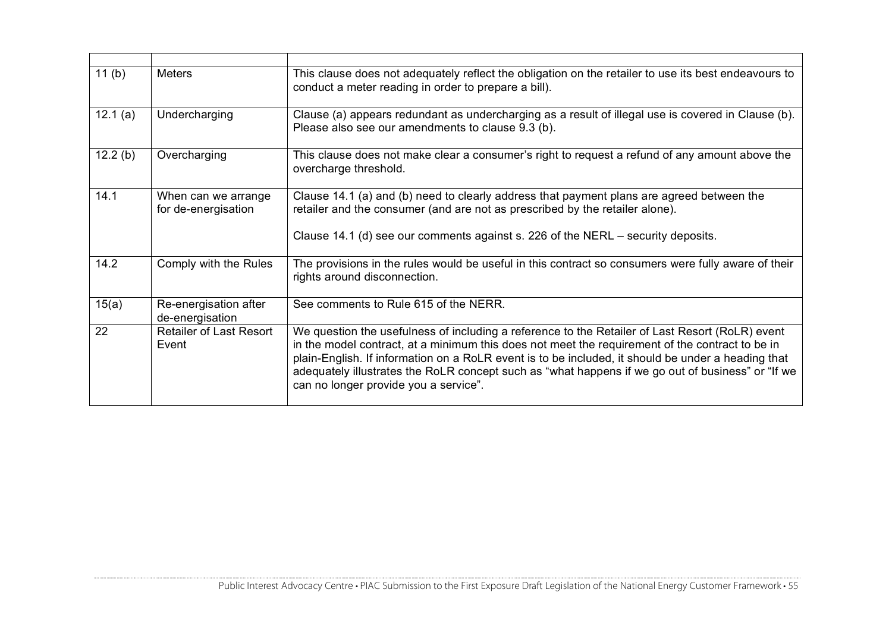| | | |
|---|---|---|
| 11 (b) | Meters | This clause does not adequately reflect the obligation on the retailer to use its best endeavours to conduct a meter reading in order to prepare a bill). |
| 12.1 (a) | Undercharging | Clause (a) appears redundant as undercharging as a result of illegal use is covered in Clause (b). Please also see our amendments to clause 9.3 (b). |
| 12.2 (b) | Overcharging | This clause does not make clear a consumer's right to request a refund of any amount above the overcharge threshold. |
| 14.1 | When can we arrange for de-energisation | Clause 14.1 (a) and (b) need to clearly address that payment plans are agreed between the retailer and the consumer (and are not as prescribed by the retailer alone).<br><br>Clause 14.1 (d) see our comments against s. 226 of the NERL – security deposits. |
| 14.2 | Comply with the Rules | The provisions in the rules would be useful in this contract so consumers were fully aware of their rights around disconnection. |
| 15(a) | Re-energisation after de-energisation | See comments to Rule 615 of the NERR. |
| 22 | Retailer of Last Resort Event | We question the usefulness of including a reference to the Retailer of Last Resort (RoLR) event in the model contract, at a minimum this does not meet the requirement of the contract to be in plain-English. If information on a RoLR event is to be included, it should be under a heading that adequately illustrates the RoLR concept such as "what happens if we go out of business" or "If we can no longer provide you a service". |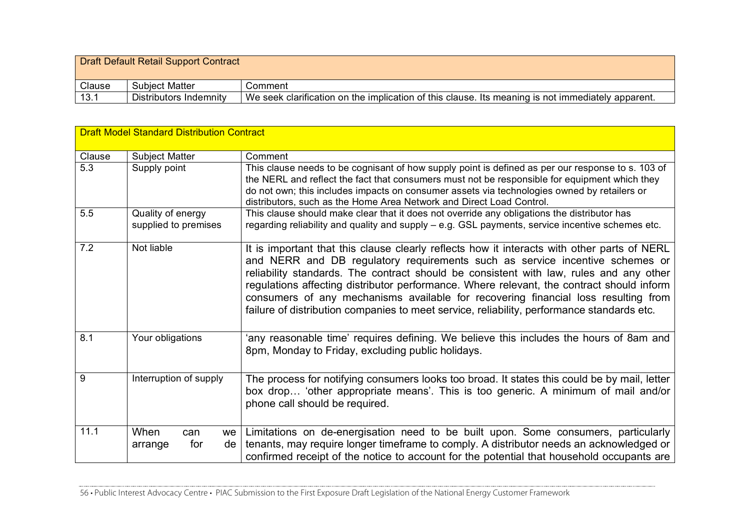| Draft Default Retail Support Contract | | |
|---|---|---|
| Clause | Subject Matter | Comment |
| 13.1 | Distributors Indemnity | We seek clarification on the implication of this clause. Its meaning is not immediately apparent. |

| Draft Model Standard Distribution Contract | | |
|---|---|---|
| Clause | Subject Matter | Comment |
| 5.3 | Supply point | This clause needs to be cognisant of how supply point is defined as per our response to s. 103 of the NERL and reflect the fact that consumers must not be responsible for equipment which they do not own; this includes impacts on consumer assets via technologies owned by retailers or distributors, such as the Home Area Network and Direct Load Control. |
| 5.5 | Quality of energy supplied to premises | This clause should make clear that it does not override any obligations the distributor has regarding reliability and quality and supply – e.g. GSL payments, service incentive schemes etc. |
| 7.2 | Not liable | It is important that this clause clearly reflects how it interacts with other parts of NERL and NERR and DB regulatory requirements such as service incentive schemes or reliability standards. The contract should be consistent with law, rules and any other regulations affecting distributor performance. Where relevant, the contract should inform consumers of any mechanisms available for recovering financial loss resulting from failure of distribution companies to meet service, reliability, performance standards etc. |
| 8.1 | Your obligations | 'any reasonable time' requires defining. We believe this includes the hours of 8am and 8pm, Monday to Friday, excluding public holidays. |
| 9 | Interruption of supply | The process for notifying consumers looks too broad. It states this could be by mail, letter box drop… 'other appropriate means'. This is too generic. A minimum of mail and/or phone call should be required. |
| 11.1 | When can we arrange for de | Limitations on de-energisation need to be built upon. Some consumers, particularly tenants, may require longer timeframe to comply. A distributor needs an acknowledged or confirmed receipt of the notice to account for the potential that household occupants are |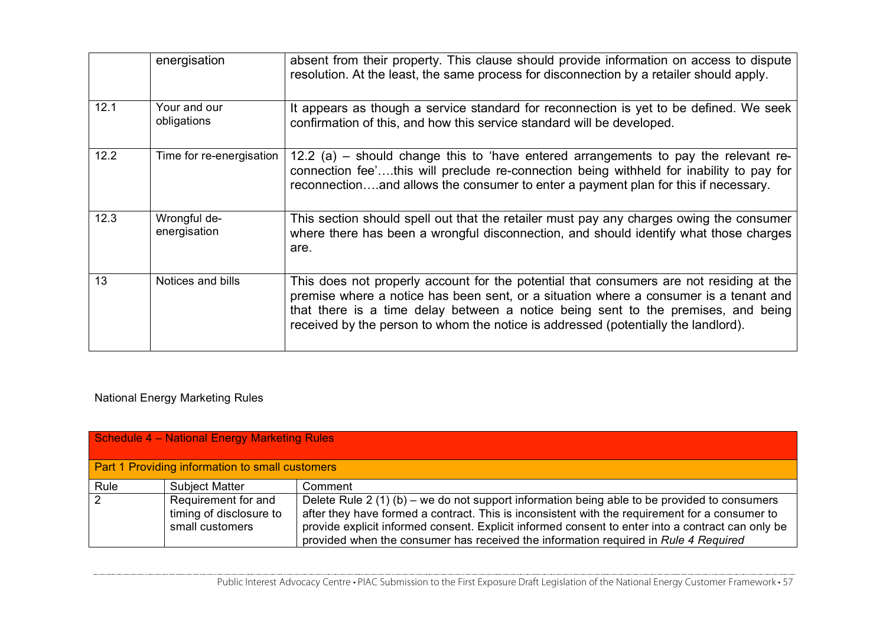| | | |
|---|---|---|
| | energisation | absent from their property. This clause should provide information on access to dispute resolution. At the least, the same process for disconnection by a retailer should apply. |
| 12.1 | Your and our obligations | It appears as though a service standard for reconnection is yet to be defined. We seek confirmation of this, and how this service standard will be developed. |
| 12.2 | Time for re-energisation | 12.2 (a) – should change this to 'have entered arrangements to pay the relevant re-connection fee'….this will preclude re-connection being withheld for inability to pay for reconnection….and allows the consumer to enter a payment plan for this if necessary. |
| 12.3 | Wrongful de-energisation | This section should spell out that the retailer must pay any charges owing the consumer where there has been a wrongful disconnection, and should identify what those charges are. |
| 13 | Notices and bills | This does not properly account for the potential that consumers are not residing at the premise where a notice has been sent, or a situation where a consumer is a tenant and that there is a time delay between a notice being sent to the premises, and being received by the person to whom the notice is addressed (potentially the landlord). |

National Energy Marketing Rules

| Schedule 4 – National Energy Marketing Rules | | |
|---|---|---|
| **Part 1 Providing information to small customers** | | |
| Rule | Subject Matter | Comment |
| 2 | Requirement for and timing of disclosure to small customers | Delete Rule 2 (1) (b) – we do not support information being able to be provided to consumers after they have formed a contract. This is inconsistent with the requirement for a consumer to provide explicit informed consent. Explicit informed consent to enter into a contract can only be provided when the consumer has received the information required in *Rule 4 Required* |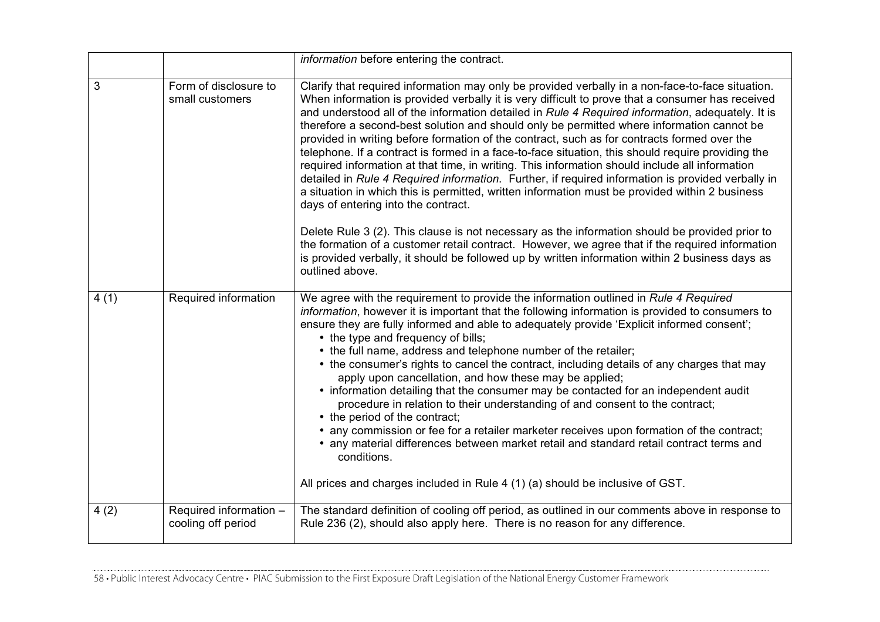| | | |
|---|---|---|
| | | *information* before entering the contract. |
| 3 | Form of disclosure to small customers | Clarify that required information may only be provided verbally in a non-face-to-face situation. When information is provided verbally it is very difficult to prove that a consumer has received and understood all of the information detailed in *Rule 4 Required information*, adequately. It is therefore a second-best solution and should only be permitted where information cannot be provided in writing before formation of the contract, such as for contracts formed over the telephone. If a contract is formed in a face-to-face situation, this should require providing the required information at that time, in writing. This information should include all information detailed in *Rule 4 Required information*. Further, if required information is provided verbally in a situation in which this is permitted, written information must be provided within 2 business days of entering into the contract.<br><br>Delete Rule 3 (2). This clause is not necessary as the information should be provided prior to the formation of a customer retail contract. However, we agree that if the required information is provided verbally, it should be followed up by written information within 2 business days as outlined above. |
| 4 (1) | Required information | We agree with the requirement to provide the information outlined in *Rule 4 Required information*, however it is important that the following information is provided to consumers to ensure they are fully informed and able to adequately provide 'Explicit informed consent';<br>• the type and frequency of bills;<br>• the full name, address and telephone number of the retailer;<br>• the consumer's rights to cancel the contract, including details of any charges that may apply upon cancellation, and how these may be applied;<br>• information detailing that the consumer may be contacted for an independent audit procedure in relation to their understanding of and consent to the contract;<br>• the period of the contract;<br>• any commission or fee for a retailer marketer receives upon formation of the contract;<br>• any material differences between market retail and standard retail contract terms and conditions.<br><br>All prices and charges included in Rule 4 (1) (a) should be inclusive of GST. |
| 4 (2) | Required information – cooling off period | The standard definition of cooling off period, as outlined in our comments above in response to Rule 236 (2), should also apply here. There is no reason for any difference. |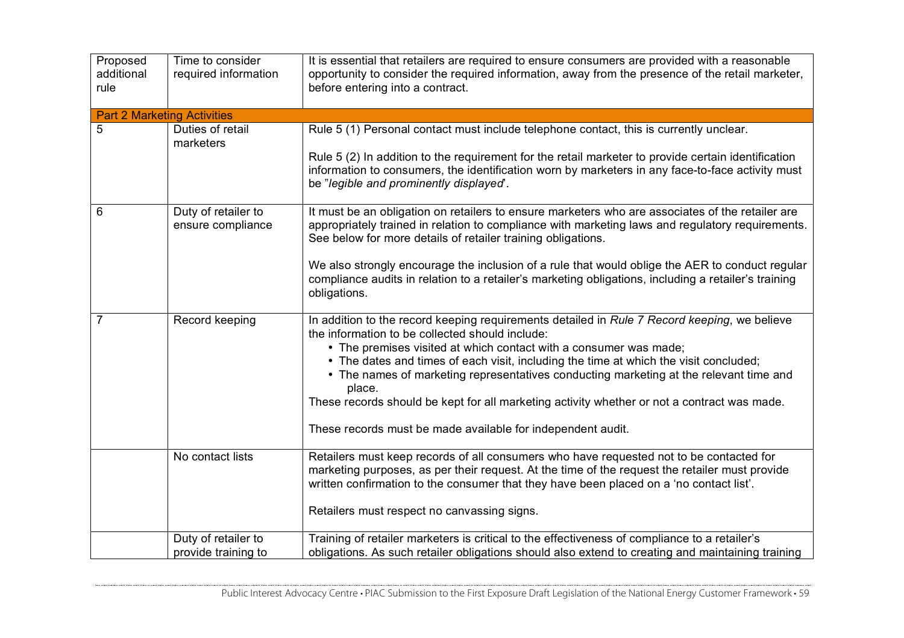| | | |
|---|---|---|
| Proposed additional rule | Time to consider required information | It is essential that retailers are required to ensure consumers are provided with a reasonable opportunity to consider the required information, away from the presence of the retail marketer, before entering into a contract. |
| **Part 2 Marketing Activities** | | |
| 5 | Duties of retail marketers | Rule 5 (1) Personal contact must include telephone contact, this is currently unclear.<br><br>Rule 5 (2) In addition to the requirement for the retail marketer to provide certain identification information to consumers, the identification worn by marketers in any face-to-face activity must be "*legible and prominently displayed*". |
| 6 | Duty of retailer to ensure compliance | It must be an obligation on retailers to ensure marketers who are associates of the retailer are appropriately trained in relation to compliance with marketing laws and regulatory requirements. See below for more details of retailer training obligations.<br><br>We also strongly encourage the inclusion of a rule that would oblige the AER to conduct regular compliance audits in relation to a retailer's marketing obligations, including a retailer's training obligations. |
| 7 | Record keeping | In addition to the record keeping requirements detailed in *Rule 7 Record keeping*, we believe the information to be collected should include:<br>• The premises visited at which contact with a consumer was made;<br>• The dates and times of each visit, including the time at which the visit concluded;<br>• The names of marketing representatives conducting marketing at the relevant time and place.<br>These records should be kept for all marketing activity whether or not a contract was made.<br><br>These records must be made available for independent audit. |
| | No contact lists | Retailers must keep records of all consumers who have requested not to be contacted for marketing purposes, as per their request. At the time of the request the retailer must provide written confirmation to the consumer that they have been placed on a 'no contact list'.<br><br>Retailers must respect no canvassing signs. |
| | Duty of retailer to provide training to | Training of retailer marketers is critical to the effectiveness of compliance to a retailer's obligations. As such retailer obligations should also extend to creating and maintaining training |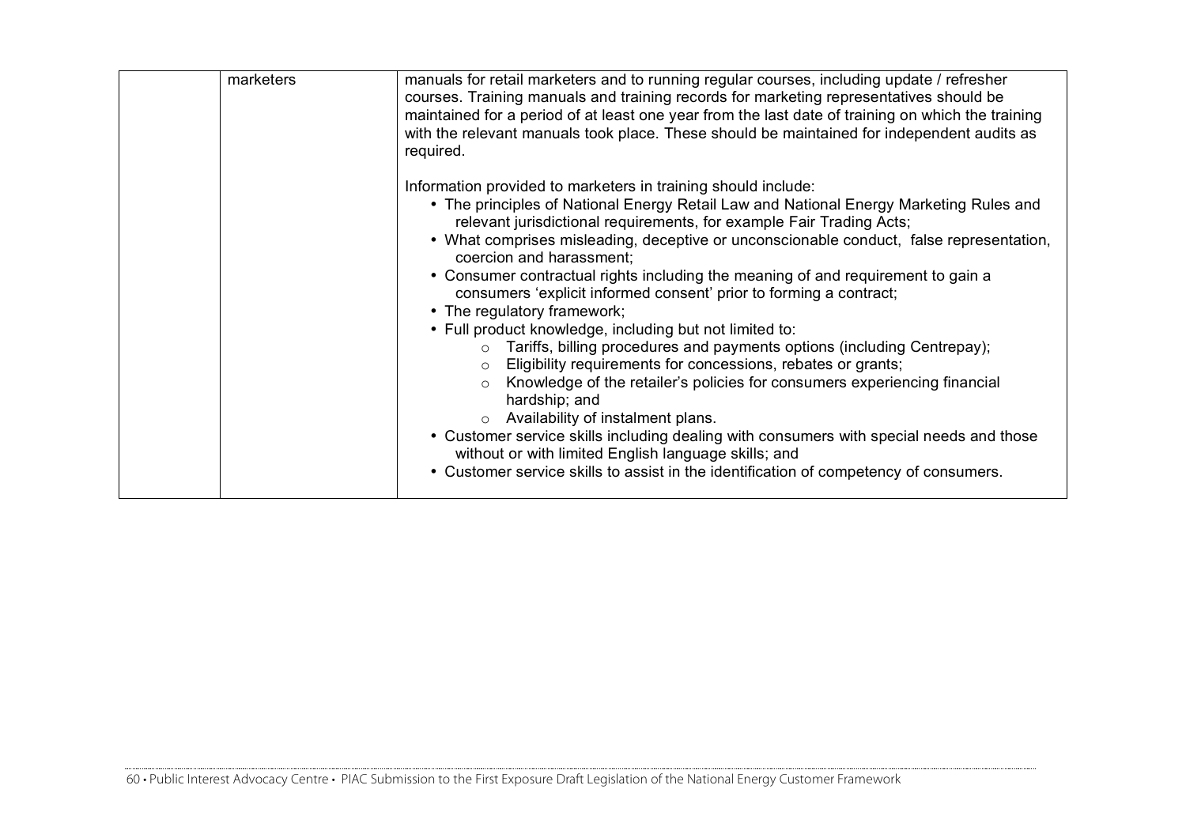| | | |
|---|---|---|
| | marketers | manuals for retail marketers and to running regular courses, including update / refresher courses. Training manuals and training records for marketing representatives should be maintained for a period of at least one year from the last date of training on which the training with the relevant manuals took place. These should be maintained for independent audits as required.<br><br>Information provided to marketers in training should include:<br>• The principles of National Energy Retail Law and National Energy Marketing Rules and relevant jurisdictional requirements, for example Fair Trading Acts;<br>• What comprises misleading, deceptive or unconscionable conduct, false representation, coercion and harassment;<br>• Consumer contractual rights including the meaning of and requirement to gain a consumers 'explicit informed consent' prior to forming a contract;<br>• The regulatory framework;<br>• Full product knowledge, including but not limited to:<br>&nbsp;&nbsp;&nbsp;&nbsp;o Tariffs, billing procedures and payments options (including Centrepay);<br>&nbsp;&nbsp;&nbsp;&nbsp;o Eligibility requirements for concessions, rebates or grants;<br>&nbsp;&nbsp;&nbsp;&nbsp;o Knowledge of the retailer's policies for consumers experiencing financial hardship; and<br>&nbsp;&nbsp;&nbsp;&nbsp;o Availability of instalment plans.<br>• Customer service skills including dealing with consumers with special needs and those without or with limited English language skills; and<br>• Customer service skills to assist in the identification of competency of consumers. |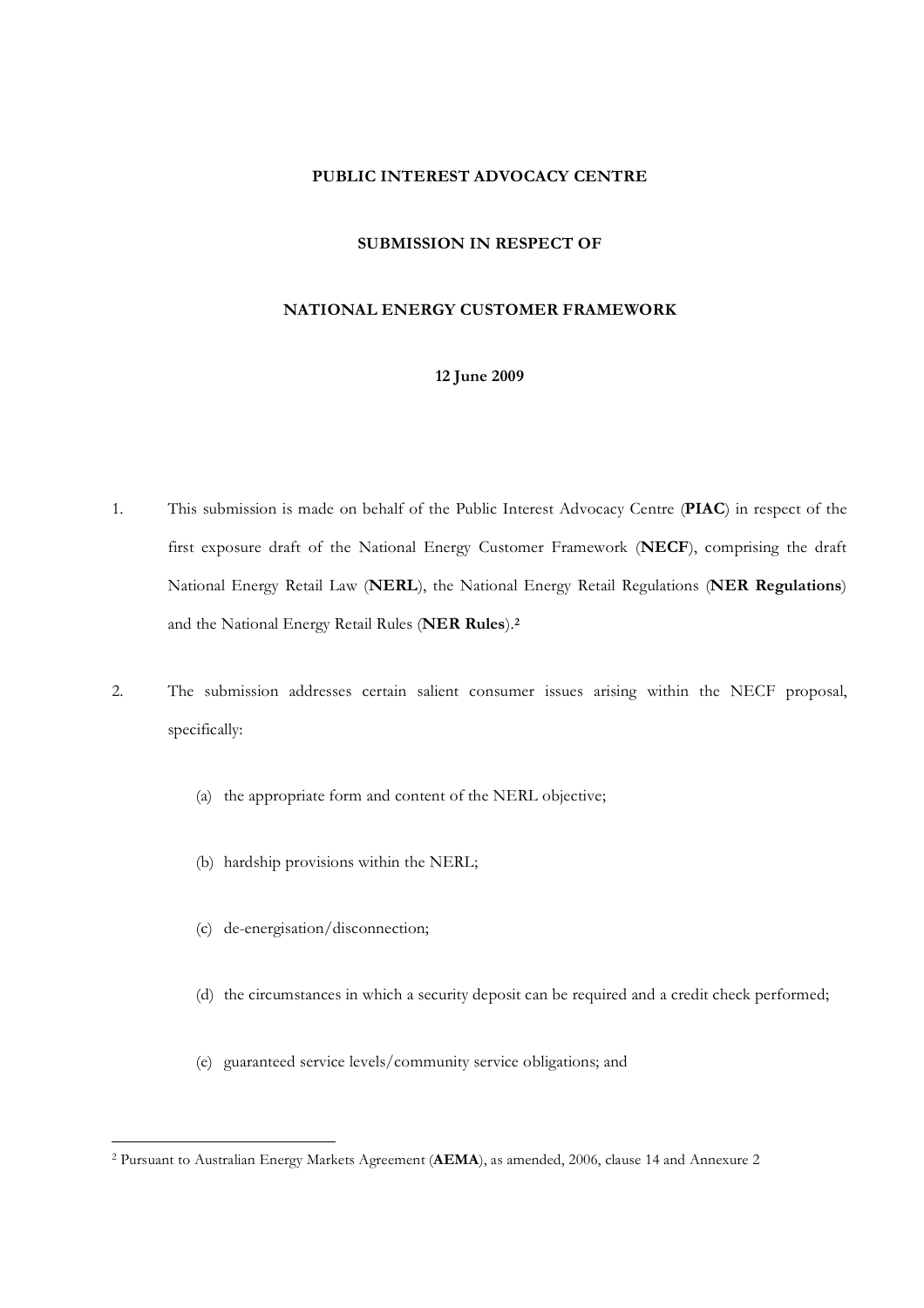**PUBLIC INTEREST ADVOCACY CENTRE**

**SUBMISSION IN RESPECT OF**

**NATIONAL ENERGY CUSTOMER FRAMEWORK**

**12 June 2009**

1. This submission is made on behalf of the Public Interest Advocacy Centre (**PIAC**) in respect of the first exposure draft of the National Energy Customer Framework (**NECF**), comprising the draft National Energy Retail Law (**NERL**), the National Energy Retail Regulations (**NER Regulations**) and the National Energy Retail Rules (**NER Rules**).[2]

2. The submission addresses certain salient consumer issues arising within the NECF proposal, specifically:

   (a) the appropriate form and content of the NERL objective;

   (b) hardship provisions within the NERL;

   (c) de-energisation/disconnection;

   (d) the circumstances in which a security deposit can be required and a credit check performed;

   (e) guaranteed service levels/community service obligations; and

---

[2] Pursuant to Australian Energy Markets Agreement (**AEMA**), as amended, 2006, clause 14 and Annexure 2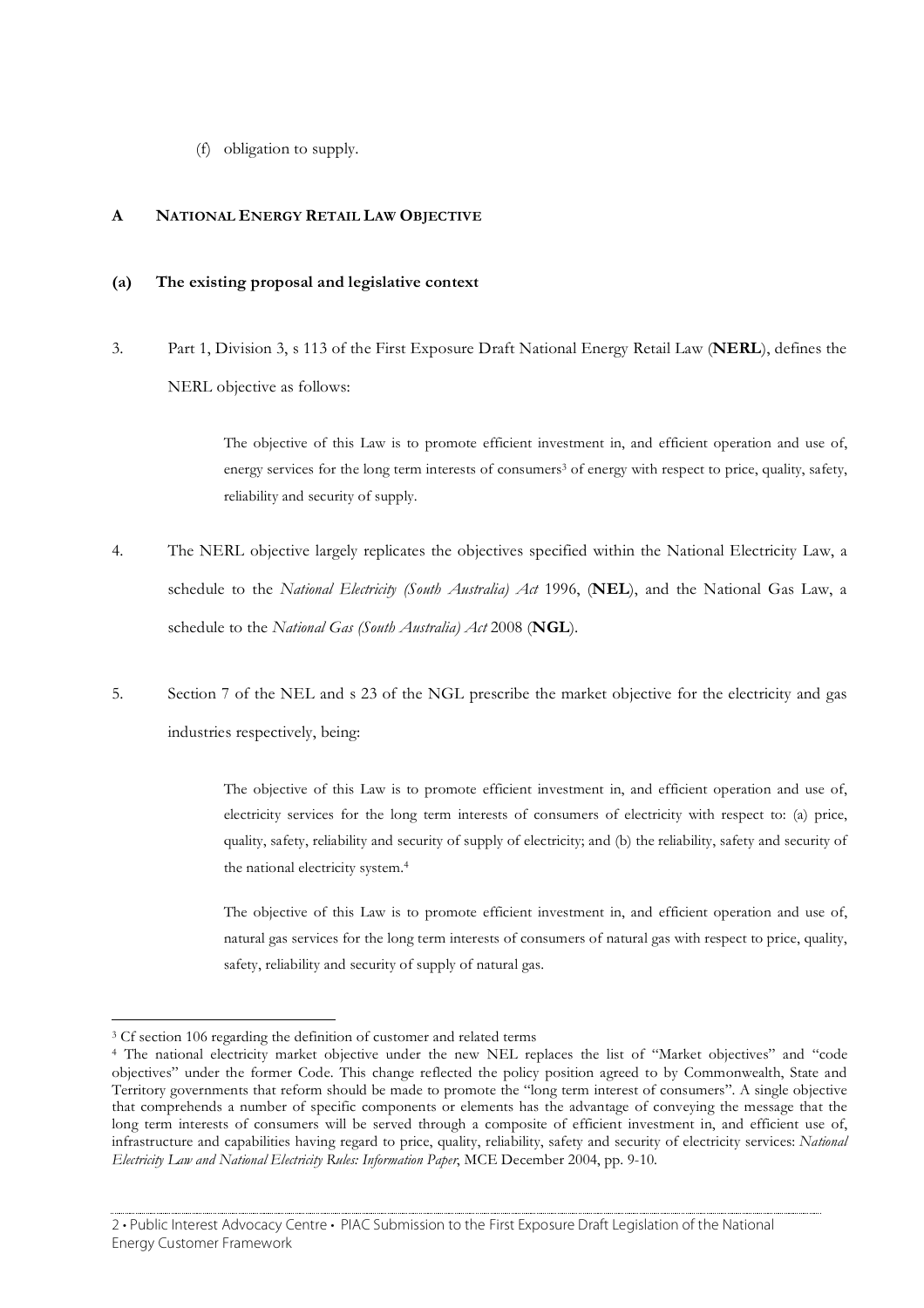(f) obligation to supply.

## A NATIONAL ENERGY RETAIL LAW OBJECTIVE

### (a) The existing proposal and legislative context

3. Part 1, Division 3, s 113 of the First Exposure Draft National Energy Retail Law (**NERL**), defines the NERL objective as follows:

> The objective of this Law is to promote efficient investment in, and efficient operation and use of, energy services for the long term interests of consumers[3] of energy with respect to price, quality, safety, reliability and security of supply.

4. The NERL objective largely replicates the objectives specified within the National Electricity Law, a schedule to the *National Electricity (South Australia) Act* 1996, (**NEL**), and the National Gas Law, a schedule to the *National Gas (South Australia) Act* 2008 (**NGL**).

5. Section 7 of the NEL and s 23 of the NGL prescribe the market objective for the electricity and gas industries respectively, being:

> The objective of this Law is to promote efficient investment in, and efficient operation and use of, electricity services for the long term interests of consumers of electricity with respect to: (a) price, quality, safety, reliability and security of supply of electricity; and (b) the reliability, safety and security of the national electricity system.[4]

> The objective of this Law is to promote efficient investment in, and efficient operation and use of, natural gas services for the long term interests of consumers of natural gas with respect to price, quality, safety, reliability and security of supply of natural gas.

---

[3] Cf section 106 regarding the definition of customer and related terms

[4] The national electricity market objective under the new NEL replaces the list of "Market objectives" and "code objectives" under the former Code. This change reflected the policy position agreed to by Commonwealth, State and Territory governments that reform should be made to promote the "long term interest of consumers". A single objective that comprehends a number of specific components or elements has the advantage of conveying the message that the long term interests of consumers will be served through a composite of efficient investment in, and efficient use of, infrastructure and capabilities having regard to price, quality, reliability, safety and security of electricity services: *National Electricity Law and National Electricity Rules: Information Paper*, MCE December 2004, pp. 9-10.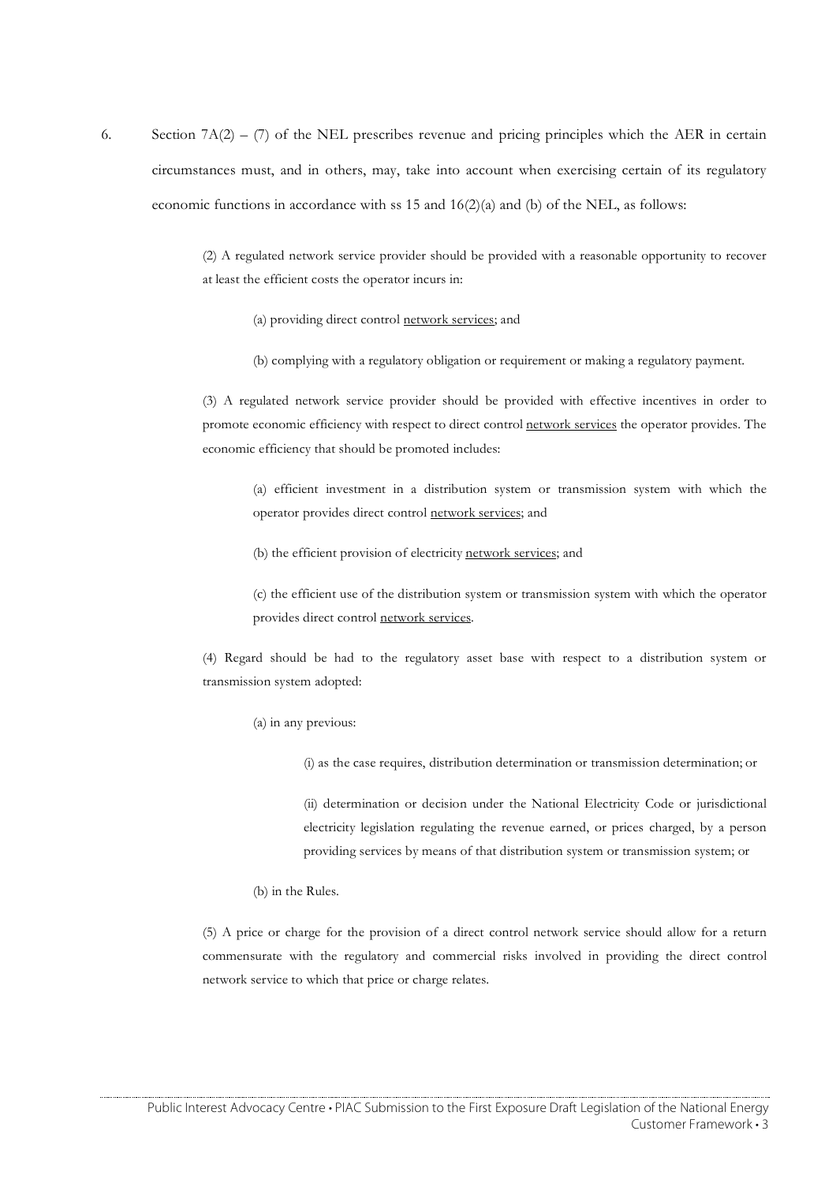6. Section 7A(2) – (7) of the NEL prescribes revenue and pricing principles which the AER in certain circumstances must, and in others, may, take into account when exercising certain of its regulatory economic functions in accordance with ss 15 and 16(2)(a) and (b) of the NEL, as follows:

> (2) A regulated network service provider should be provided with a reasonable opportunity to recover at least the efficient costs the operator incurs in:
>
> > (a) providing direct control network services; and
> >
> > (b) complying with a regulatory obligation or requirement or making a regulatory payment.
>
> (3) A regulated network service provider should be provided with effective incentives in order to promote economic efficiency with respect to direct control network services the operator provides. The economic efficiency that should be promoted includes:
>
> > (a) efficient investment in a distribution system or transmission system with which the operator provides direct control network services; and
> >
> > (b) the efficient provision of electricity network services; and
> >
> > (c) the efficient use of the distribution system or transmission system with which the operator provides direct control network services.
>
> (4) Regard should be had to the regulatory asset base with respect to a distribution system or transmission system adopted:
>
> > (a) in any previous:
> >
> > > (i) as the case requires, distribution determination or transmission determination; or
> > >
> > > (ii) determination or decision under the National Electricity Code or jurisdictional electricity legislation regulating the revenue earned, or prices charged, by a person providing services by means of that distribution system or transmission system; or
> >
> > (b) in the Rules.
>
> (5) A price or charge for the provision of a direct control network service should allow for a return commensurate with the regulatory and commercial risks involved in providing the direct control network service to which that price or charge relates.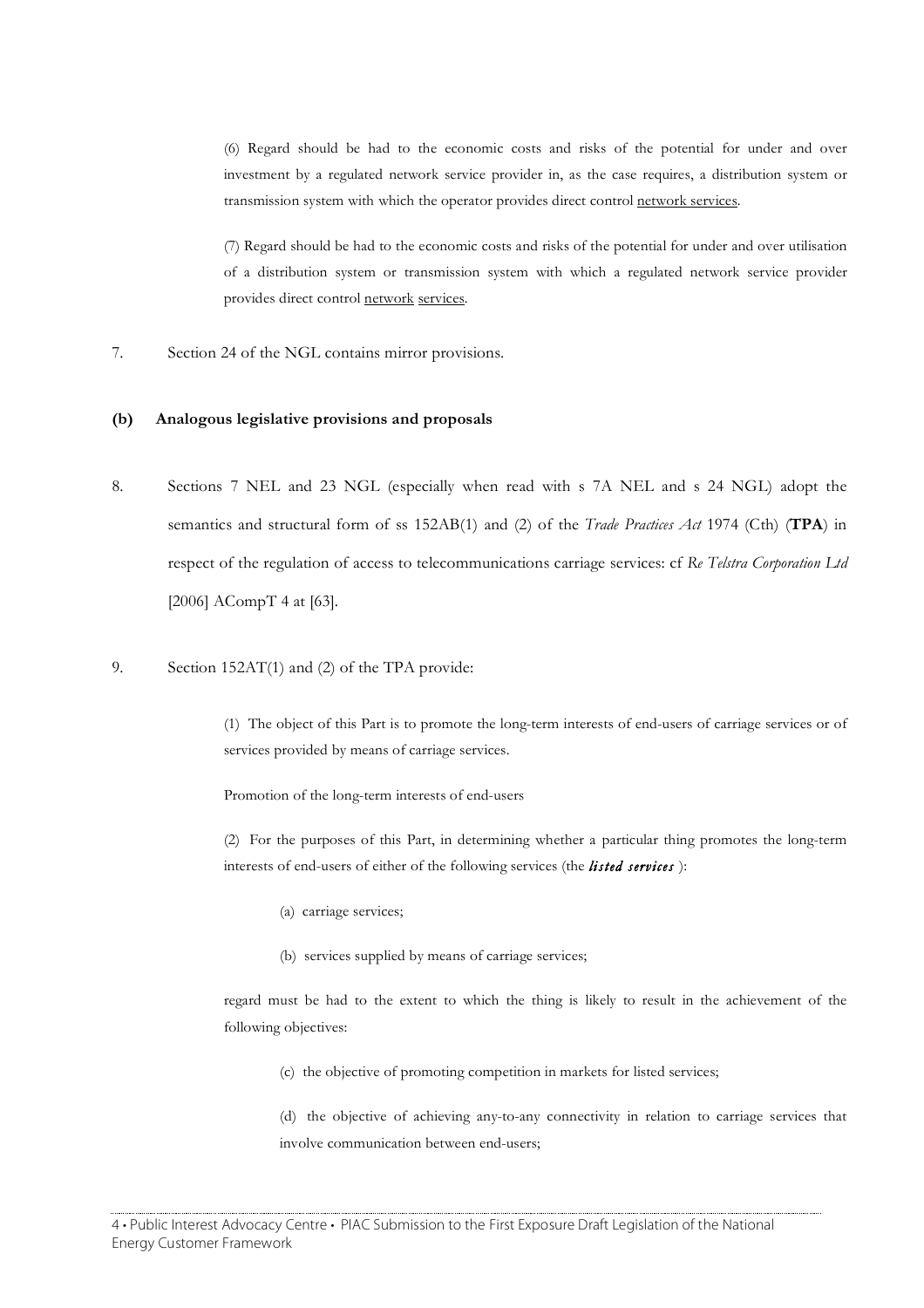(6) Regard should be had to the economic costs and risks of the potential for under and over investment by a regulated network service provider in, as the case requires, a distribution system or transmission system with which the operator provides direct control network services.

(7) Regard should be had to the economic costs and risks of the potential for under and over utilisation of a distribution system or transmission system with which a regulated network service provider provides direct control network services.

7. Section 24 of the NGL contains mirror provisions.

**(b) Analogous legislative provisions and proposals**

8. Sections 7 NEL and 23 NGL (especially when read with s 7A NEL and s 24 NGL) adopt the semantics and structural form of ss 152AB(1) and (2) of the *Trade Practices Act* 1974 (Cth) (**TPA**) in respect of the regulation of access to telecommunications carriage services: cf *Re Telstra Corporation Ltd* [2006] ACompT 4 at [63].

9. Section 152AT(1) and (2) of the TPA provide:

> (1) The object of this Part is to promote the long-term interests of end-users of carriage services or of services provided by means of carriage services.
>
> Promotion of the long-term interests of end-users
>
> (2) For the purposes of this Part, in determining whether a particular thing promotes the long-term interests of end-users of either of the following services (the ***listed services*** ):
>
> (a) carriage services;
>
> (b) services supplied by means of carriage services;
>
> regard must be had to the extent to which the thing is likely to result in the achievement of the following objectives:
>
> (c) the objective of promoting competition in markets for listed services;
>
> (d) the objective of achieving any-to-any connectivity in relation to carriage services that involve communication between end-users;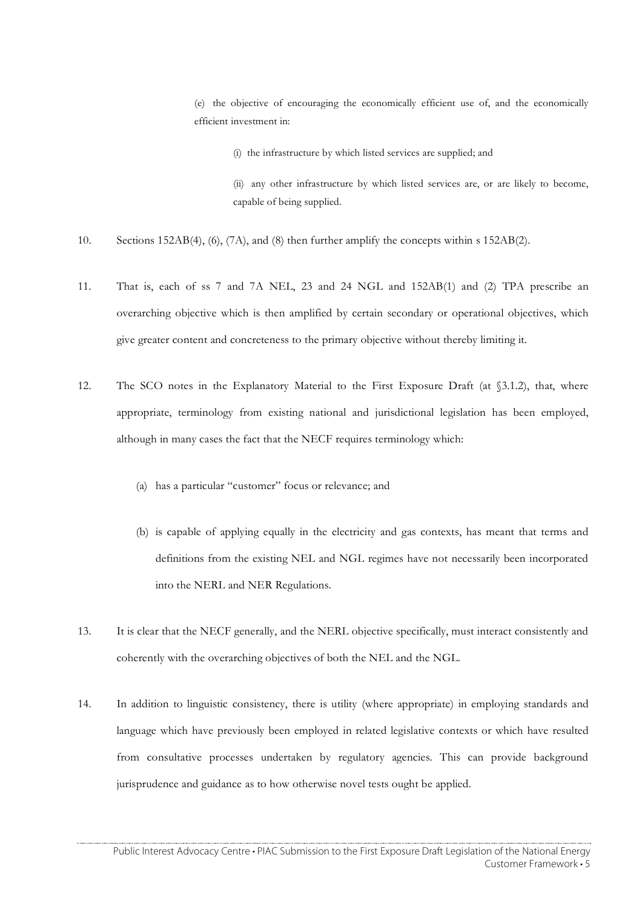(e) the objective of encouraging the economically efficient use of, and the economically efficient investment in:

(i) the infrastructure by which listed services are supplied; and

(ii) any other infrastructure by which listed services are, or are likely to become, capable of being supplied.

10. Sections 152AB(4), (6), (7A), and (8) then further amplify the concepts within s 152AB(2).

11. That is, each of ss 7 and 7A NEL, 23 and 24 NGL and 152AB(1) and (2) TPA prescribe an overarching objective which is then amplified by certain secondary or operational objectives, which give greater content and concreteness to the primary objective without thereby limiting it.

12. The SCO notes in the Explanatory Material to the First Exposure Draft (at §3.1.2), that, where appropriate, terminology from existing national and jurisdictional legislation has been employed, although in many cases the fact that the NECF requires terminology which:

    (a) has a particular "customer" focus or relevance; and

    (b) is capable of applying equally in the electricity and gas contexts, has meant that terms and definitions from the existing NEL and NGL regimes have not necessarily been incorporated into the NERL and NER Regulations.

13. It is clear that the NECF generally, and the NERL objective specifically, must interact consistently and coherently with the overarching objectives of both the NEL and the NGL.

14. In addition to linguistic consistency, there is utility (where appropriate) in employing standards and language which have previously been employed in related legislative contexts or which have resulted from consultative processes undertaken by regulatory agencies. This can provide background jurisprudence and guidance as to how otherwise novel tests ought be applied.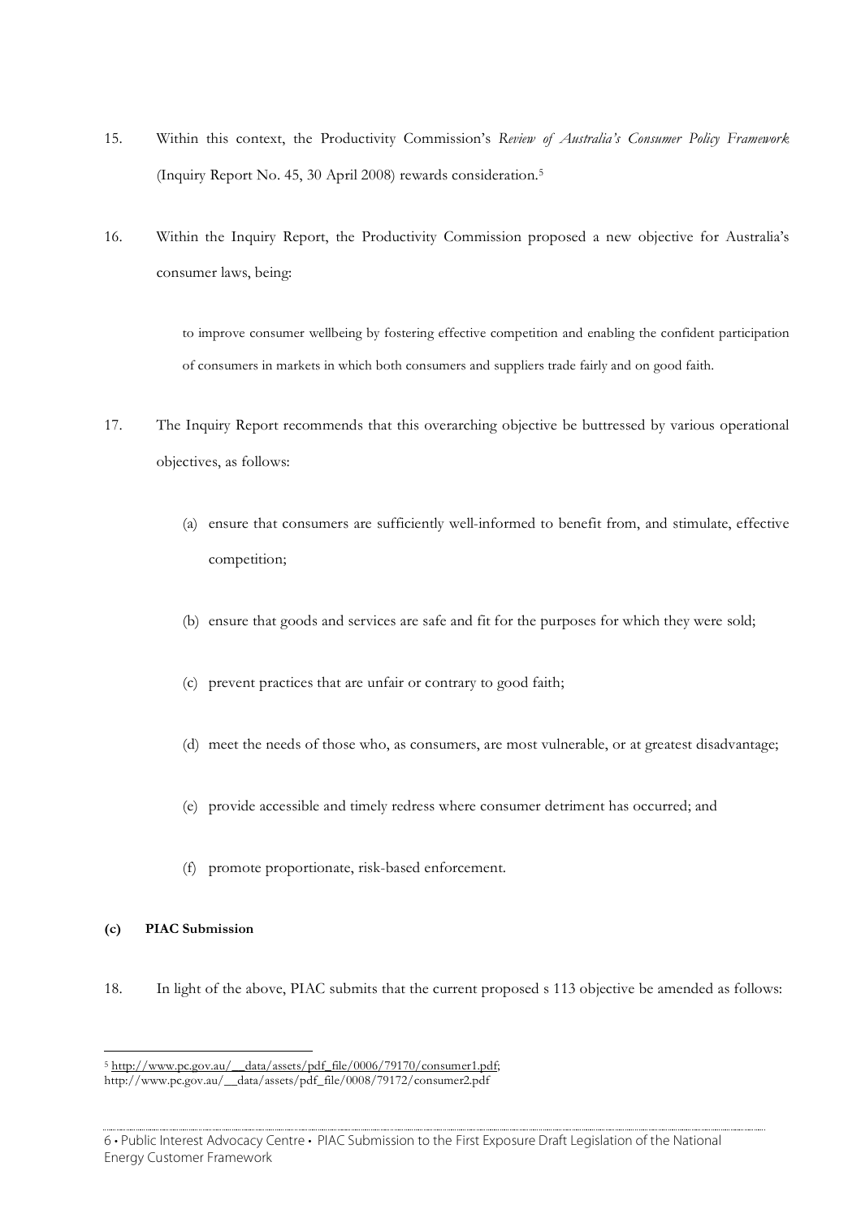15. Within this context, the Productivity Commission's *Review of Australia's Consumer Policy Framework* (Inquiry Report No. 45, 30 April 2008) rewards consideration.[5]

16. Within the Inquiry Report, the Productivity Commission proposed a new objective for Australia's consumer laws, being:

> to improve consumer wellbeing by fostering effective competition and enabling the confident participation of consumers in markets in which both consumers and suppliers trade fairly and on good faith.

17. The Inquiry Report recommends that this overarching objective be buttressed by various operational objectives, as follows:

    (a) ensure that consumers are sufficiently well-informed to benefit from, and stimulate, effective competition;

    (b) ensure that goods and services are safe and fit for the purposes for which they were sold;

    (c) prevent practices that are unfair or contrary to good faith;

    (d) meet the needs of those who, as consumers, are most vulnerable, or at greatest disadvantage;

    (e) provide accessible and timely redress where consumer detriment has occurred; and

    (f) promote proportionate, risk-based enforcement.

**(c) PIAC Submission**

18. In light of the above, PIAC submits that the current proposed s 113 objective be amended as follows:

---

[5] http://www.pc.gov.au/__data/assets/pdf_file/0006/79170/consumer1.pdf; http://www.pc.gov.au/__data/assets/pdf_file/0008/79172/consumer2.pdf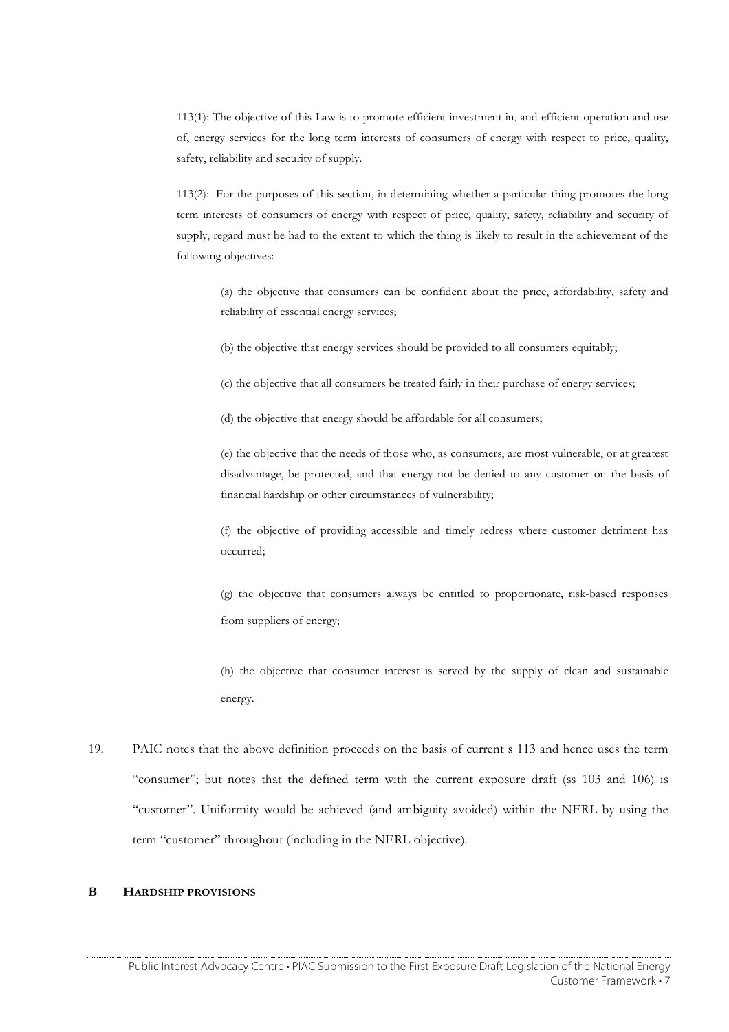113(1): The objective of this Law is to promote efficient investment in, and efficient operation and use of, energy services for the long term interests of consumers of energy with respect to price, quality, safety, reliability and security of supply.

113(2): For the purposes of this section, in determining whether a particular thing promotes the long term interests of consumers of energy with respect of price, quality, safety, reliability and security of supply, regard must be had to the extent to which the thing is likely to result in the achievement of the following objectives:

> (a) the objective that consumers can be confident about the price, affordability, safety and reliability of essential energy services;
>
> (b) the objective that energy services should be provided to all consumers equitably;
>
> (c) the objective that all consumers be treated fairly in their purchase of energy services;
>
> (d) the objective that energy should be affordable for all consumers;
>
> (e) the objective that the needs of those who, as consumers, are most vulnerable, or at greatest disadvantage, be protected, and that energy not be denied to any customer on the basis of financial hardship or other circumstances of vulnerability;
>
> (f) the objective of providing accessible and timely redress where customer detriment has occurred;
>
> (g) the objective that consumers always be entitled to proportionate, risk-based responses from suppliers of energy;
>
> (h) the objective that consumer interest is served by the supply of clean and sustainable energy.

19. PAIC notes that the above definition proceeds on the basis of current s 113 and hence uses the term "consumer"; but notes that the defined term with the current exposure draft (ss 103 and 106) is "customer". Uniformity would be achieved (and ambiguity avoided) within the NERL by using the term "customer" throughout (including in the NERL objective).

## B HARDSHIP PROVISIONS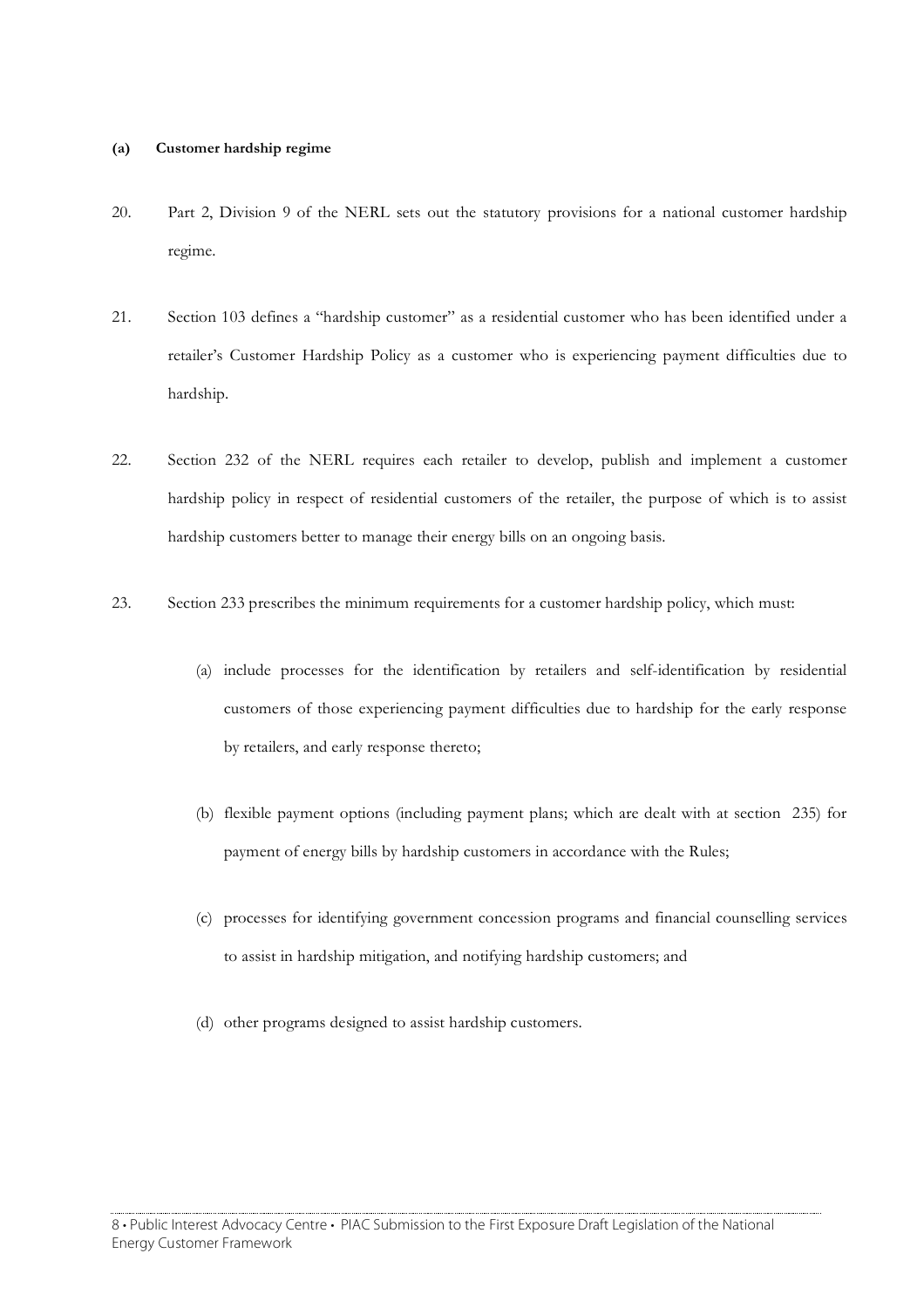**(a) Customer hardship regime**

20. Part 2, Division 9 of the NERL sets out the statutory provisions for a national customer hardship regime.

21. Section 103 defines a "hardship customer" as a residential customer who has been identified under a retailer's Customer Hardship Policy as a customer who is experiencing payment difficulties due to hardship.

22. Section 232 of the NERL requires each retailer to develop, publish and implement a customer hardship policy in respect of residential customers of the retailer, the purpose of which is to assist hardship customers better to manage their energy bills on an ongoing basis.

23. Section 233 prescribes the minimum requirements for a customer hardship policy, which must:

    (a) include processes for the identification by retailers and self-identification by residential customers of those experiencing payment difficulties due to hardship for the early response by retailers, and early response thereto;

    (b) flexible payment options (including payment plans; which are dealt with at section 235) for payment of energy bills by hardship customers in accordance with the Rules;

    (c) processes for identifying government concession programs and financial counselling services to assist in hardship mitigation, and notifying hardship customers; and

    (d) other programs designed to assist hardship customers.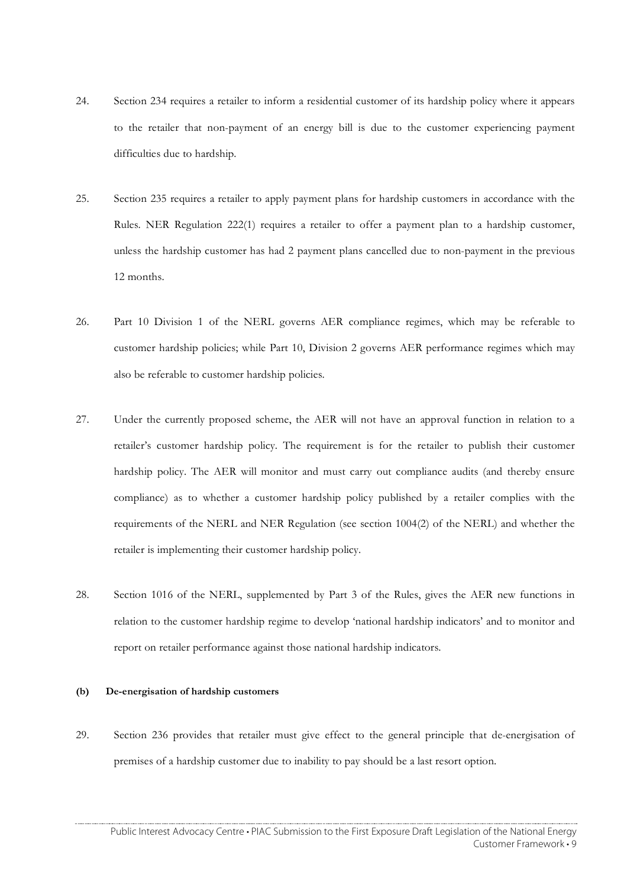24. Section 234 requires a retailer to inform a residential customer of its hardship policy where it appears to the retailer that non-payment of an energy bill is due to the customer experiencing payment difficulties due to hardship.

25. Section 235 requires a retailer to apply payment plans for hardship customers in accordance with the Rules. NER Regulation 222(1) requires a retailer to offer a payment plan to a hardship customer, unless the hardship customer has had 2 payment plans cancelled due to non-payment in the previous 12 months.

26. Part 10 Division 1 of the NERL governs AER compliance regimes, which may be referable to customer hardship policies; while Part 10, Division 2 governs AER performance regimes which may also be referable to customer hardship policies.

27. Under the currently proposed scheme, the AER will not have an approval function in relation to a retailer's customer hardship policy. The requirement is for the retailer to publish their customer hardship policy. The AER will monitor and must carry out compliance audits (and thereby ensure compliance) as to whether a customer hardship policy published by a retailer complies with the requirements of the NERL and NER Regulation (see section 1004(2) of the NERL) and whether the retailer is implementing their customer hardship policy.

28. Section 1016 of the NERL, supplemented by Part 3 of the Rules, gives the AER new functions in relation to the customer hardship regime to develop 'national hardship indicators' and to monitor and report on retailer performance against those national hardship indicators.

**(b) De-energisation of hardship customers**

29. Section 236 provides that retailer must give effect to the general principle that de-energisation of premises of a hardship customer due to inability to pay should be a last resort option.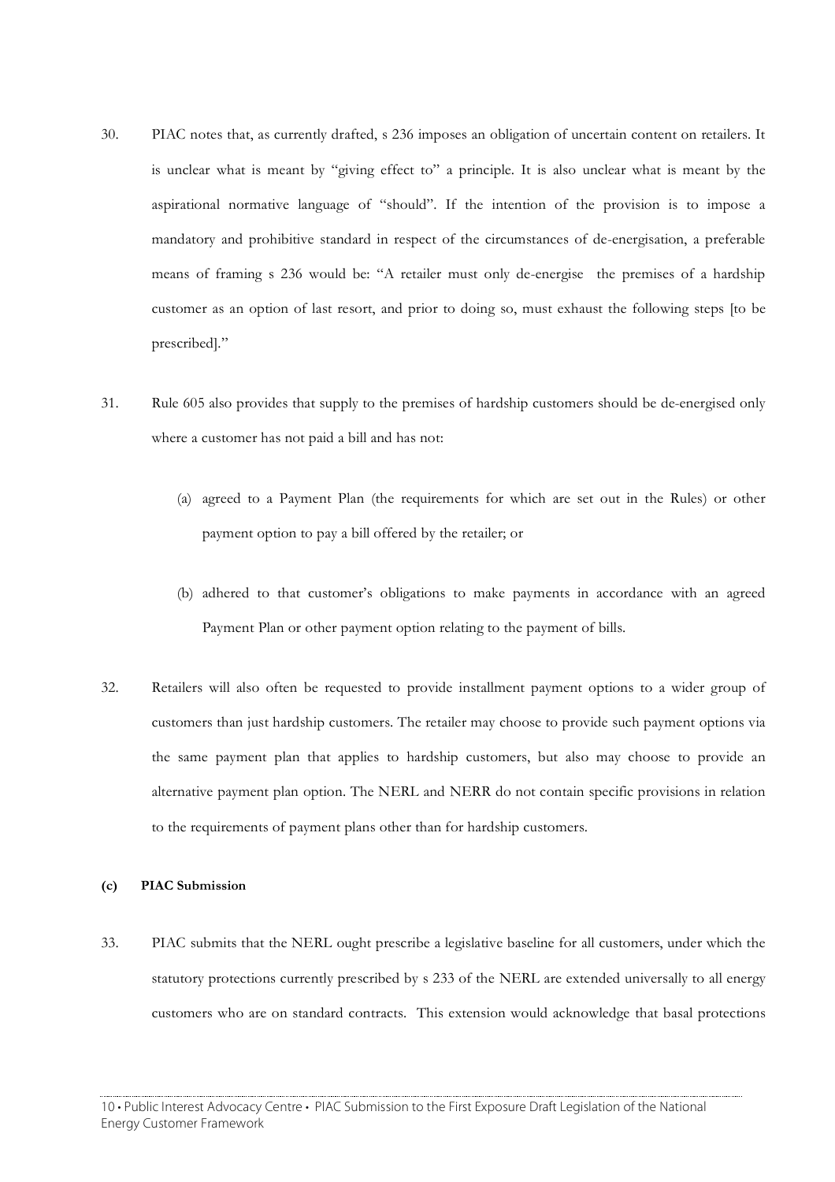30. PIAC notes that, as currently drafted, s 236 imposes an obligation of uncertain content on retailers. It is unclear what is meant by "giving effect to" a principle. It is also unclear what is meant by the aspirational normative language of "should". If the intention of the provision is to impose a mandatory and prohibitive standard in respect of the circumstances of de-energisation, a preferable means of framing s 236 would be: "A retailer must only de-energise the premises of a hardship customer as an option of last resort, and prior to doing so, must exhaust the following steps [to be prescribed]."

31. Rule 605 also provides that supply to the premises of hardship customers should be de-energised only where a customer has not paid a bill and has not:

    (a) agreed to a Payment Plan (the requirements for which are set out in the Rules) or other payment option to pay a bill offered by the retailer; or

    (b) adhered to that customer's obligations to make payments in accordance with an agreed Payment Plan or other payment option relating to the payment of bills.

32. Retailers will also often be requested to provide installment payment options to a wider group of customers than just hardship customers. The retailer may choose to provide such payment options via the same payment plan that applies to hardship customers, but also may choose to provide an alternative payment plan option. The NERL and NERR do not contain specific provisions in relation to the requirements of payment plans other than for hardship customers.

**(c) PIAC Submission**

33. PIAC submits that the NERL ought prescribe a legislative baseline for all customers, under which the statutory protections currently prescribed by s 233 of the NERL are extended universally to all energy customers who are on standard contracts. This extension would acknowledge that basal protections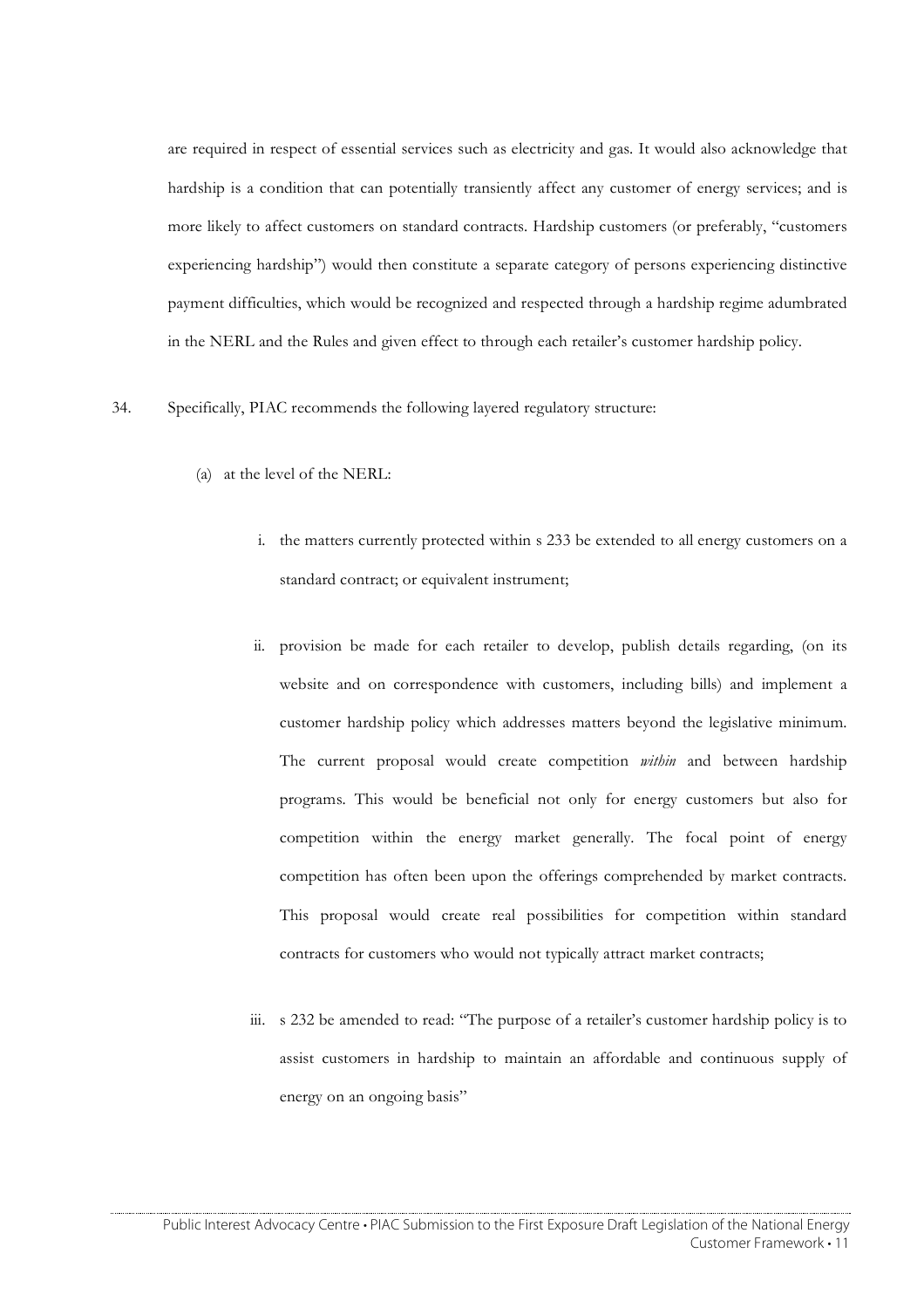are required in respect of essential services such as electricity and gas. It would also acknowledge that hardship is a condition that can potentially transiently affect any customer of energy services; and is more likely to affect customers on standard contracts. Hardship customers (or preferably, "customers experiencing hardship") would then constitute a separate category of persons experiencing distinctive payment difficulties, which would be recognized and respected through a hardship regime adumbrated in the NERL and the Rules and given effect to through each retailer's customer hardship policy.

34. Specifically, PIAC recommends the following layered regulatory structure:

(a) at the level of the NERL:

i. the matters currently protected within s 233 be extended to all energy customers on a standard contract; or equivalent instrument;

ii. provision be made for each retailer to develop, publish details regarding, (on its website and on correspondence with customers, including bills) and implement a customer hardship policy which addresses matters beyond the legislative minimum. The current proposal would create competition *within* and between hardship programs. This would be beneficial not only for energy customers but also for competition within the energy market generally. The focal point of energy competition has often been upon the offerings comprehended by market contracts. This proposal would create real possibilities for competition within standard contracts for customers who would not typically attract market contracts;

iii. s 232 be amended to read: "The purpose of a retailer's customer hardship policy is to assist customers in hardship to maintain an affordable and continuous supply of energy on an ongoing basis"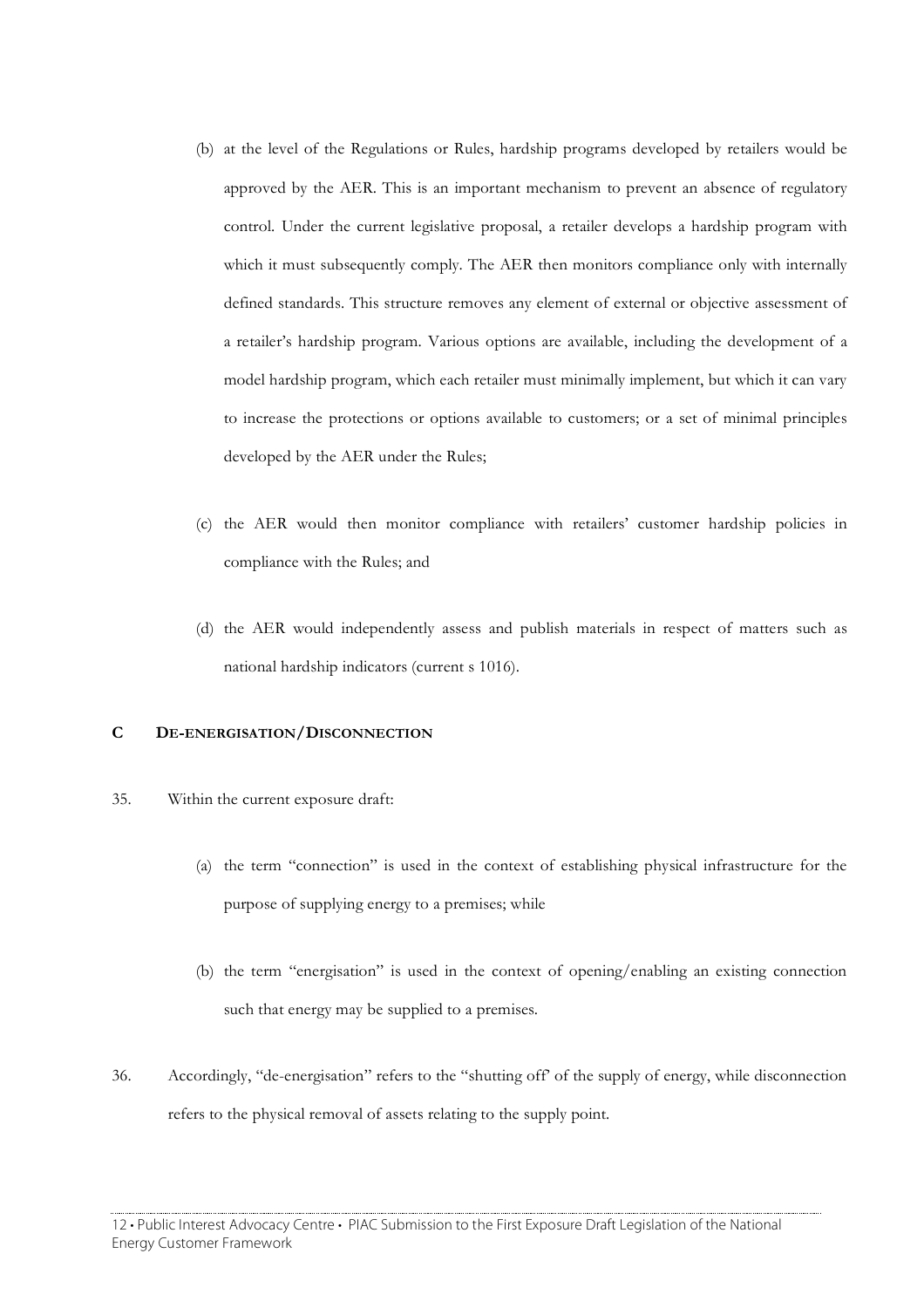(b) at the level of the Regulations or Rules, hardship programs developed by retailers would be approved by the AER. This is an important mechanism to prevent an absence of regulatory control. Under the current legislative proposal, a retailer develops a hardship program with which it must subsequently comply. The AER then monitors compliance only with internally defined standards. This structure removes any element of external or objective assessment of a retailer's hardship program. Various options are available, including the development of a model hardship program, which each retailer must minimally implement, but which it can vary to increase the protections or options available to customers; or a set of minimal principles developed by the AER under the Rules;

(c) the AER would then monitor compliance with retailers' customer hardship policies in compliance with the Rules; and

(d) the AER would independently assess and publish materials in respect of matters such as national hardship indicators (current s 1016).

## C DE-ENERGISATION/DISCONNECTION

35. Within the current exposure draft:

    (a) the term "connection" is used in the context of establishing physical infrastructure for the purpose of supplying energy to a premises; while

    (b) the term "energisation" is used in the context of opening/enabling an existing connection such that energy may be supplied to a premises.

36. Accordingly, "de-energisation" refers to the "shutting off" of the supply of energy, while disconnection refers to the physical removal of assets relating to the supply point.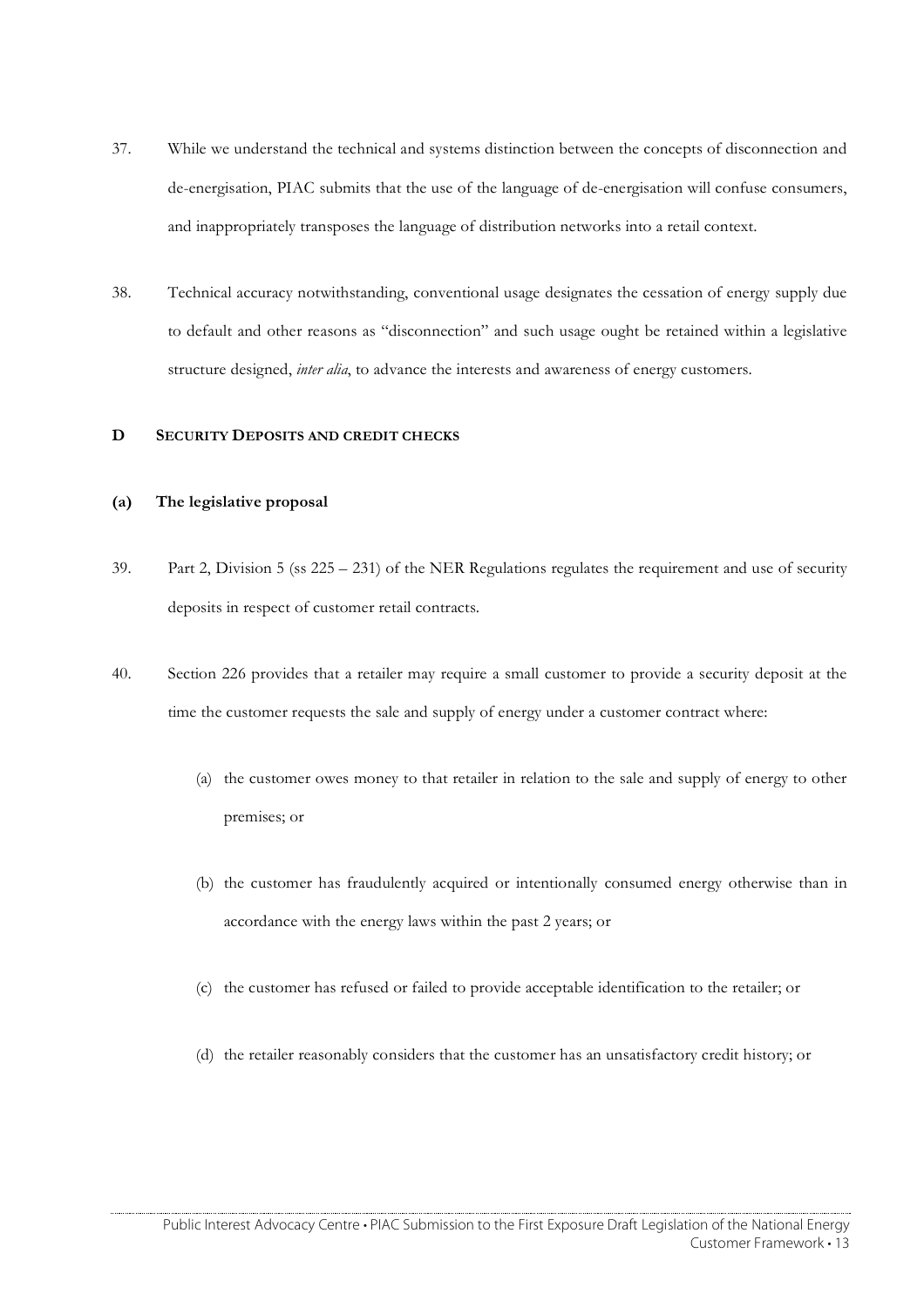37. While we understand the technical and systems distinction between the concepts of disconnection and de-energisation, PIAC submits that the use of the language of de-energisation will confuse consumers, and inappropriately transposes the language of distribution networks into a retail context.

38. Technical accuracy notwithstanding, conventional usage designates the cessation of energy supply due to default and other reasons as "disconnection" and such usage ought be retained within a legislative structure designed, *inter alia*, to advance the interests and awareness of energy customers.

## D SECURITY DEPOSITS AND CREDIT CHECKS

### (a) The legislative proposal

39. Part 2, Division 5 (ss 225 – 231) of the NER Regulations regulates the requirement and use of security deposits in respect of customer retail contracts.

40. Section 226 provides that a retailer may require a small customer to provide a security deposit at the time the customer requests the sale and supply of energy under a customer contract where:

    (a) the customer owes money to that retailer in relation to the sale and supply of energy to other premises; or

    (b) the customer has fraudulently acquired or intentionally consumed energy otherwise than in accordance with the energy laws within the past 2 years; or

    (c) the customer has refused or failed to provide acceptable identification to the retailer; or

    (d) the retailer reasonably considers that the customer has an unsatisfactory credit history; or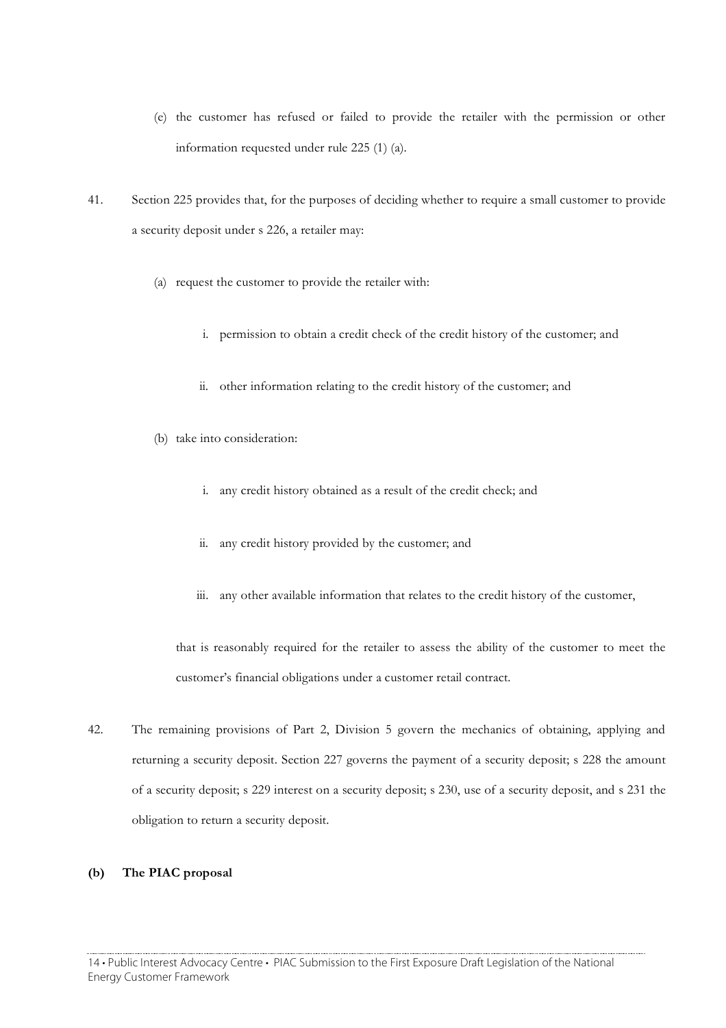(e) the customer has refused or failed to provide the retailer with the permission or other information requested under rule 225 (1) (a).

41. Section 225 provides that, for the purposes of deciding whether to require a small customer to provide a security deposit under s 226, a retailer may:

    (a) request the customer to provide the retailer with:

        i. permission to obtain a credit check of the credit history of the customer; and

        ii. other information relating to the credit history of the customer; and

    (b) take into consideration:

        i. any credit history obtained as a result of the credit check; and

        ii. any credit history provided by the customer; and

        iii. any other available information that relates to the credit history of the customer,

    that is reasonably required for the retailer to assess the ability of the customer to meet the customer's financial obligations under a customer retail contract.

42. The remaining provisions of Part 2, Division 5 govern the mechanics of obtaining, applying and returning a security deposit. Section 227 governs the payment of a security deposit; s 228 the amount of a security deposit; s 229 interest on a security deposit; s 230, use of a security deposit, and s 231 the obligation to return a security deposit.

**(b) The PIAC proposal**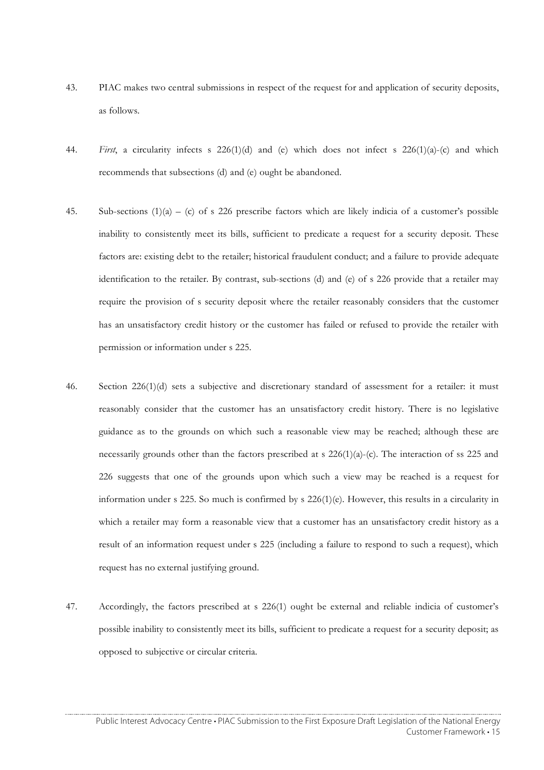43. PIAC makes two central submissions in respect of the request for and application of security deposits, as follows.

44. *First*, a circularity infects s 226(1)(d) and (e) which does not infect s 226(1)(a)-(c) and which recommends that subsections (d) and (e) ought be abandoned.

45. Sub-sections (1)(a) – (c) of s 226 prescribe factors which are likely indicia of a customer's possible inability to consistently meet its bills, sufficient to predicate a request for a security deposit. These factors are: existing debt to the retailer; historical fraudulent conduct; and a failure to provide adequate identification to the retailer. By contrast, sub-sections (d) and (e) of s 226 provide that a retailer may require the provision of s security deposit where the retailer reasonably considers that the customer has an unsatisfactory credit history or the customer has failed or refused to provide the retailer with permission or information under s 225.

46. Section 226(1)(d) sets a subjective and discretionary standard of assessment for a retailer: it must reasonably consider that the customer has an unsatisfactory credit history. There is no legislative guidance as to the grounds on which such a reasonable view may be reached; although these are necessarily grounds other than the factors prescribed at s 226(1)(a)-(c). The interaction of ss 225 and 226 suggests that one of the grounds upon which such a view may be reached is a request for information under s 225. So much is confirmed by s 226(1)(e). However, this results in a circularity in which a retailer may form a reasonable view that a customer has an unsatisfactory credit history as a result of an information request under s 225 (including a failure to respond to such a request), which request has no external justifying ground.

47. Accordingly, the factors prescribed at s 226(1) ought be external and reliable indicia of customer's possible inability to consistently meet its bills, sufficient to predicate a request for a security deposit; as opposed to subjective or circular criteria.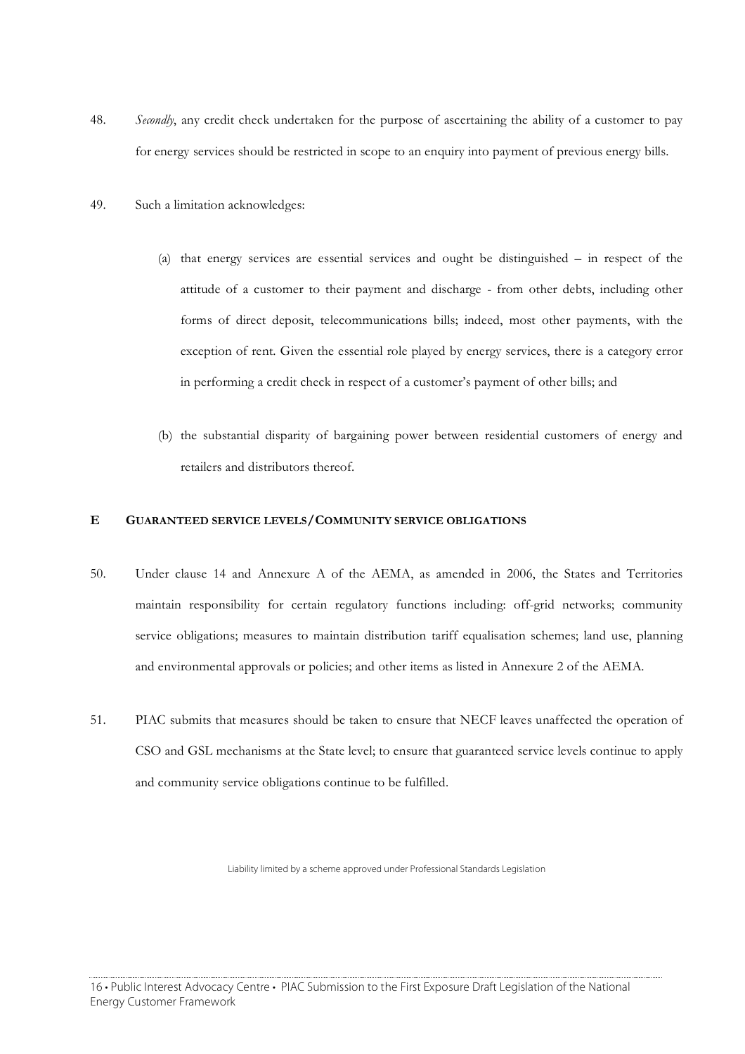48. *Secondly*, any credit check undertaken for the purpose of ascertaining the ability of a customer to pay for energy services should be restricted in scope to an enquiry into payment of previous energy bills.

49. Such a limitation acknowledges:

    (a) that energy services are essential services and ought be distinguished – in respect of the attitude of a customer to their payment and discharge - from other debts, including other forms of direct deposit, telecommunications bills; indeed, most other payments, with the exception of rent. Given the essential role played by energy services, there is a category error in performing a credit check in respect of a customer's payment of other bills; and

    (b) the substantial disparity of bargaining power between residential customers of energy and retailers and distributors thereof.

## E GUARANTEED SERVICE LEVELS/COMMUNITY SERVICE OBLIGATIONS

50. Under clause 14 and Annexure A of the AEMA, as amended in 2006, the States and Territories maintain responsibility for certain regulatory functions including: off-grid networks; community service obligations; measures to maintain distribution tariff equalisation schemes; land use, planning and environmental approvals or policies; and other items as listed in Annexure 2 of the AEMA.

51. PIAC submits that measures should be taken to ensure that NECF leaves unaffected the operation of CSO and GSL mechanisms at the State level; to ensure that guaranteed service levels continue to apply and community service obligations continue to be fulfilled.

Liability limited by a scheme approved under Professional Standards Legislation